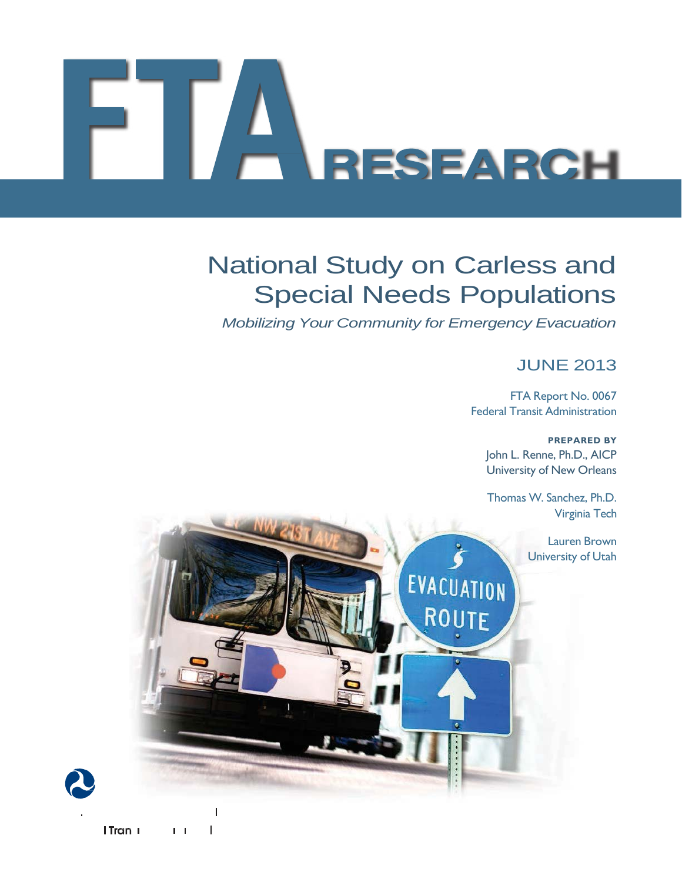# FTA RESEARCH

# National Study on Carless and Special Needs Populations

*Mobilizing Your Community for Emergency Evacuation*

JUNE 2013

FTA Report No. 0067
Federal Transit Administration

**PREPARED BY**

John L. Renne, Ph.D., AICP
University of New Orleans

Thomas W. Sanchez, Ph.D.
Virginia Tech

Lauren Brown
University of Utah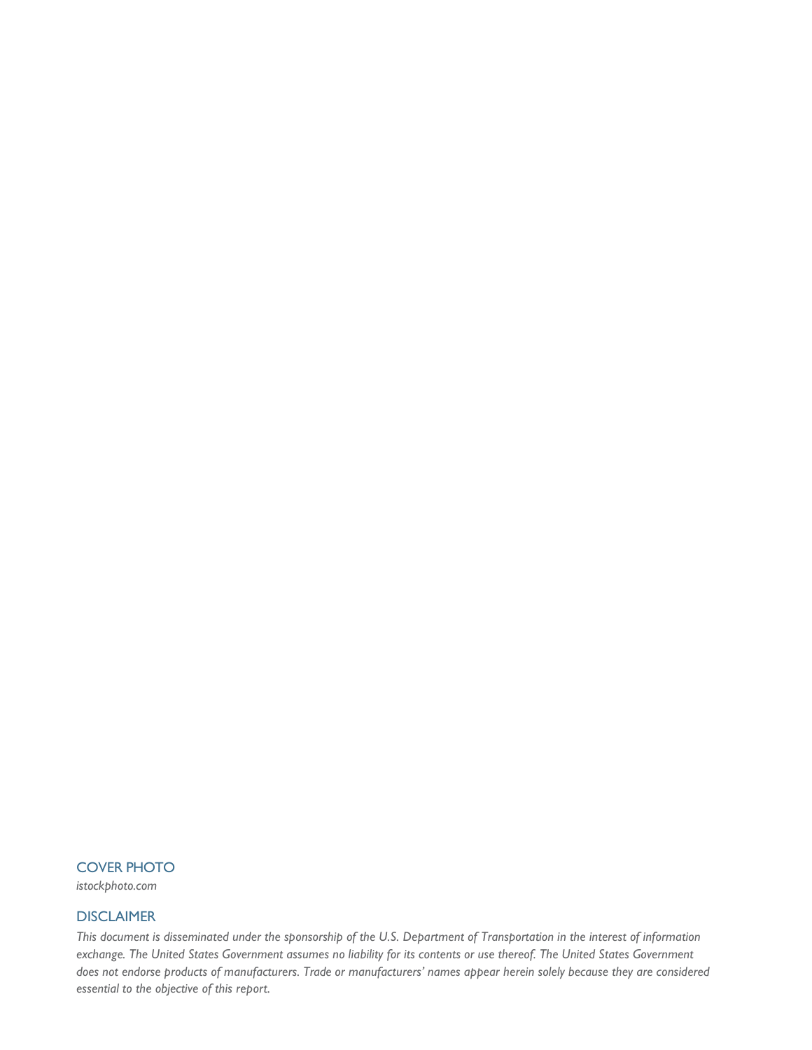## COVER PHOTO

*istockphoto.com*

## DISCLAIMER

*This document is disseminated under the sponsorship of the U.S. Department of Transportation in the interest of information exchange. The United States Government assumes no liability for its contents or use thereof. The United States Government does not endorse products of manufacturers. Trade or manufacturers' names appear herein solely because they are considered essential to the objective of this report.*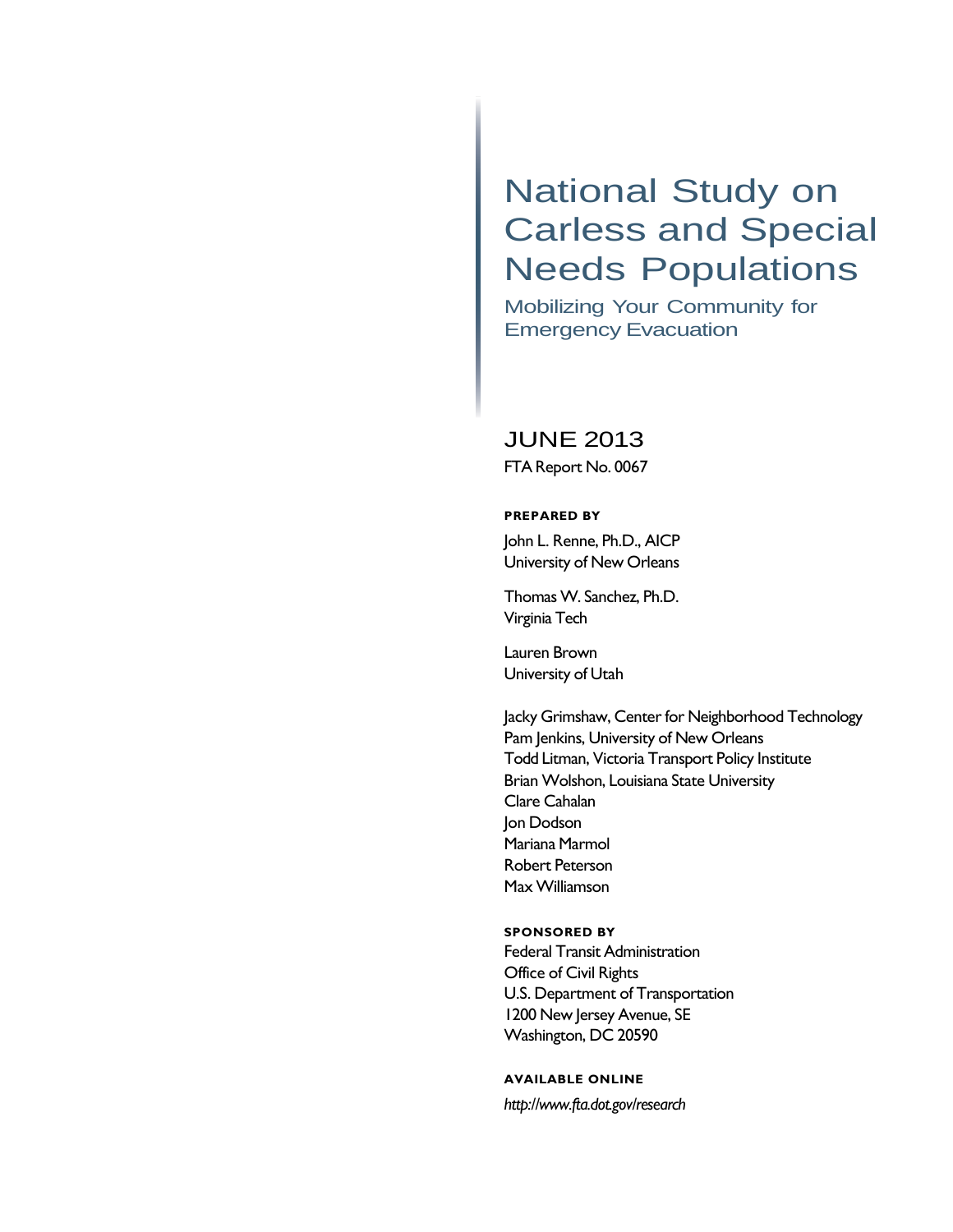# National Study on Carless and Special Needs Populations

## Mobilizing Your Community for Emergency Evacuation

JUNE 2013

FTA Report No. 0067

**PREPARED BY**

John L. Renne, Ph.D., AICP
University of New Orleans

Thomas W. Sanchez, Ph.D.
Virginia Tech

Lauren Brown
University of Utah

Jacky Grimshaw, Center for Neighborhood Technology
Pam Jenkins, University of New Orleans
Todd Litman, Victoria Transport Policy Institute
Brian Wolshon, Louisiana State University
Clare Cahalan
Jon Dodson
Mariana Marmol
Robert Peterson
Max Williamson

**SPONSORED BY**

Federal Transit Administration
Office of Civil Rights
U.S. Department of Transportation
1200 New Jersey Avenue, SE
Washington, DC 20590

**AVAILABLE ONLINE**

*http://www.fta.dot.gov/research*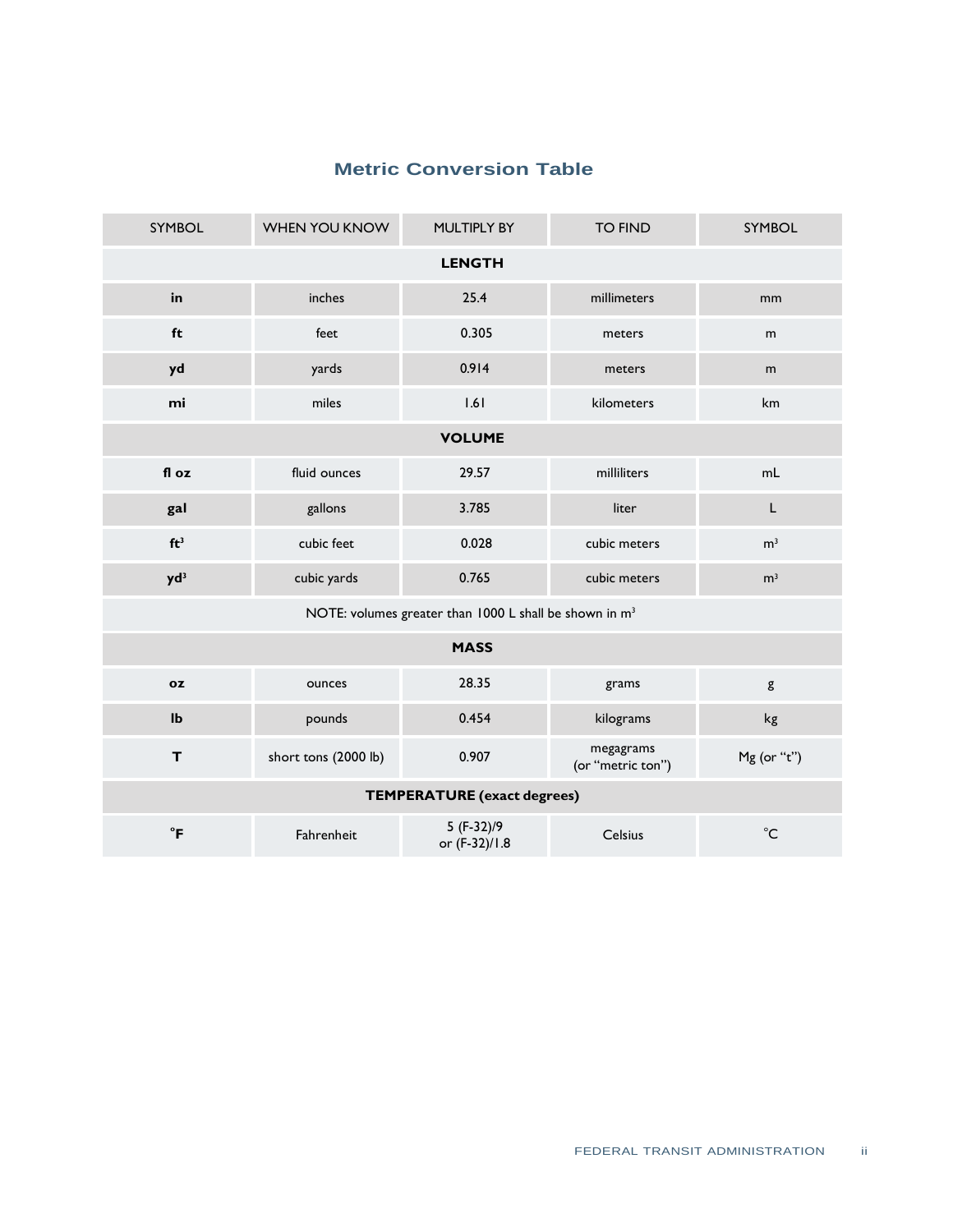## Metric Conversion Table

| SYMBOL | WHEN YOU KNOW | MULTIPLY BY | TO FIND | SYMBOL |
|---|---|---|---|---|
| **LENGTH** | | | | |
| **in** | inches | 25.4 | millimeters | mm |
| **ft** | feet | 0.305 | meters | m |
| **yd** | yards | 0.914 | meters | m |
| **mi** | miles | 1.61 | kilometers | km |
| **VOLUME** | | | | |
| **fl oz** | fluid ounces | 29.57 | milliliters | mL |
| **gal** | gallons | 3.785 | liter | L |
| **$ft^3$** | cubic feet | 0.028 | cubic meters | $m^3$ |
| **$yd^3$** | cubic yards | 0.765 | cubic meters | $m^3$ |
| NOTE: volumes greater than 1000 L shall be shown in $m^3$ | | | | |
| **MASS** | | | | |
| **oz** | ounces | 28.35 | grams | g |
| **lb** | pounds | 0.454 | kilograms | kg |
| **T** | short tons (2000 lb) | 0.907 | megagrams (or "metric ton") | Mg (or "t") |
| **TEMPERATURE (exact degrees)** | | | | |
| **°F** | Fahrenheit | 5 (F-32)/9 or (F-32)/1.8 | Celsius | °C |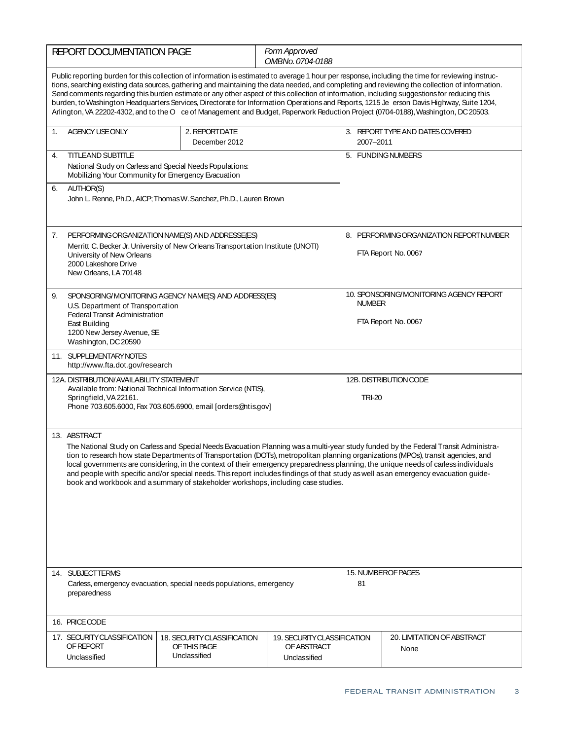## REPORT DOCUMENTATION PAGE

*Form Approved*
*OMB No. 0704-0188*

Public reporting burden for this collection of information is estimated to average 1 hour per response, including the time for reviewing instructions, searching existing data sources, gathering and maintaining the data needed, and completing and reviewing the collection of information. Send comments regarding this burden estimate or any other aspect of this collection of information, including suggestions for reducing this burden, to Washington Headquarters Services, Directorate for Information Operations and Reports, 1215 Je erson Davis Highway, Suite 1204, Arlington, VA 22202-4302, and to the O ce of Management and Budget, Paperwork Reduction Project (0704-0188), Washington, DC 20503.

| | | |
|---|---|---|
| 1. AGENCY USE ONLY | 2. REPORT DATE<br>December 2012 | 3. REPORT TYPE AND DATES COVERED<br>2007–2011 |
| 4. TITLE AND SUBTITLE<br>National Study on Carless and Special Needs Populations: Mobilizing Your Community for Emergency Evacuation | | 5. FUNDING NUMBERS |
| 6. AUTHOR(S)<br>John L. Renne, Ph.D., AICP; Thomas W. Sanchez, Ph.D., Lauren Brown | | |
| 7. PERFORMING ORGANIZATION NAME(S) AND ADDRESSE(ES)<br>Merritt C. Becker Jr. University of New Orleans Transportation Institute (UNOTI)<br>University of New Orleans<br>2000 Lakeshore Drive<br>New Orleans, LA 70148 | | 8. PERFORMING ORGANIZATION REPORT NUMBER<br>FTA Report No. 0067 |
| 9. SPONSORING/MONITORING AGENCY NAME(S) AND ADDRESS(ES)<br>U.S. Department of Transportation<br>Federal Transit Administration<br>East Building<br>1200 New Jersey Avenue, SE<br>Washington, DC 20590 | | 10. SPONSORING/MONITORING AGENCY REPORT NUMBER<br>FTA Report No. 0067 |
| 11. SUPPLEMENTARY NOTES<br>http://www.fta.dot.gov/research | | |
| 12A. DISTRIBUTION/AVAILABILITY STATEMENT<br>Available from: National Technical Information Service (NTIS), Springfield, VA 22161.<br>Phone 703.605.6000, Fax 703.605.6900, email [orders@ntis.gov] | | 12B. DISTRIBUTION CODE<br>TRI-20 |

**13. ABSTRACT**

The National Study on Carless and Special Needs Evacuation Planning was a multi-year study funded by the Federal Transit Administration to research how state Departments of Transportation (DOTs), metropolitan planning organizations (MPOs), transit agencies, and local governments are considering, in the context of their emergency preparedness planning, the unique needs of carless individuals and people with specific and/or special needs. This report includes findings of that study as well as an emergency evacuation guidebook and workbook and a summary of stakeholder workshops, including case studies.

| | |
|---|---|
| 14. SUBJECT TERMS<br>Carless, emergency evacuation, special needs populations, emergency preparedness | 15. NUMBER OF PAGES<br>81 |
| 16. PRICE CODE | |

| 17. SECURITY CLASSIFICATION OF REPORT | 18. SECURITY CLASSIFICATION OF THIS PAGE | 19. SECURITY CLASSIFICATION OF ABSTRACT | 20. LIMITATION OF ABSTRACT |
|---|---|---|---|
| Unclassified | Unclassified | Unclassified | None |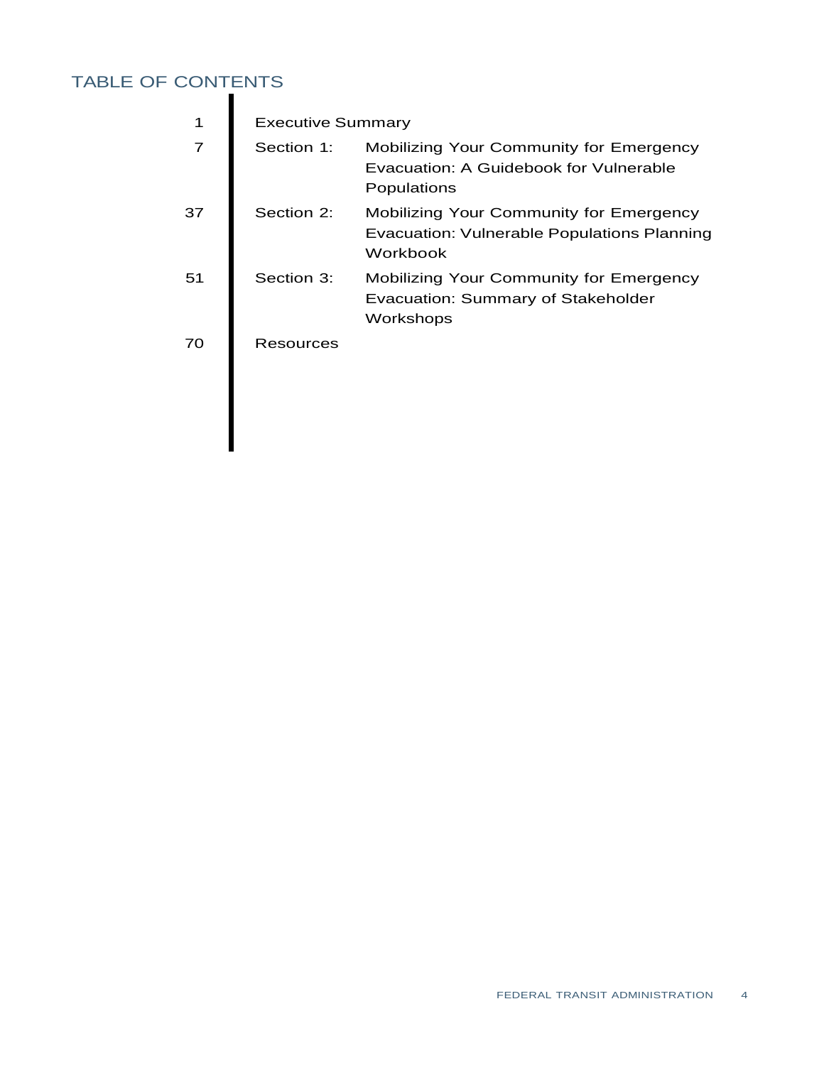## TABLE OF CONTENTS

| Page | Section | Title |
|---|---|---|
| 1 | Executive Summary | |
| 7 | Section 1: | Mobilizing Your Community for Emergency Evacuation: A Guidebook for Vulnerable Populations |
| 37 | Section 2: | Mobilizing Your Community for Emergency Evacuation: Vulnerable Populations Planning Workbook |
| 51 | Section 3: | Mobilizing Your Community for Emergency Evacuation: Summary of Stakeholder Workshops |
| 70 | Resources | |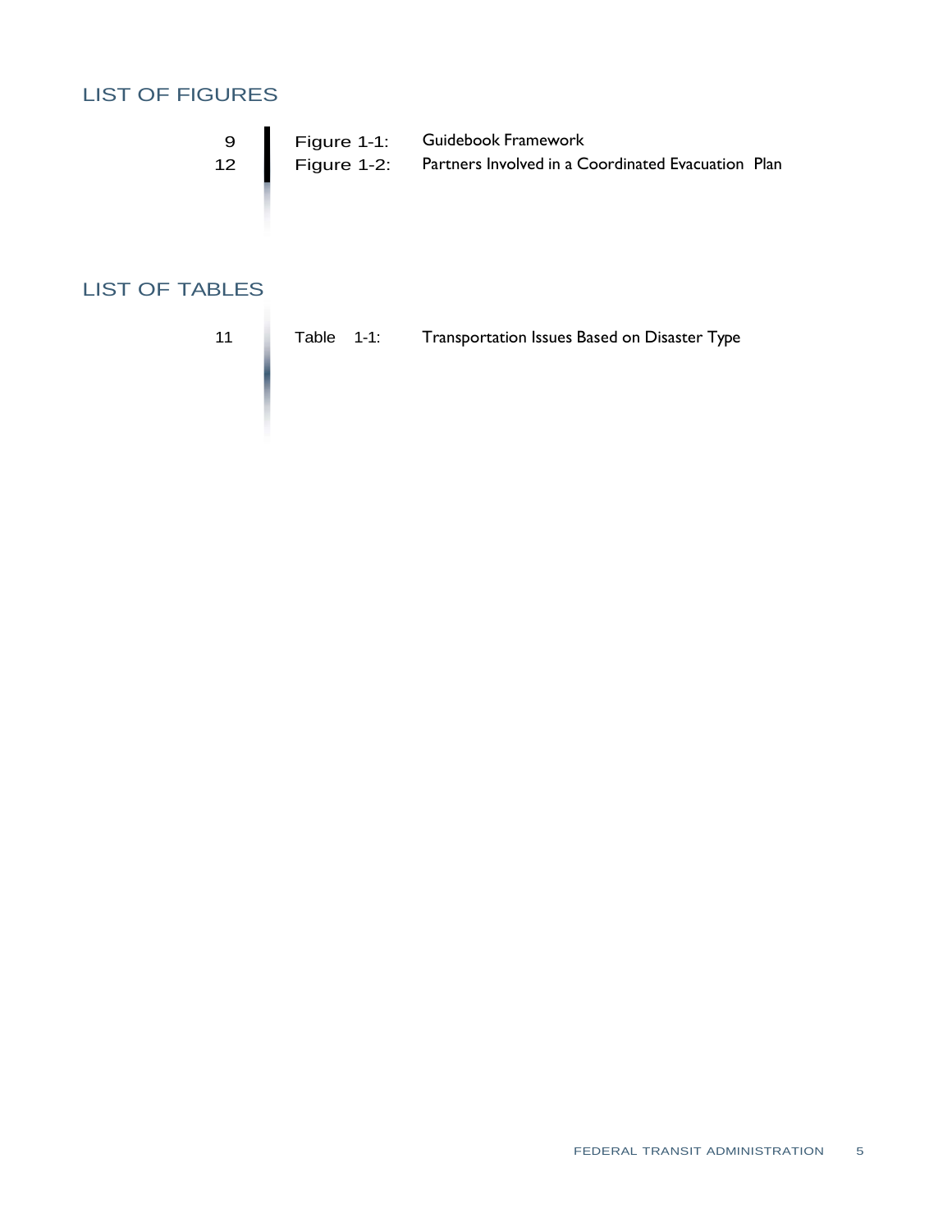## LIST OF FIGURES

| Page | Figure | Title |
|---|---|---|
| 9 | Figure 1-1: | Guidebook Framework |
| 12 | Figure 1-2: | Partners Involved in a Coordinated Evacuation Plan |

## LIST OF TABLES

| Page | Table | Title |
|---|---|---|
| 11 | Table 1-1: | Transportation Issues Based on Disaster Type |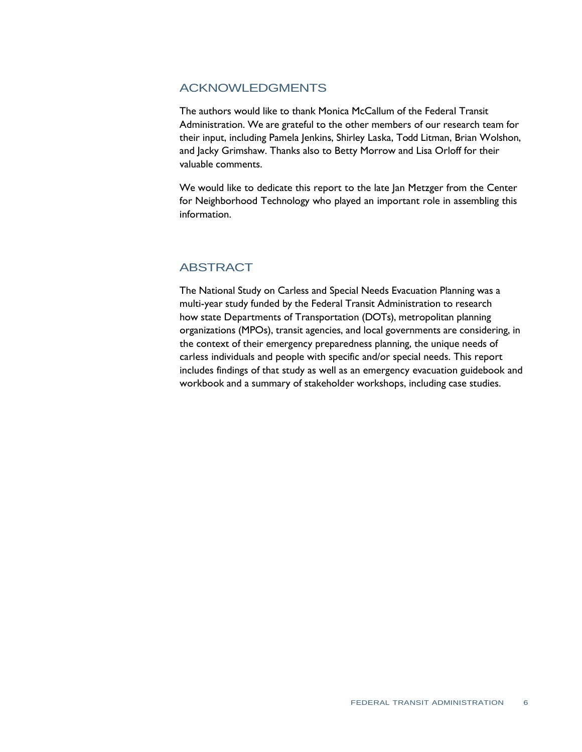## ACKNOWLEDGMENTS

The authors would like to thank Monica McCallum of the Federal Transit Administration. We are grateful to the other members of our research team for their input, including Pamela Jenkins, Shirley Laska, Todd Litman, Brian Wolshon, and Jacky Grimshaw. Thanks also to Betty Morrow and Lisa Orloff for their valuable comments.

We would like to dedicate this report to the late Jan Metzger from the Center for Neighborhood Technology who played an important role in assembling this information.

## ABSTRACT

The National Study on Carless and Special Needs Evacuation Planning was a multi-year study funded by the Federal Transit Administration to research how state Departments of Transportation (DOTs), metropolitan planning organizations (MPOs), transit agencies, and local governments are considering, in the context of their emergency preparedness planning, the unique needs of carless individuals and people with specific and/or special needs. This report includes findings of that study as well as an emergency evacuation guidebook and workbook and a summary of stakeholder workshops, including case studies.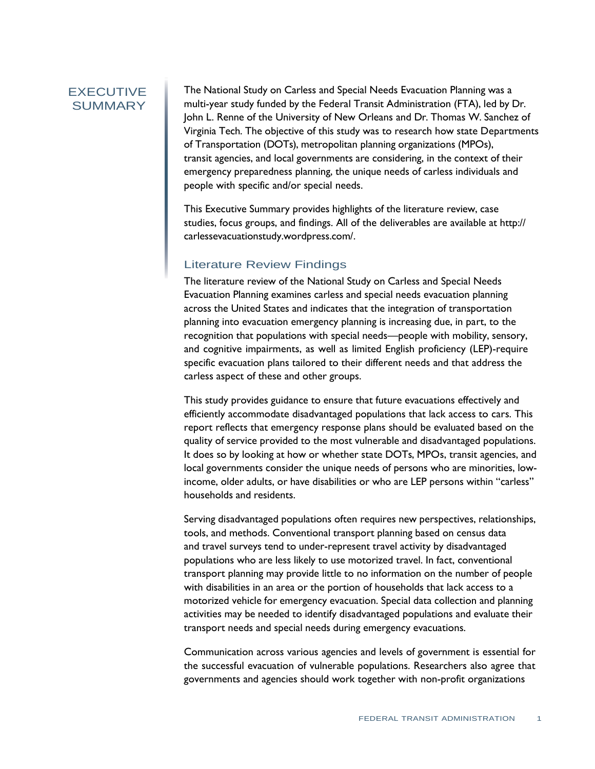# EXECUTIVE SUMMARY

The National Study on Carless and Special Needs Evacuation Planning was a multi-year study funded by the Federal Transit Administration (FTA), led by Dr. John L. Renne of the University of New Orleans and Dr. Thomas W. Sanchez of Virginia Tech. The objective of this study was to research how state Departments of Transportation (DOTs), metropolitan planning organizations (MPOs), transit agencies, and local governments are considering, in the context of their emergency preparedness planning, the unique needs of carless individuals and people with specific and/or special needs.

This Executive Summary provides highlights of the literature review, case studies, focus groups, and findings. All of the deliverables are available at http://carlessevacuationstudy.wordpress.com/.

## Literature Review Findings

The literature review of the National Study on Carless and Special Needs Evacuation Planning examines carless and special needs evacuation planning across the United States and indicates that the integration of transportation planning into evacuation emergency planning is increasing due, in part, to the recognition that populations with special needs—people with mobility, sensory, and cognitive impairments, as well as limited English proficiency (LEP)-require specific evacuation plans tailored to their different needs and that address the carless aspect of these and other groups.

This study provides guidance to ensure that future evacuations effectively and efficiently accommodate disadvantaged populations that lack access to cars. This report reflects that emergency response plans should be evaluated based on the quality of service provided to the most vulnerable and disadvantaged populations. It does so by looking at how or whether state DOTs, MPOs, transit agencies, and local governments consider the unique needs of persons who are minorities, low-income, older adults, or have disabilities or who are LEP persons within "carless" households and residents.

Serving disadvantaged populations often requires new perspectives, relationships, tools, and methods. Conventional transport planning based on census data and travel surveys tend to under-represent travel activity by disadvantaged populations who are less likely to use motorized travel. In fact, conventional transport planning may provide little to no information on the number of people with disabilities in an area or the portion of households that lack access to a motorized vehicle for emergency evacuation. Special data collection and planning activities may be needed to identify disadvantaged populations and evaluate their transport needs and special needs during emergency evacuations.

Communication across various agencies and levels of government is essential for the successful evacuation of vulnerable populations. Researchers also agree that governments and agencies should work together with non-profit organizations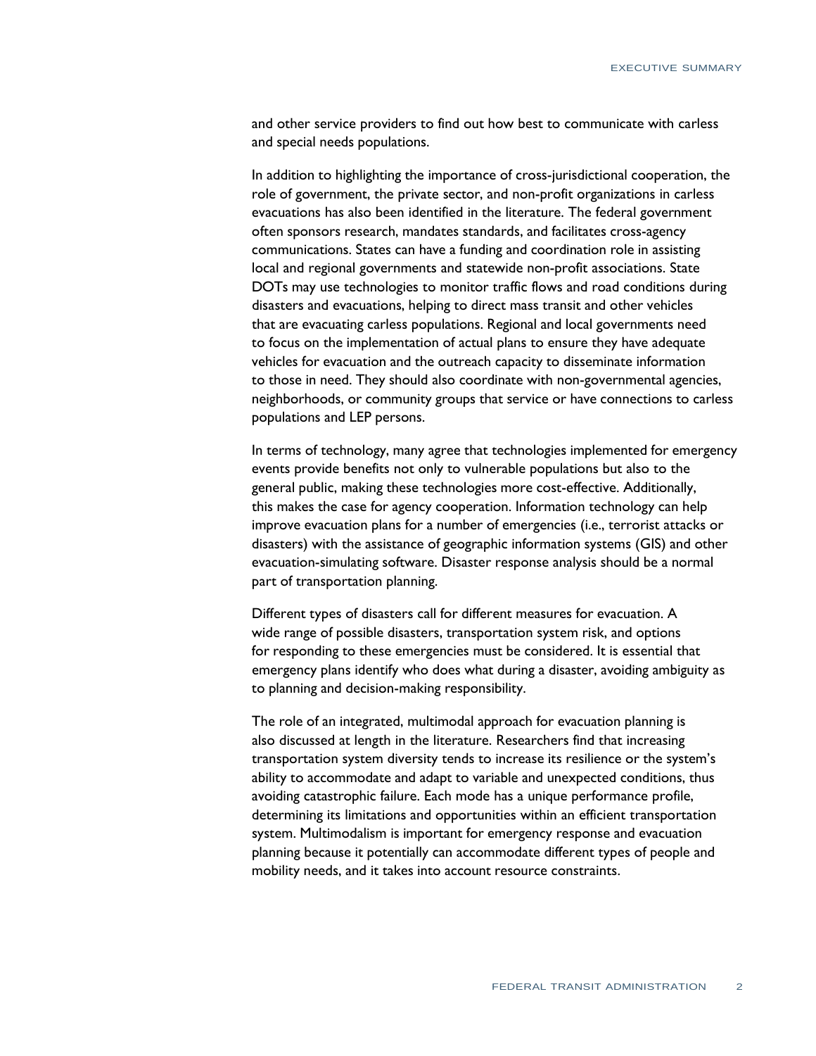and other service providers to find out how best to communicate with carless and special needs populations.

In addition to highlighting the importance of cross-jurisdictional cooperation, the role of government, the private sector, and non-profit organizations in carless evacuations has also been identified in the literature. The federal government often sponsors research, mandates standards, and facilitates cross-agency communications. States can have a funding and coordination role in assisting local and regional governments and statewide non-profit associations. State DOTs may use technologies to monitor traffic flows and road conditions during disasters and evacuations, helping to direct mass transit and other vehicles that are evacuating carless populations. Regional and local governments need to focus on the implementation of actual plans to ensure they have adequate vehicles for evacuation and the outreach capacity to disseminate information to those in need. They should also coordinate with non-governmental agencies, neighborhoods, or community groups that service or have connections to carless populations and LEP persons.

In terms of technology, many agree that technologies implemented for emergency events provide benefits not only to vulnerable populations but also to the general public, making these technologies more cost-effective. Additionally, this makes the case for agency cooperation. Information technology can help improve evacuation plans for a number of emergencies (i.e., terrorist attacks or disasters) with the assistance of geographic information systems (GIS) and other evacuation-simulating software. Disaster response analysis should be a normal part of transportation planning.

Different types of disasters call for different measures for evacuation. A wide range of possible disasters, transportation system risk, and options for responding to these emergencies must be considered. It is essential that emergency plans identify who does what during a disaster, avoiding ambiguity as to planning and decision-making responsibility.

The role of an integrated, multimodal approach for evacuation planning is also discussed at length in the literature. Researchers find that increasing transportation system diversity tends to increase its resilience or the system's ability to accommodate and adapt to variable and unexpected conditions, thus avoiding catastrophic failure. Each mode has a unique performance profile, determining its limitations and opportunities within an efficient transportation system. Multimodalism is important for emergency response and evacuation planning because it potentially can accommodate different types of people and mobility needs, and it takes into account resource constraints.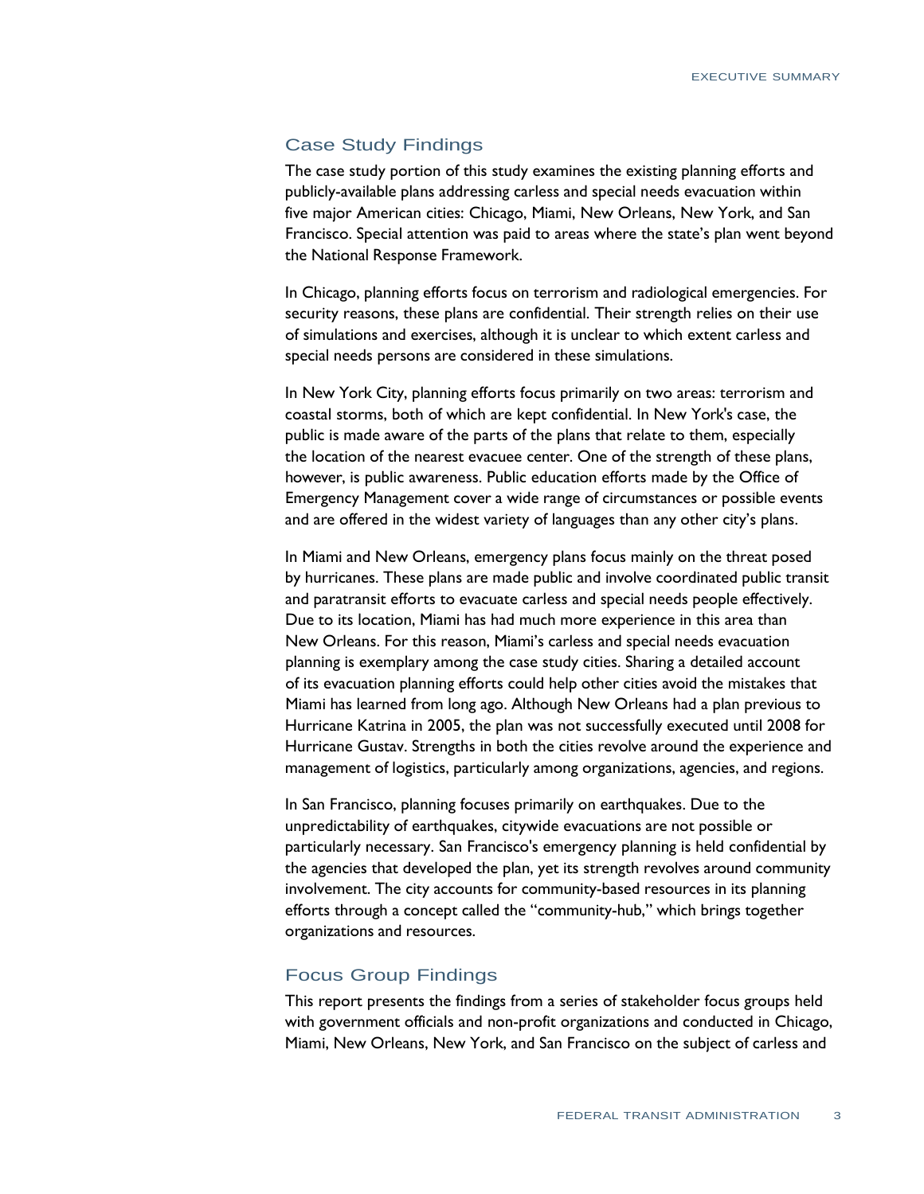## Case Study Findings

The case study portion of this study examines the existing planning efforts and publicly-available plans addressing carless and special needs evacuation within five major American cities: Chicago, Miami, New Orleans, New York, and San Francisco. Special attention was paid to areas where the state's plan went beyond the National Response Framework.

In Chicago, planning efforts focus on terrorism and radiological emergencies. For security reasons, these plans are confidential. Their strength relies on their use of simulations and exercises, although it is unclear to which extent carless and special needs persons are considered in these simulations.

In New York City, planning efforts focus primarily on two areas: terrorism and coastal storms, both of which are kept confidential. In New York's case, the public is made aware of the parts of the plans that relate to them, especially the location of the nearest evacuee center. One of the strength of these plans, however, is public awareness. Public education efforts made by the Office of Emergency Management cover a wide range of circumstances or possible events and are offered in the widest variety of languages than any other city's plans.

In Miami and New Orleans, emergency plans focus mainly on the threat posed by hurricanes. These plans are made public and involve coordinated public transit and paratransit efforts to evacuate carless and special needs people effectively. Due to its location, Miami has had much more experience in this area than New Orleans. For this reason, Miami's carless and special needs evacuation planning is exemplary among the case study cities. Sharing a detailed account of its evacuation planning efforts could help other cities avoid the mistakes that Miami has learned from long ago. Although New Orleans had a plan previous to Hurricane Katrina in 2005, the plan was not successfully executed until 2008 for Hurricane Gustav. Strengths in both the cities revolve around the experience and management of logistics, particularly among organizations, agencies, and regions.

In San Francisco, planning focuses primarily on earthquakes. Due to the unpredictability of earthquakes, citywide evacuations are not possible or particularly necessary. San Francisco's emergency planning is held confidential by the agencies that developed the plan, yet its strength revolves around community involvement. The city accounts for community-based resources in its planning efforts through a concept called the "community-hub," which brings together organizations and resources.

## Focus Group Findings

This report presents the findings from a series of stakeholder focus groups held with government officials and non-profit organizations and conducted in Chicago, Miami, New Orleans, New York, and San Francisco on the subject of carless and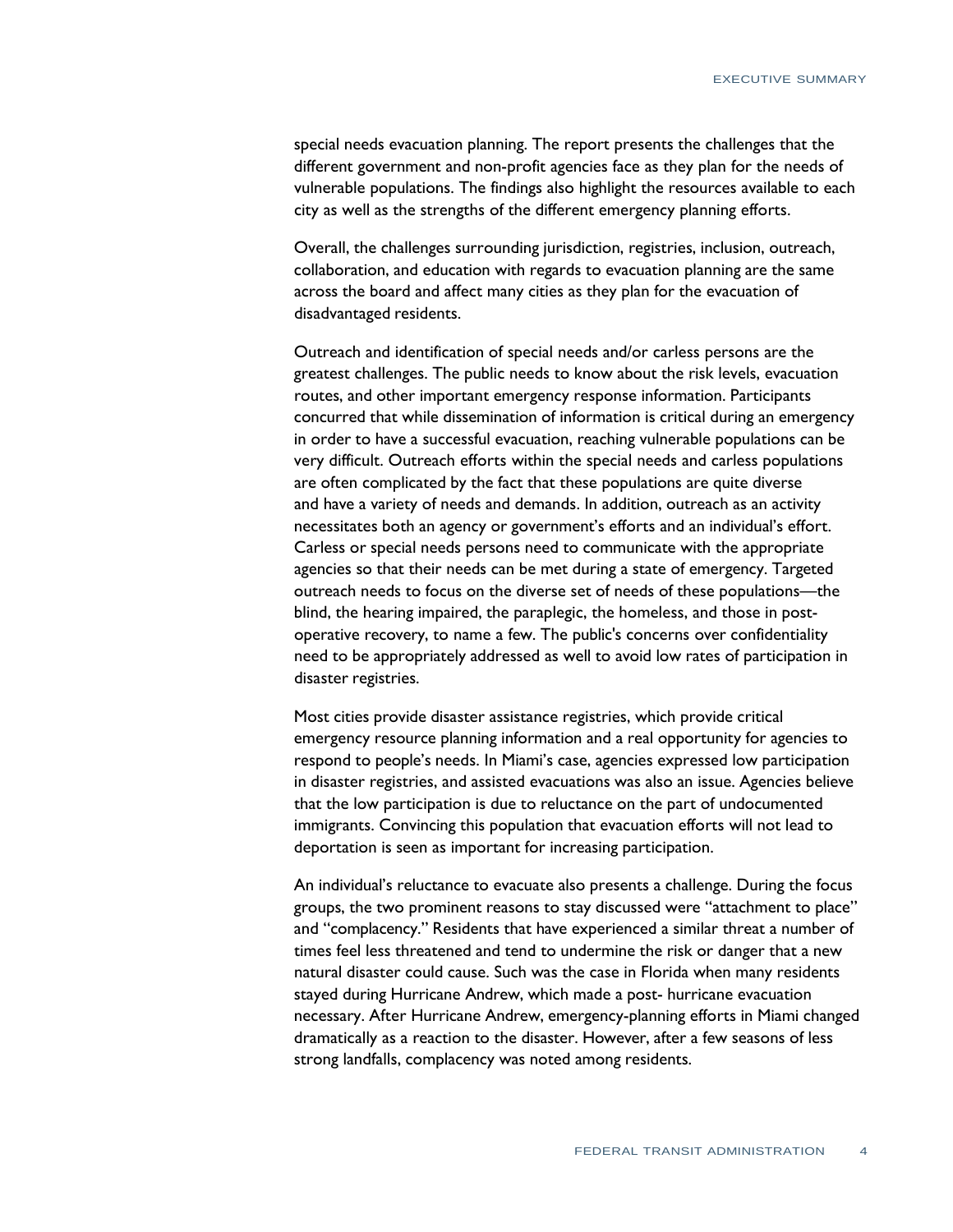special needs evacuation planning. The report presents the challenges that the different government and non-profit agencies face as they plan for the needs of vulnerable populations. The findings also highlight the resources available to each city as well as the strengths of the different emergency planning efforts.

Overall, the challenges surrounding jurisdiction, registries, inclusion, outreach, collaboration, and education with regards to evacuation planning are the same across the board and affect many cities as they plan for the evacuation of disadvantaged residents.

Outreach and identification of special needs and/or carless persons are the greatest challenges. The public needs to know about the risk levels, evacuation routes, and other important emergency response information. Participants concurred that while dissemination of information is critical during an emergency in order to have a successful evacuation, reaching vulnerable populations can be very difficult. Outreach efforts within the special needs and carless populations are often complicated by the fact that these populations are quite diverse and have a variety of needs and demands. In addition, outreach as an activity necessitates both an agency or government's efforts and an individual's effort. Carless or special needs persons need to communicate with the appropriate agencies so that their needs can be met during a state of emergency. Targeted outreach needs to focus on the diverse set of needs of these populations—the blind, the hearing impaired, the paraplegic, the homeless, and those in post-operative recovery, to name a few. The public's concerns over confidentiality need to be appropriately addressed as well to avoid low rates of participation in disaster registries.

Most cities provide disaster assistance registries, which provide critical emergency resource planning information and a real opportunity for agencies to respond to people's needs. In Miami's case, agencies expressed low participation in disaster registries, and assisted evacuations was also an issue. Agencies believe that the low participation is due to reluctance on the part of undocumented immigrants. Convincing this population that evacuation efforts will not lead to deportation is seen as important for increasing participation.

An individual's reluctance to evacuate also presents a challenge. During the focus groups, the two prominent reasons to stay discussed were "attachment to place" and "complacency." Residents that have experienced a similar threat a number of times feel less threatened and tend to undermine the risk or danger that a new natural disaster could cause. Such was the case in Florida when many residents stayed during Hurricane Andrew, which made a post- hurricane evacuation necessary. After Hurricane Andrew, emergency-planning efforts in Miami changed dramatically as a reaction to the disaster. However, after a few seasons of less strong landfalls, complacency was noted among residents.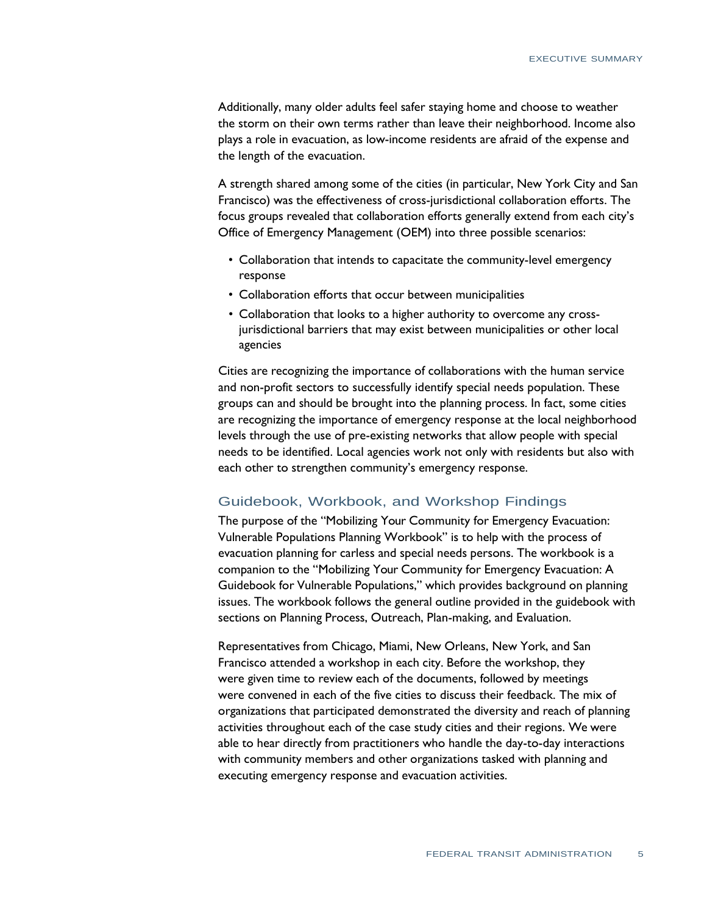Additionally, many older adults feel safer staying home and choose to weather the storm on their own terms rather than leave their neighborhood. Income also plays a role in evacuation, as low-income residents are afraid of the expense and the length of the evacuation.

A strength shared among some of the cities (in particular, New York City and San Francisco) was the effectiveness of cross-jurisdictional collaboration efforts. The focus groups revealed that collaboration efforts generally extend from each city's Office of Emergency Management (OEM) into three possible scenarios:

- Collaboration that intends to capacitate the community-level emergency response
- Collaboration efforts that occur between municipalities
- Collaboration that looks to a higher authority to overcome any cross-jurisdictional barriers that may exist between municipalities or other local agencies

Cities are recognizing the importance of collaborations with the human service and non-profit sectors to successfully identify special needs population. These groups can and should be brought into the planning process. In fact, some cities are recognizing the importance of emergency response at the local neighborhood levels through the use of pre-existing networks that allow people with special needs to be identified. Local agencies work not only with residents but also with each other to strengthen community's emergency response.

## Guidebook, Workbook, and Workshop Findings

The purpose of the "Mobilizing Your Community for Emergency Evacuation: Vulnerable Populations Planning Workbook" is to help with the process of evacuation planning for carless and special needs persons. The workbook is a companion to the "Mobilizing Your Community for Emergency Evacuation: A Guidebook for Vulnerable Populations," which provides background on planning issues. The workbook follows the general outline provided in the guidebook with sections on Planning Process, Outreach, Plan-making, and Evaluation.

Representatives from Chicago, Miami, New Orleans, New York, and San Francisco attended a workshop in each city. Before the workshop, they were given time to review each of the documents, followed by meetings were convened in each of the five cities to discuss their feedback. The mix of organizations that participated demonstrated the diversity and reach of planning activities throughout each of the case study cities and their regions. We were able to hear directly from practitioners who handle the day-to-day interactions with community members and other organizations tasked with planning and executing emergency response and evacuation activities.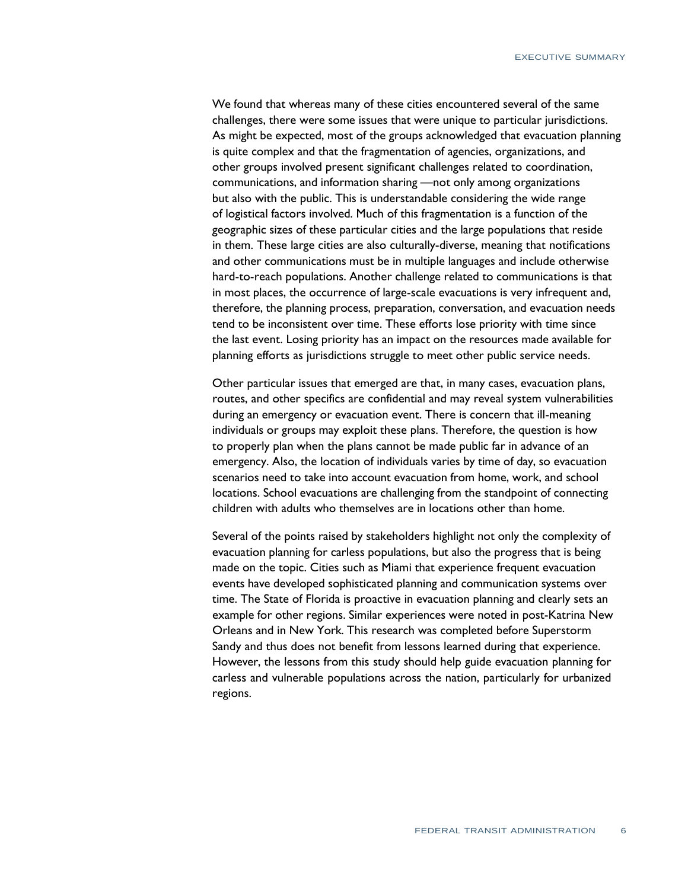We found that whereas many of these cities encountered several of the same challenges, there were some issues that were unique to particular jurisdictions. As might be expected, most of the groups acknowledged that evacuation planning is quite complex and that the fragmentation of agencies, organizations, and other groups involved present significant challenges related to coordination, communications, and information sharing —not only among organizations but also with the public. This is understandable considering the wide range of logistical factors involved. Much of this fragmentation is a function of the geographic sizes of these particular cities and the large populations that reside in them. These large cities are also culturally-diverse, meaning that notifications and other communications must be in multiple languages and include otherwise hard-to-reach populations. Another challenge related to communications is that in most places, the occurrence of large-scale evacuations is very infrequent and, therefore, the planning process, preparation, conversation, and evacuation needs tend to be inconsistent over time. These efforts lose priority with time since the last event. Losing priority has an impact on the resources made available for planning efforts as jurisdictions struggle to meet other public service needs.

Other particular issues that emerged are that, in many cases, evacuation plans, routes, and other specifics are confidential and may reveal system vulnerabilities during an emergency or evacuation event. There is concern that ill-meaning individuals or groups may exploit these plans. Therefore, the question is how to properly plan when the plans cannot be made public far in advance of an emergency. Also, the location of individuals varies by time of day, so evacuation scenarios need to take into account evacuation from home, work, and school locations. School evacuations are challenging from the standpoint of connecting children with adults who themselves are in locations other than home.

Several of the points raised by stakeholders highlight not only the complexity of evacuation planning for carless populations, but also the progress that is being made on the topic. Cities such as Miami that experience frequent evacuation events have developed sophisticated planning and communication systems over time. The State of Florida is proactive in evacuation planning and clearly sets an example for other regions. Similar experiences were noted in post-Katrina New Orleans and in New York. This research was completed before Superstorm Sandy and thus does not benefit from lessons learned during that experience. However, the lessons from this study should help guide evacuation planning for carless and vulnerable populations across the nation, particularly for urbanized regions.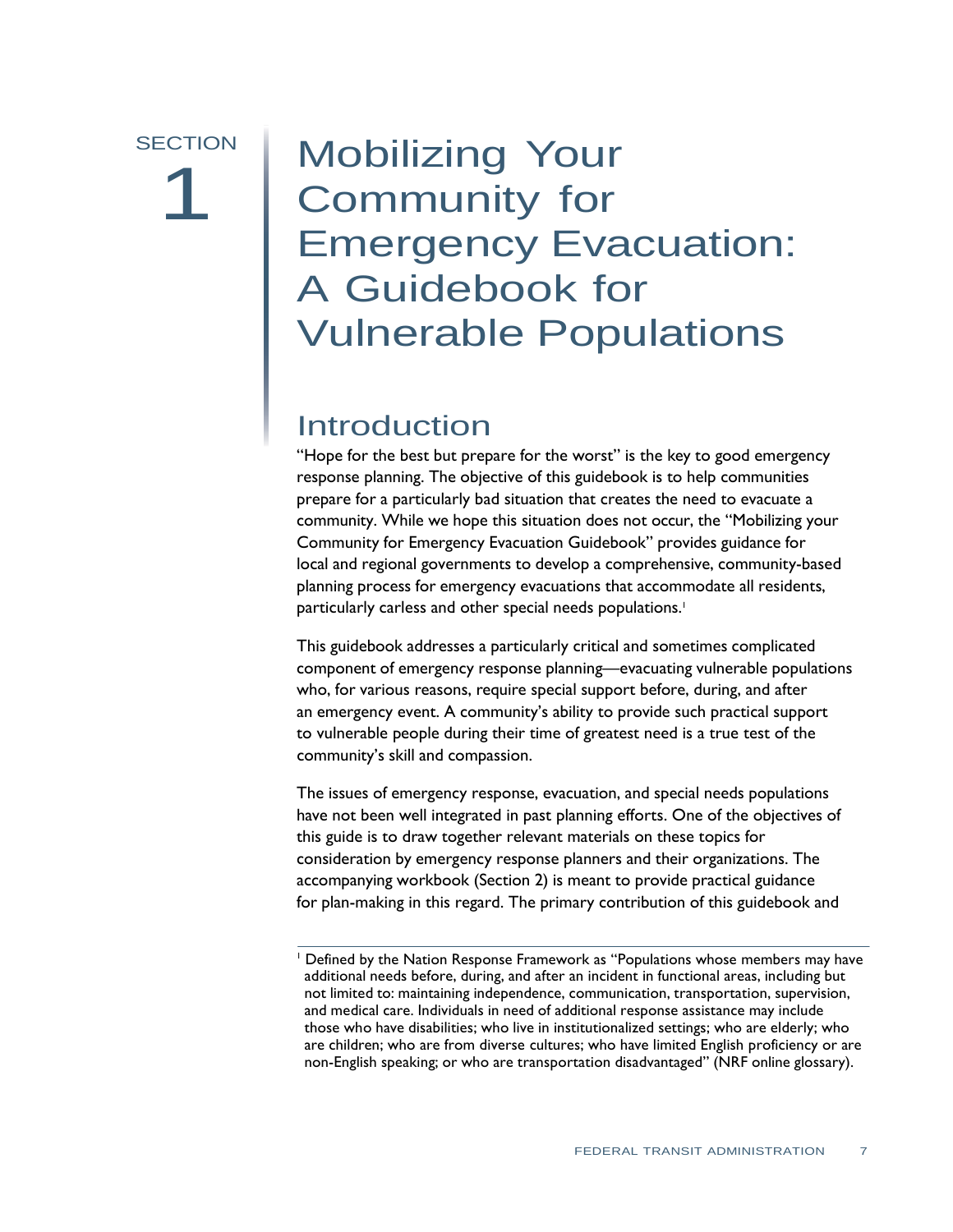SECTION 1

# Mobilizing Your Community for Emergency Evacuation: A Guidebook for Vulnerable Populations

## Introduction

"Hope for the best but prepare for the worst" is the key to good emergency response planning. The objective of this guidebook is to help communities prepare for a particularly bad situation that creates the need to evacuate a community. While we hope this situation does not occur, the "Mobilizing your Community for Emergency Evacuation Guidebook" provides guidance for local and regional governments to develop a comprehensive, community-based planning process for emergency evacuations that accommodate all residents, particularly carless and other special needs populations.[1]

This guidebook addresses a particularly critical and sometimes complicated component of emergency response planning—evacuating vulnerable populations who, for various reasons, require special support before, during, and after an emergency event. A community's ability to provide such practical support to vulnerable people during their time of greatest need is a true test of the community's skill and compassion.

The issues of emergency response, evacuation, and special needs populations have not been well integrated in past planning efforts. One of the objectives of this guide is to draw together relevant materials on these topics for consideration by emergency response planners and their organizations. The accompanying workbook (Section 2) is meant to provide practical guidance for plan-making in this regard. The primary contribution of this guidebook and

[1] Defined by the Nation Response Framework as "Populations whose members may have additional needs before, during, and after an incident in functional areas, including but not limited to: maintaining independence, communication, transportation, supervision, and medical care. Individuals in need of additional response assistance may include those who have disabilities; who live in institutionalized settings; who are elderly; who are children; who are from diverse cultures; who have limited English proficiency or are non-English speaking; or who are transportation disadvantaged" (NRF online glossary).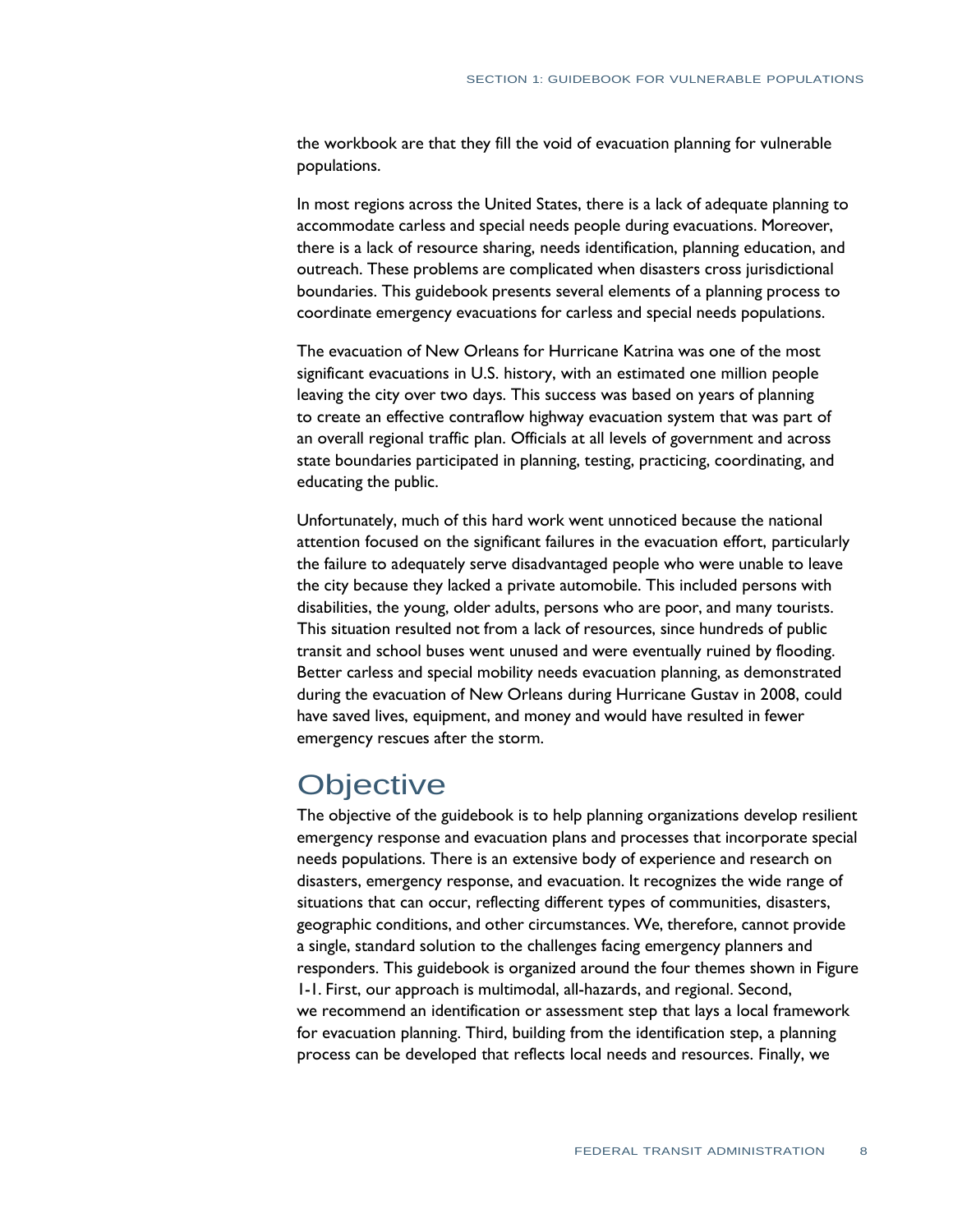the workbook are that they fill the void of evacuation planning for vulnerable populations.

In most regions across the United States, there is a lack of adequate planning to accommodate carless and special needs people during evacuations. Moreover, there is a lack of resource sharing, needs identification, planning education, and outreach. These problems are complicated when disasters cross jurisdictional boundaries. This guidebook presents several elements of a planning process to coordinate emergency evacuations for carless and special needs populations.

The evacuation of New Orleans for Hurricane Katrina was one of the most significant evacuations in U.S. history, with an estimated one million people leaving the city over two days. This success was based on years of planning to create an effective contraflow highway evacuation system that was part of an overall regional traffic plan. Officials at all levels of government and across state boundaries participated in planning, testing, practicing, coordinating, and educating the public.

Unfortunately, much of this hard work went unnoticed because the national attention focused on the significant failures in the evacuation effort, particularly the failure to adequately serve disadvantaged people who were unable to leave the city because they lacked a private automobile. This included persons with disabilities, the young, older adults, persons who are poor, and many tourists. This situation resulted not from a lack of resources, since hundreds of public transit and school buses went unused and were eventually ruined by flooding. Better carless and special mobility needs evacuation planning, as demonstrated during the evacuation of New Orleans during Hurricane Gustav in 2008, could have saved lives, equipment, and money and would have resulted in fewer emergency rescues after the storm.

## Objective

The objective of the guidebook is to help planning organizations develop resilient emergency response and evacuation plans and processes that incorporate special needs populations. There is an extensive body of experience and research on disasters, emergency response, and evacuation. It recognizes the wide range of situations that can occur, reflecting different types of communities, disasters, geographic conditions, and other circumstances. We, therefore, cannot provide a single, standard solution to the challenges facing emergency planners and responders. This guidebook is organized around the four themes shown in Figure 1-1. First, our approach is multimodal, all-hazards, and regional. Second, we recommend an identification or assessment step that lays a local framework for evacuation planning. Third, building from the identification step, a planning process can be developed that reflects local needs and resources. Finally, we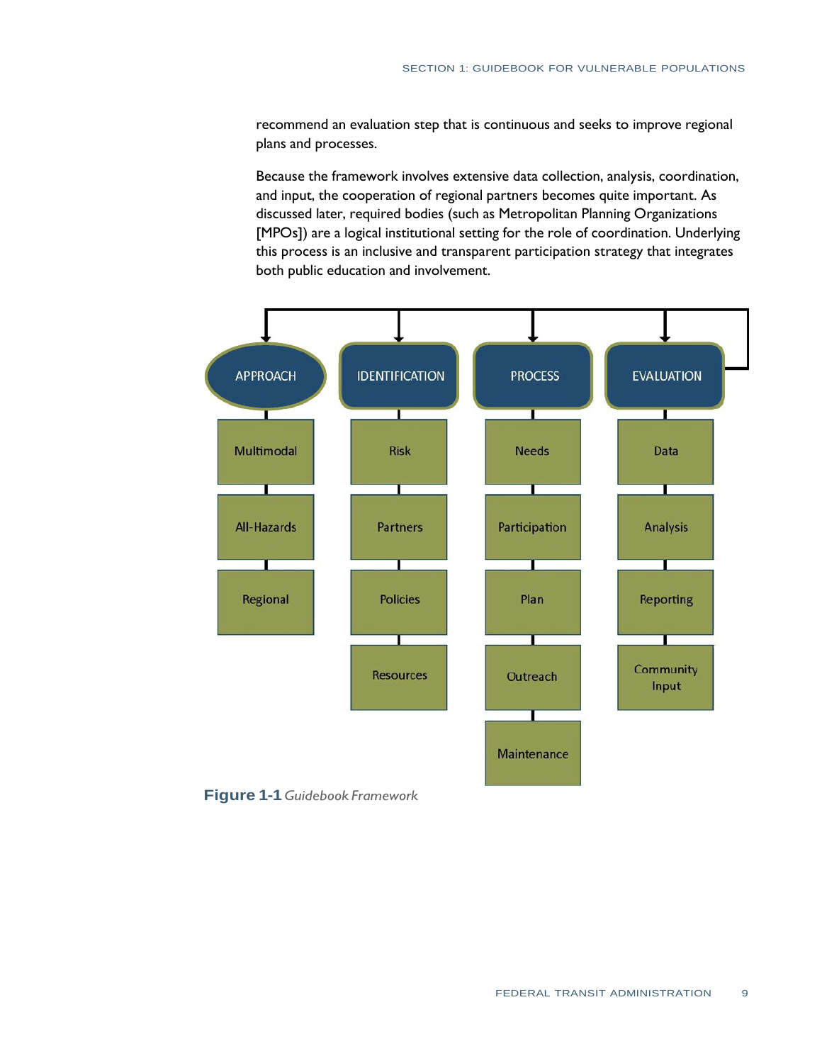recommend an evaluation step that is continuous and seeks to improve regional plans and processes.

Because the framework involves extensive data collection, analysis, coordination, and input, the cooperation of regional partners becomes quite important. As discussed later, required bodies (such as Metropolitan Planning Organizations [MPOs]) are a logical institutional setting for the role of coordination. Underlying this process is an inclusive and transparent participation strategy that integrates both public education and involvement.

| APPROACH | IDENTIFICATION | PROCESS | EVALUATION |
| --- | --- | --- | --- |
| Multimodal | Risk | Needs | Data |
| All-Hazards | Partners | Participation | Analysis |
| Regional | Policies | Plan | Reporting |
| | Resources | Outreach | Community Input |
| | | Maintenance | |

**Figure 1-1** *Guidebook Framework*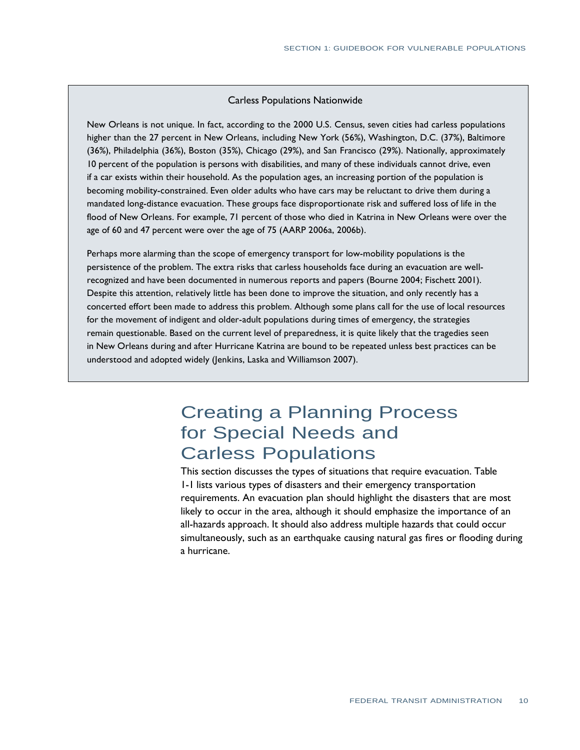### Carless Populations Nationwide

New Orleans is not unique. In fact, according to the 2000 U.S. Census, seven cities had carless populations higher than the 27 percent in New Orleans, including New York (56%), Washington, D.C. (37%), Baltimore (36%), Philadelphia (36%), Boston (35%), Chicago (29%), and San Francisco (29%). Nationally, approximately 10 percent of the population is persons with disabilities, and many of these individuals cannot drive, even if a car exists within their household. As the population ages, an increasing portion of the population is becoming mobility-constrained. Even older adults who have cars may be reluctant to drive them during a mandated long-distance evacuation. These groups face disproportionate risk and suffered loss of life in the flood of New Orleans. For example, 71 percent of those who died in Katrina in New Orleans were over the age of 60 and 47 percent were over the age of 75 (AARP 2006a, 2006b).

Perhaps more alarming than the scope of emergency transport for low-mobility populations is the persistence of the problem. The extra risks that carless households face during an evacuation are well-recognized and have been documented in numerous reports and papers (Bourne 2004; Fischett 2001). Despite this attention, relatively little has been done to improve the situation, and only recently has a concerted effort been made to address this problem. Although some plans call for the use of local resources for the movement of indigent and older-adult populations during times of emergency, the strategies remain questionable. Based on the current level of preparedness, it is quite likely that the tragedies seen in New Orleans during and after Hurricane Katrina are bound to be repeated unless best practices can be understood and adopted widely (Jenkins, Laska and Williamson 2007).

## Creating a Planning Process for Special Needs and Carless Populations

This section discusses the types of situations that require evacuation. Table 1-1 lists various types of disasters and their emergency transportation requirements. An evacuation plan should highlight the disasters that are most likely to occur in the area, although it should emphasize the importance of an all-hazards approach. It should also address multiple hazards that could occur simultaneously, such as an earthquake causing natural gas fires or flooding during a hurricane.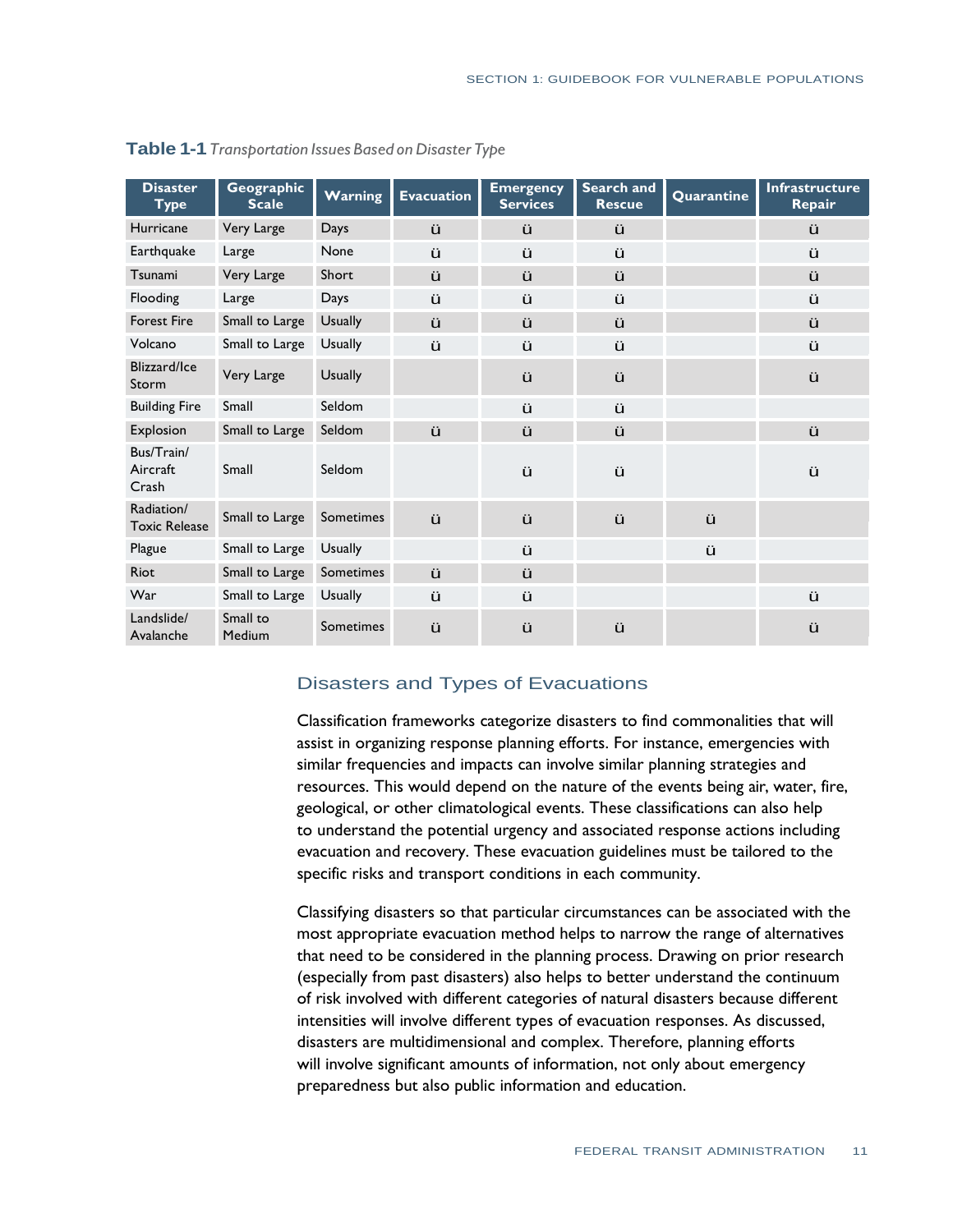**Table 1-1** *Transportation Issues Based on Disaster Type*

| Disaster Type | Geographic Scale | Warning | Evacuation | Emergency Services | Search and Rescue | Quarantine | Infrastructure Repair |
|---|---|---|---|---|---|---|---|
| Hurricane | Very Large | Days | ü | ü | ü | | ü |
| Earthquake | Large | None | ü | ü | ü | | ü |
| Tsunami | Very Large | Short | ü | ü | ü | | ü |
| Flooding | Large | Days | ü | ü | ü | | ü |
| Forest Fire | Small to Large | Usually | ü | ü | ü | | ü |
| Volcano | Small to Large | Usually | ü | ü | ü | | ü |
| Blizzard/Ice Storm | Very Large | Usually | | ü | ü | | ü |
| Building Fire | Small | Seldom | | ü | ü | | |
| Explosion | Small to Large | Seldom | ü | ü | ü | | ü |
| Bus/Train/ Aircraft Crash | Small | Seldom | | ü | ü | | ü |
| Radiation/ Toxic Release | Small to Large | Sometimes | ü | ü | ü | ü | |
| Plague | Small to Large | Usually | | ü | | ü | |
| Riot | Small to Large | Sometimes | ü | ü | | | |
| War | Small to Large | Usually | ü | ü | | | ü |
| Landslide/ Avalanche | Small to Medium | Sometimes | ü | ü | ü | | ü |

## Disasters and Types of Evacuations

Classification frameworks categorize disasters to find commonalities that will assist in organizing response planning efforts. For instance, emergencies with similar frequencies and impacts can involve similar planning strategies and resources. This would depend on the nature of the events being air, water, fire, geological, or other climatological events. These classifications can also help to understand the potential urgency and associated response actions including evacuation and recovery. These evacuation guidelines must be tailored to the specific risks and transport conditions in each community.

Classifying disasters so that particular circumstances can be associated with the most appropriate evacuation method helps to narrow the range of alternatives that need to be considered in the planning process. Drawing on prior research (especially from past disasters) also helps to better understand the continuum of risk involved with different categories of natural disasters because different intensities will involve different types of evacuation responses. As discussed, disasters are multidimensional and complex. Therefore, planning efforts will involve significant amounts of information, not only about emergency preparedness but also public information and education.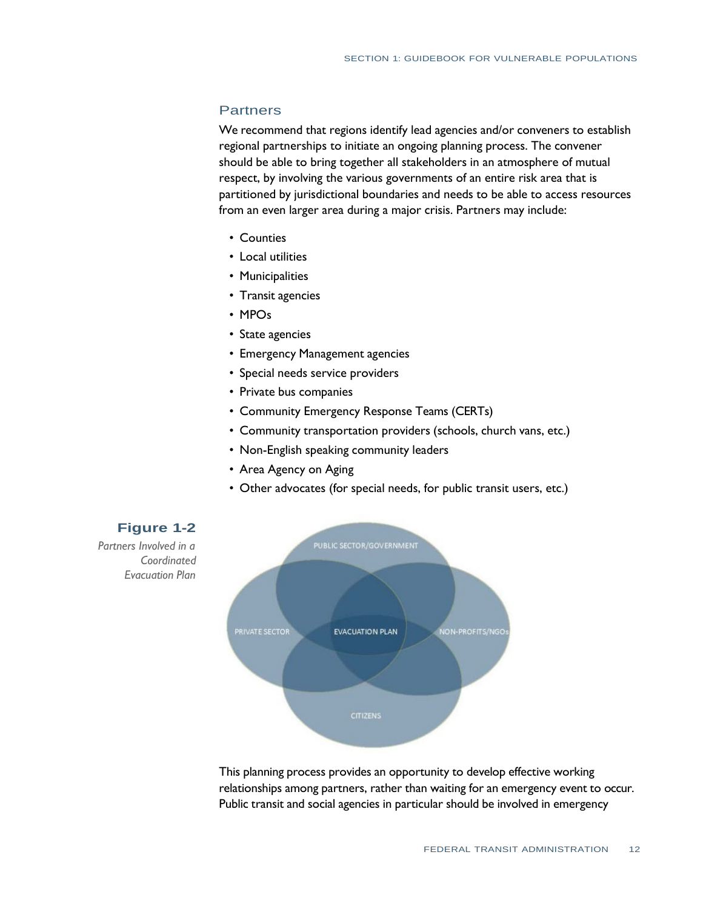## Partners

We recommend that regions identify lead agencies and/or conveners to establish regional partnerships to initiate an ongoing planning process. The convener should be able to bring together all stakeholders in an atmosphere of mutual respect, by involving the various governments of an entire risk area that is partitioned by jurisdictional boundaries and needs to be able to access resources from an even larger area during a major crisis. Partners may include:

- Counties
- Local utilities
- Municipalities
- Transit agencies
- MPOs
- State agencies
- Emergency Management agencies
- Special needs service providers
- Private bus companies
- Community Emergency Response Teams (CERTs)
- Community transportation providers (schools, church vans, etc.)
- Non-English speaking community leaders
- Area Agency on Aging
- Other advocates (for special needs, for public transit users, etc.)

**Figure 1-2**

*Partners Involved in a Coordinated Evacuation Plan*

PUBLIC SECTOR/GOVERNMENT

PRIVATE SECTOR

EVACUATION PLAN

NON-PROFITS/NGOs

CITIZENS

This planning process provides an opportunity to develop effective working relationships among partners, rather than waiting for an emergency event to occur. Public transit and social agencies in particular should be involved in emergency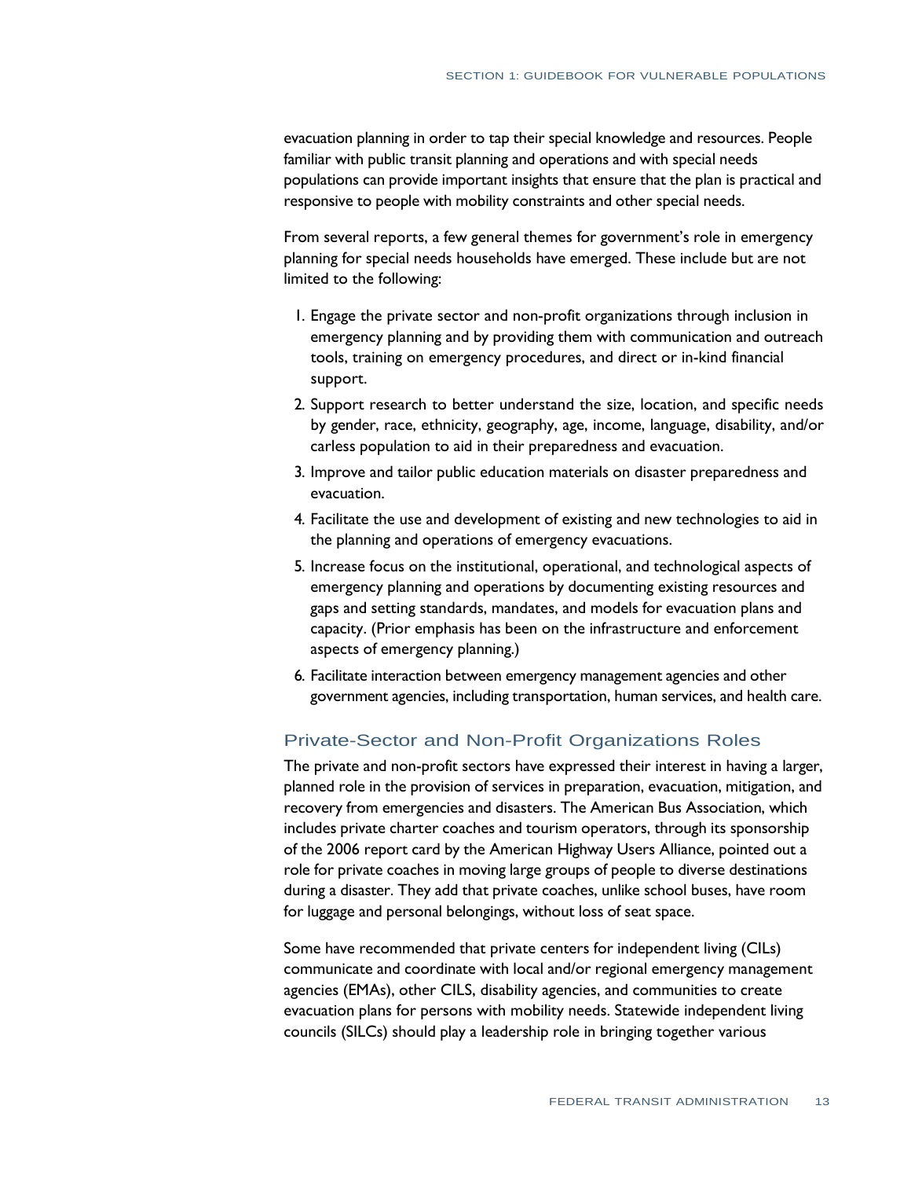evacuation planning in order to tap their special knowledge and resources. People familiar with public transit planning and operations and with special needs populations can provide important insights that ensure that the plan is practical and responsive to people with mobility constraints and other special needs.

From several reports, a few general themes for government's role in emergency planning for special needs households have emerged. These include but are not limited to the following:

1. Engage the private sector and non-profit organizations through inclusion in emergency planning and by providing them with communication and outreach tools, training on emergency procedures, and direct or in-kind financial support.
2. Support research to better understand the size, location, and specific needs by gender, race, ethnicity, geography, age, income, language, disability, and/or carless population to aid in their preparedness and evacuation.
3. Improve and tailor public education materials on disaster preparedness and evacuation.
4. Facilitate the use and development of existing and new technologies to aid in the planning and operations of emergency evacuations.
5. Increase focus on the institutional, operational, and technological aspects of emergency planning and operations by documenting existing resources and gaps and setting standards, mandates, and models for evacuation plans and capacity. (Prior emphasis has been on the infrastructure and enforcement aspects of emergency planning.)
6. Facilitate interaction between emergency management agencies and other government agencies, including transportation, human services, and health care.

## Private-Sector and Non-Profit Organizations Roles

The private and non-profit sectors have expressed their interest in having a larger, planned role in the provision of services in preparation, evacuation, mitigation, and recovery from emergencies and disasters. The American Bus Association, which includes private charter coaches and tourism operators, through its sponsorship of the 2006 report card by the American Highway Users Alliance, pointed out a role for private coaches in moving large groups of people to diverse destinations during a disaster. They add that private coaches, unlike school buses, have room for luggage and personal belongings, without loss of seat space.

Some have recommended that private centers for independent living (CILs) communicate and coordinate with local and/or regional emergency management agencies (EMAs), other CILS, disability agencies, and communities to create evacuation plans for persons with mobility needs. Statewide independent living councils (SILCs) should play a leadership role in bringing together various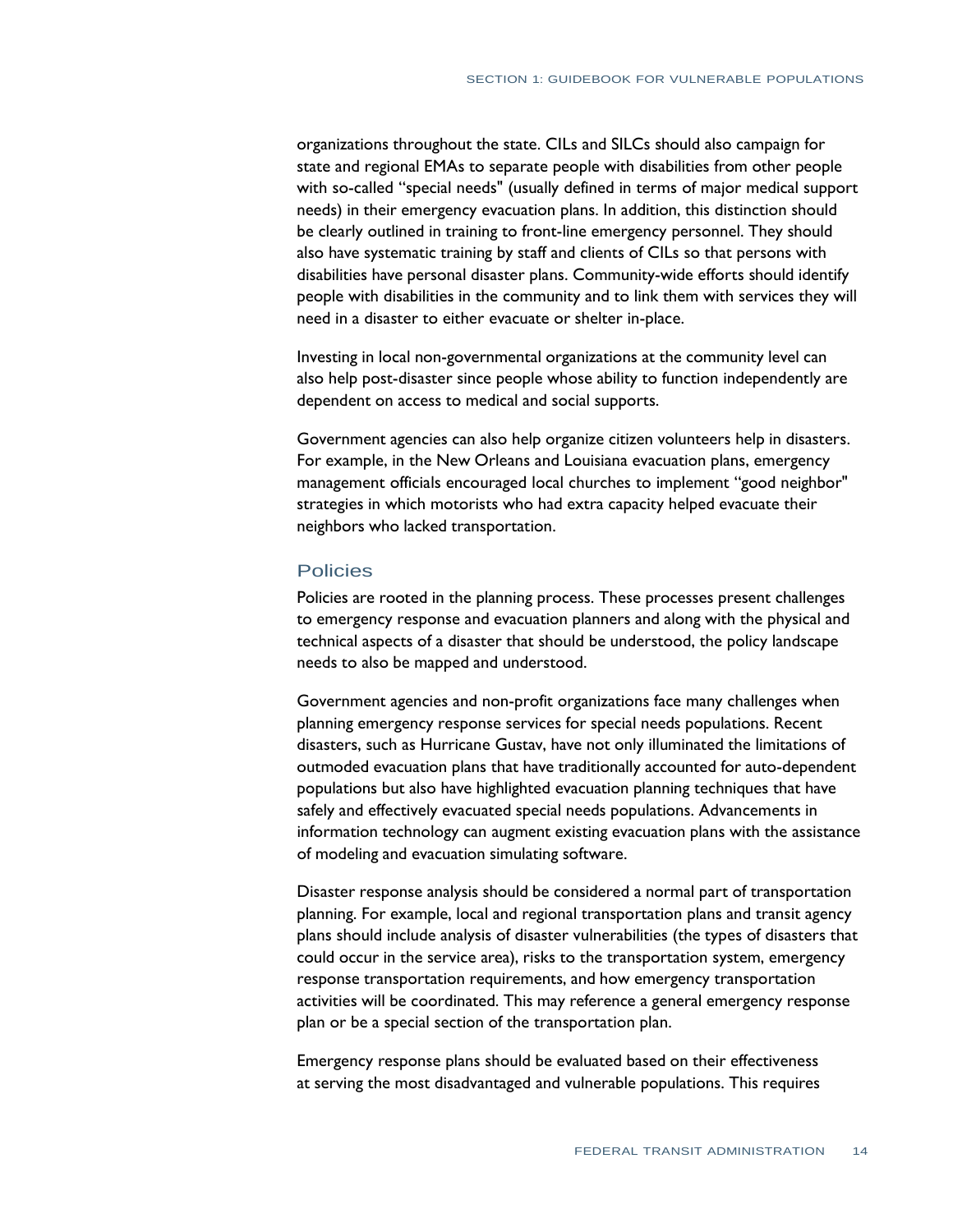organizations throughout the state. CILs and SILCs should also campaign for state and regional EMAs to separate people with disabilities from other people with so-called "special needs" (usually defined in terms of major medical support needs) in their emergency evacuation plans. In addition, this distinction should be clearly outlined in training to front-line emergency personnel. They should also have systematic training by staff and clients of CILs so that persons with disabilities have personal disaster plans. Community-wide efforts should identify people with disabilities in the community and to link them with services they will need in a disaster to either evacuate or shelter in-place.

Investing in local non-governmental organizations at the community level can also help post-disaster since people whose ability to function independently are dependent on access to medical and social supports.

Government agencies can also help organize citizen volunteers help in disasters. For example, in the New Orleans and Louisiana evacuation plans, emergency management officials encouraged local churches to implement "good neighbor" strategies in which motorists who had extra capacity helped evacuate their neighbors who lacked transportation.

## Policies

Policies are rooted in the planning process. These processes present challenges to emergency response and evacuation planners and along with the physical and technical aspects of a disaster that should be understood, the policy landscape needs to also be mapped and understood.

Government agencies and non-profit organizations face many challenges when planning emergency response services for special needs populations. Recent disasters, such as Hurricane Gustav, have not only illuminated the limitations of outmoded evacuation plans that have traditionally accounted for auto-dependent populations but also have highlighted evacuation planning techniques that have safely and effectively evacuated special needs populations. Advancements in information technology can augment existing evacuation plans with the assistance of modeling and evacuation simulating software.

Disaster response analysis should be considered a normal part of transportation planning. For example, local and regional transportation plans and transit agency plans should include analysis of disaster vulnerabilities (the types of disasters that could occur in the service area), risks to the transportation system, emergency response transportation requirements, and how emergency transportation activities will be coordinated. This may reference a general emergency response plan or be a special section of the transportation plan.

Emergency response plans should be evaluated based on their effectiveness at serving the most disadvantaged and vulnerable populations. This requires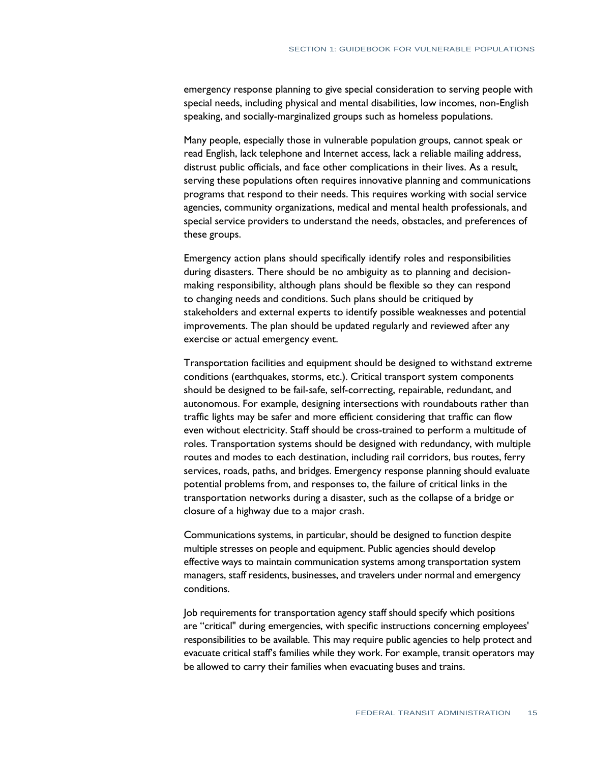emergency response planning to give special consideration to serving people with special needs, including physical and mental disabilities, low incomes, non-English speaking, and socially-marginalized groups such as homeless populations.

Many people, especially those in vulnerable population groups, cannot speak or read English, lack telephone and Internet access, lack a reliable mailing address, distrust public officials, and face other complications in their lives. As a result, serving these populations often requires innovative planning and communications programs that respond to their needs. This requires working with social service agencies, community organizations, medical and mental health professionals, and special service providers to understand the needs, obstacles, and preferences of these groups.

Emergency action plans should specifically identify roles and responsibilities during disasters. There should be no ambiguity as to planning and decision-making responsibility, although plans should be flexible so they can respond to changing needs and conditions. Such plans should be critiqued by stakeholders and external experts to identify possible weaknesses and potential improvements. The plan should be updated regularly and reviewed after any exercise or actual emergency event.

Transportation facilities and equipment should be designed to withstand extreme conditions (earthquakes, storms, etc.). Critical transport system components should be designed to be fail-safe, self-correcting, repairable, redundant, and autonomous. For example, designing intersections with roundabouts rather than traffic lights may be safer and more efficient considering that traffic can flow even without electricity. Staff should be cross-trained to perform a multitude of roles. Transportation systems should be designed with redundancy, with multiple routes and modes to each destination, including rail corridors, bus routes, ferry services, roads, paths, and bridges. Emergency response planning should evaluate potential problems from, and responses to, the failure of critical links in the transportation networks during a disaster, such as the collapse of a bridge or closure of a highway due to a major crash.

Communications systems, in particular, should be designed to function despite multiple stresses on people and equipment. Public agencies should develop effective ways to maintain communication systems among transportation system managers, staff residents, businesses, and travelers under normal and emergency conditions.

Job requirements for transportation agency staff should specify which positions are "critical" during emergencies, with specific instructions concerning employees' responsibilities to be available. This may require public agencies to help protect and evacuate critical staff's families while they work. For example, transit operators may be allowed to carry their families when evacuating buses and trains.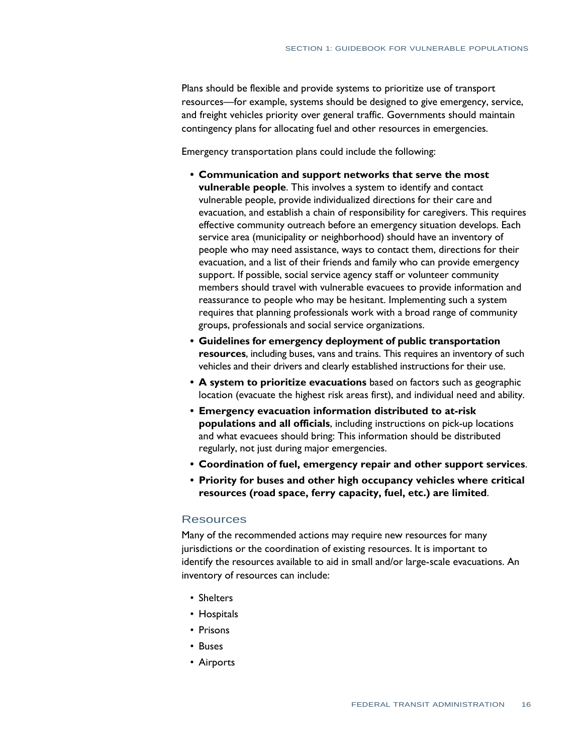Plans should be flexible and provide systems to prioritize use of transport resources—for example, systems should be designed to give emergency, service, and freight vehicles priority over general traffic. Governments should maintain contingency plans for allocating fuel and other resources in emergencies.

Emergency transportation plans could include the following:

- **Communication and support networks that serve the most vulnerable people**. This involves a system to identify and contact vulnerable people, provide individualized directions for their care and evacuation, and establish a chain of responsibility for caregivers. This requires effective community outreach before an emergency situation develops. Each service area (municipality or neighborhood) should have an inventory of people who may need assistance, ways to contact them, directions for their evacuation, and a list of their friends and family who can provide emergency support. If possible, social service agency staff or volunteer community members should travel with vulnerable evacuees to provide information and reassurance to people who may be hesitant. Implementing such a system requires that planning professionals work with a broad range of community groups, professionals and social service organizations.
- **Guidelines for emergency deployment of public transportation resources**, including buses, vans and trains. This requires an inventory of such vehicles and their drivers and clearly established instructions for their use.
- **A system to prioritize evacuations** based on factors such as geographic location (evacuate the highest risk areas first), and individual need and ability.
- **Emergency evacuation information distributed to at-risk populations and all officials**, including instructions on pick-up locations and what evacuees should bring: This information should be distributed regularly, not just during major emergencies.
- **Coordination of fuel, emergency repair and other support services**.
- **Priority for buses and other high occupancy vehicles where critical resources (road space, ferry capacity, fuel, etc.) are limited**.

## Resources

Many of the recommended actions may require new resources for many jurisdictions or the coordination of existing resources. It is important to identify the resources available to aid in small and/or large-scale evacuations. An inventory of resources can include:

- Shelters
- Hospitals
- Prisons
- Buses
- Airports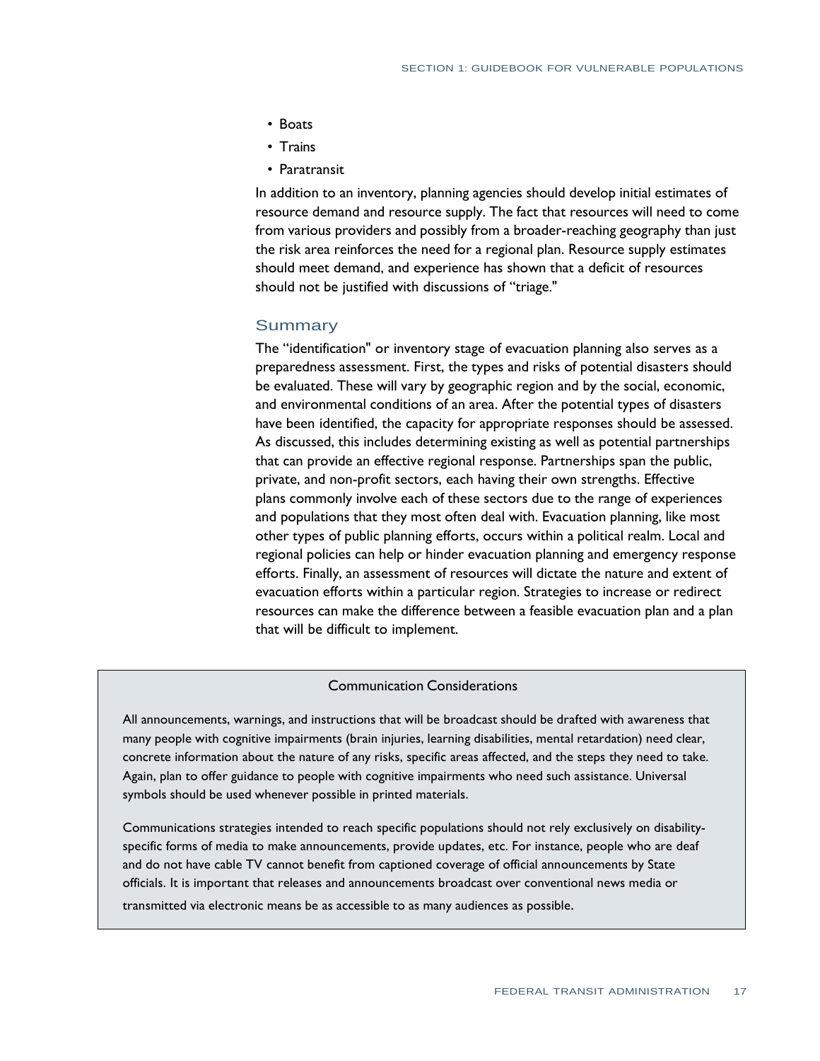- Boats
- Trains
- Paratransit

In addition to an inventory, planning agencies should develop initial estimates of resource demand and resource supply. The fact that resources will need to come from various providers and possibly from a broader-reaching geography than just the risk area reinforces the need for a regional plan. Resource supply estimates should meet demand, and experience has shown that a deficit of resources should not be justified with discussions of "triage."

## Summary

The "identification" or inventory stage of evacuation planning also serves as a preparedness assessment. First, the types and risks of potential disasters should be evaluated. These will vary by geographic region and by the social, economic, and environmental conditions of an area. After the potential types of disasters have been identified, the capacity for appropriate responses should be assessed. As discussed, this includes determining existing as well as potential partnerships that can provide an effective regional response. Partnerships span the public, private, and non-profit sectors, each having their own strengths. Effective plans commonly involve each of these sectors due to the range of experiences and populations that they most often deal with. Evacuation planning, like most other types of public planning efforts, occurs within a political realm. Local and regional policies can help or hinder evacuation planning and emergency response efforts. Finally, an assessment of resources will dictate the nature and extent of evacuation efforts within a particular region. Strategies to increase or redirect resources can make the difference between a feasible evacuation plan and a plan that will be difficult to implement.

### Communication Considerations

All announcements, warnings, and instructions that will be broadcast should be drafted with awareness that many people with cognitive impairments (brain injuries, learning disabilities, mental retardation) need clear, concrete information about the nature of any risks, specific areas affected, and the steps they need to take. Again, plan to offer guidance to people with cognitive impairments who need such assistance. Universal symbols should be used whenever possible in printed materials.

Communications strategies intended to reach specific populations should not rely exclusively on disability-specific forms of media to make announcements, provide updates, etc. For instance, people who are deaf and do not have cable TV cannot benefit from captioned coverage of official announcements by State officials. It is important that releases and announcements broadcast over conventional news media or transmitted via electronic means be as accessible to as many audiences as possible.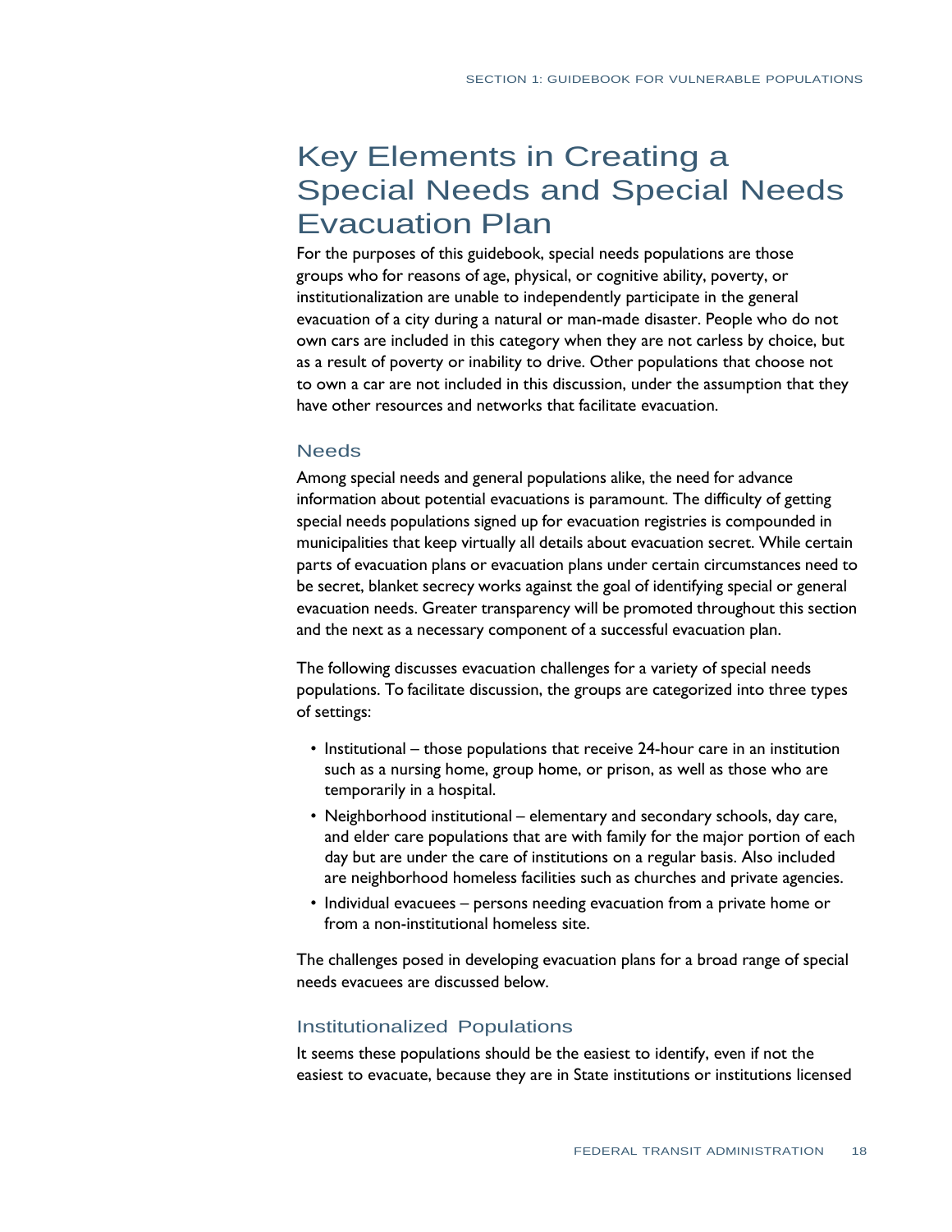# Key Elements in Creating a Special Needs and Special Needs Evacuation Plan

For the purposes of this guidebook, special needs populations are those groups who for reasons of age, physical, or cognitive ability, poverty, or institutionalization are unable to independently participate in the general evacuation of a city during a natural or man-made disaster. People who do not own cars are included in this category when they are not carless by choice, but as a result of poverty or inability to drive. Other populations that choose not to own a car are not included in this discussion, under the assumption that they have other resources and networks that facilitate evacuation.

## Needs

Among special needs and general populations alike, the need for advance information about potential evacuations is paramount. The difficulty of getting special needs populations signed up for evacuation registries is compounded in municipalities that keep virtually all details about evacuation secret. While certain parts of evacuation plans or evacuation plans under certain circumstances need to be secret, blanket secrecy works against the goal of identifying special or general evacuation needs. Greater transparency will be promoted throughout this section and the next as a necessary component of a successful evacuation plan.

The following discusses evacuation challenges for a variety of special needs populations. To facilitate discussion, the groups are categorized into three types of settings:

- Institutional – those populations that receive 24-hour care in an institution such as a nursing home, group home, or prison, as well as those who are temporarily in a hospital.
- Neighborhood institutional – elementary and secondary schools, day care, and elder care populations that are with family for the major portion of each day but are under the care of institutions on a regular basis. Also included are neighborhood homeless facilities such as churches and private agencies.
- Individual evacuees – persons needing evacuation from a private home or from a non-institutional homeless site.

The challenges posed in developing evacuation plans for a broad range of special needs evacuees are discussed below.

## Institutionalized Populations

It seems these populations should be the easiest to identify, even if not the easiest to evacuate, because they are in State institutions or institutions licensed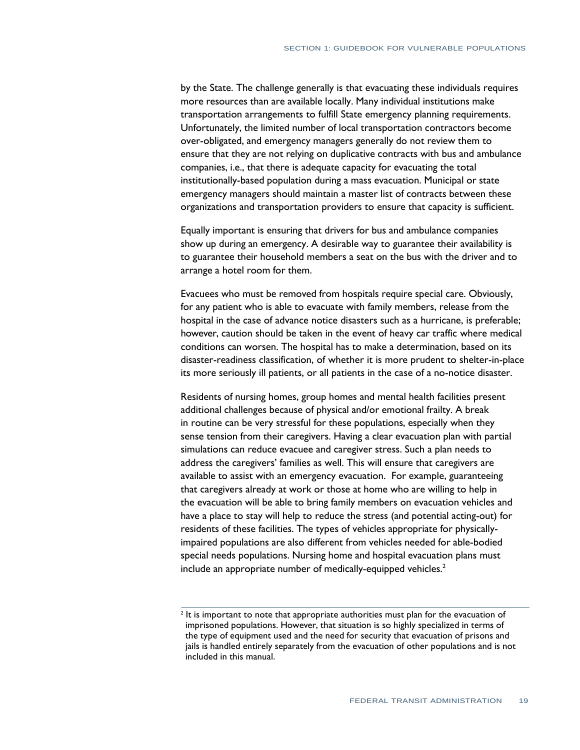by the State. The challenge generally is that evacuating these individuals requires more resources than are available locally. Many individual institutions make transportation arrangements to fulfill State emergency planning requirements. Unfortunately, the limited number of local transportation contractors become over-obligated, and emergency managers generally do not review them to ensure that they are not relying on duplicative contracts with bus and ambulance companies, i.e., that there is adequate capacity for evacuating the total institutionally-based population during a mass evacuation. Municipal or state emergency managers should maintain a master list of contracts between these organizations and transportation providers to ensure that capacity is sufficient.

Equally important is ensuring that drivers for bus and ambulance companies show up during an emergency. A desirable way to guarantee their availability is to guarantee their household members a seat on the bus with the driver and to arrange a hotel room for them.

Evacuees who must be removed from hospitals require special care. Obviously, for any patient who is able to evacuate with family members, release from the hospital in the case of advance notice disasters such as a hurricane, is preferable; however, caution should be taken in the event of heavy car traffic where medical conditions can worsen. The hospital has to make a determination, based on its disaster-readiness classification, of whether it is more prudent to shelter-in-place its more seriously ill patients, or all patients in the case of a no-notice disaster.

Residents of nursing homes, group homes and mental health facilities present additional challenges because of physical and/or emotional frailty. A break in routine can be very stressful for these populations, especially when they sense tension from their caregivers. Having a clear evacuation plan with partial simulations can reduce evacuee and caregiver stress. Such a plan needs to address the caregivers' families as well. This will ensure that caregivers are available to assist with an emergency evacuation. For example, guaranteeing that caregivers already at work or those at home who are willing to help in the evacuation will be able to bring family members on evacuation vehicles and have a place to stay will help to reduce the stress (and potential acting-out) for residents of these facilities. The types of vehicles appropriate for physically-impaired populations are also different from vehicles needed for able-bodied special needs populations. Nursing home and hospital evacuation plans must include an appropriate number of medically-equipped vehicles.[2]

[2] It is important to note that appropriate authorities must plan for the evacuation of imprisoned populations. However, that situation is so highly specialized in terms of the type of equipment used and the need for security that evacuation of prisons and jails is handled entirely separately from the evacuation of other populations and is not included in this manual.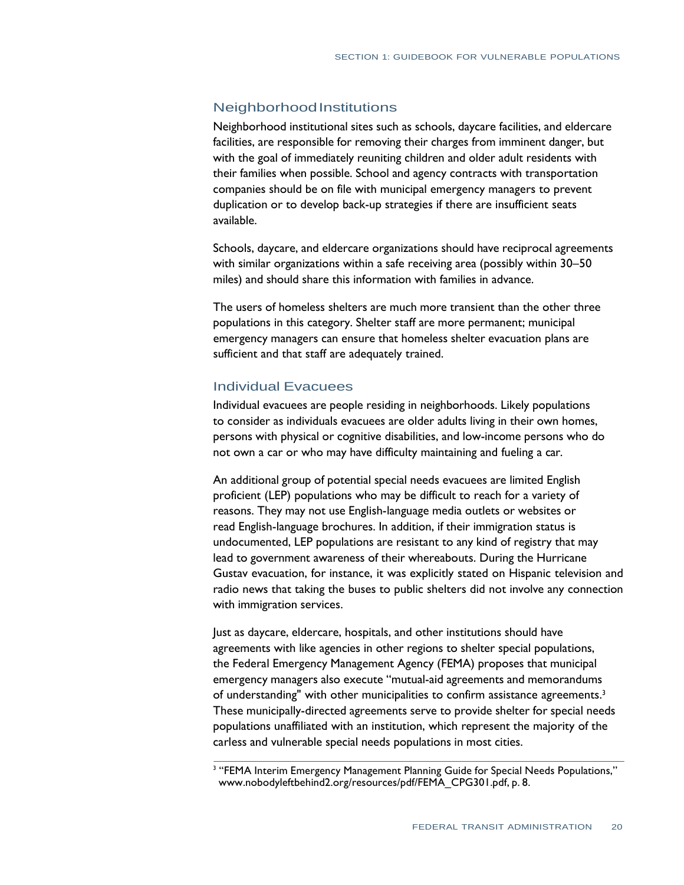## Neighborhood Institutions

Neighborhood institutional sites such as schools, daycare facilities, and eldercare facilities, are responsible for removing their charges from imminent danger, but with the goal of immediately reuniting children and older adult residents with their families when possible. School and agency contracts with transportation companies should be on file with municipal emergency managers to prevent duplication or to develop back-up strategies if there are insufficient seats available.

Schools, daycare, and eldercare organizations should have reciprocal agreements with similar organizations within a safe receiving area (possibly within 30–50 miles) and should share this information with families in advance.

The users of homeless shelters are much more transient than the other three populations in this category. Shelter staff are more permanent; municipal emergency managers can ensure that homeless shelter evacuation plans are sufficient and that staff are adequately trained.

## Individual Evacuees

Individual evacuees are people residing in neighborhoods. Likely populations to consider as individuals evacuees are older adults living in their own homes, persons with physical or cognitive disabilities, and low-income persons who do not own a car or who may have difficulty maintaining and fueling a car.

An additional group of potential special needs evacuees are limited English proficient (LEP) populations who may be difficult to reach for a variety of reasons. They may not use English-language media outlets or websites or read English-language brochures. In addition, if their immigration status is undocumented, LEP populations are resistant to any kind of registry that may lead to government awareness of their whereabouts. During the Hurricane Gustav evacuation, for instance, it was explicitly stated on Hispanic television and radio news that taking the buses to public shelters did not involve any connection with immigration services.

Just as daycare, eldercare, hospitals, and other institutions should have agreements with like agencies in other regions to shelter special populations, the Federal Emergency Management Agency (FEMA) proposes that municipal emergency managers also execute "mutual-aid agreements and memorandums of understanding" with other municipalities to confirm assistance agreements.[3] These municipally-directed agreements serve to provide shelter for special needs populations unaffiliated with an institution, which represent the majority of the carless and vulnerable special needs populations in most cities.

---

[3] "FEMA Interim Emergency Management Planning Guide for Special Needs Populations," www.nobodyleftbehind2.org/resources/pdf/FEMA_CPG301.pdf, p. 8.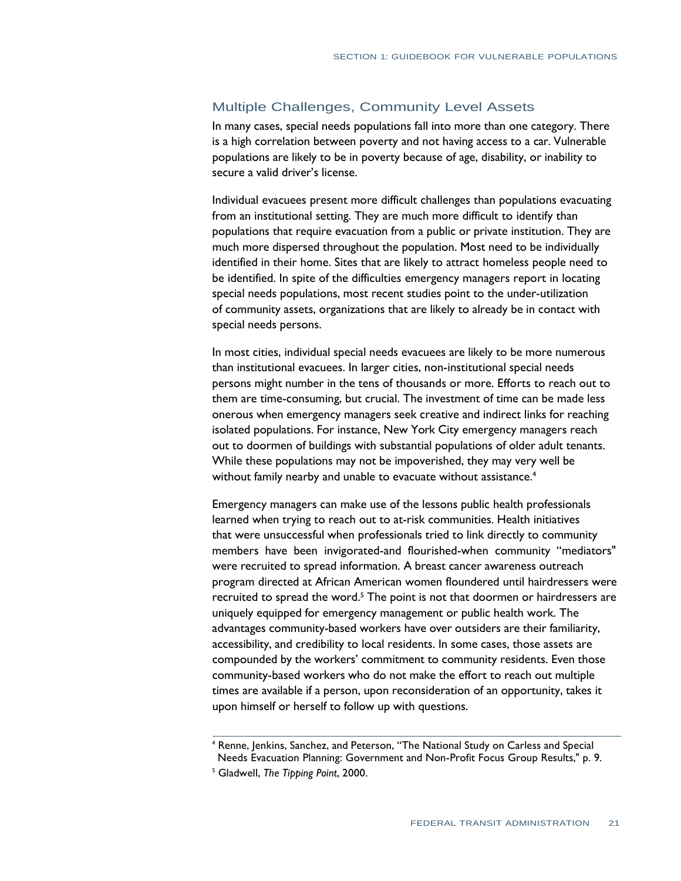## Multiple Challenges, Community Level Assets

In many cases, special needs populations fall into more than one category. There is a high correlation between poverty and not having access to a car. Vulnerable populations are likely to be in poverty because of age, disability, or inability to secure a valid driver's license.

Individual evacuees present more difficult challenges than populations evacuating from an institutional setting. They are much more difficult to identify than populations that require evacuation from a public or private institution. They are much more dispersed throughout the population. Most need to be individually identified in their home. Sites that are likely to attract homeless people need to be identified. In spite of the difficulties emergency managers report in locating special needs populations, most recent studies point to the under-utilization of community assets, organizations that are likely to already be in contact with special needs persons.

In most cities, individual special needs evacuees are likely to be more numerous than institutional evacuees. In larger cities, non-institutional special needs persons might number in the tens of thousands or more. Efforts to reach out to them are time-consuming, but crucial. The investment of time can be made less onerous when emergency managers seek creative and indirect links for reaching isolated populations. For instance, New York City emergency managers reach out to doormen of buildings with substantial populations of older adult tenants. While these populations may not be impoverished, they may very well be without family nearby and unable to evacuate without assistance.[4]

Emergency managers can make use of the lessons public health professionals learned when trying to reach out to at-risk communities. Health initiatives that were unsuccessful when professionals tried to link directly to community members have been invigorated-and flourished-when community "mediators" were recruited to spread information. A breast cancer awareness outreach program directed at African American women floundered until hairdressers were recruited to spread the word.[5] The point is not that doormen or hairdressers are uniquely equipped for emergency management or public health work. The advantages community-based workers have over outsiders are their familiarity, accessibility, and credibility to local residents. In some cases, those assets are compounded by the workers' commitment to community residents. Even those community-based workers who do not make the effort to reach out multiple times are available if a person, upon reconsideration of an opportunity, takes it upon himself or herself to follow up with questions.

---

[4] Renne, Jenkins, Sanchez, and Peterson, "The National Study on Carless and Special Needs Evacuation Planning: Government and Non-Profit Focus Group Results," p. 9.

[5] Gladwell, *The Tipping Point*, 2000.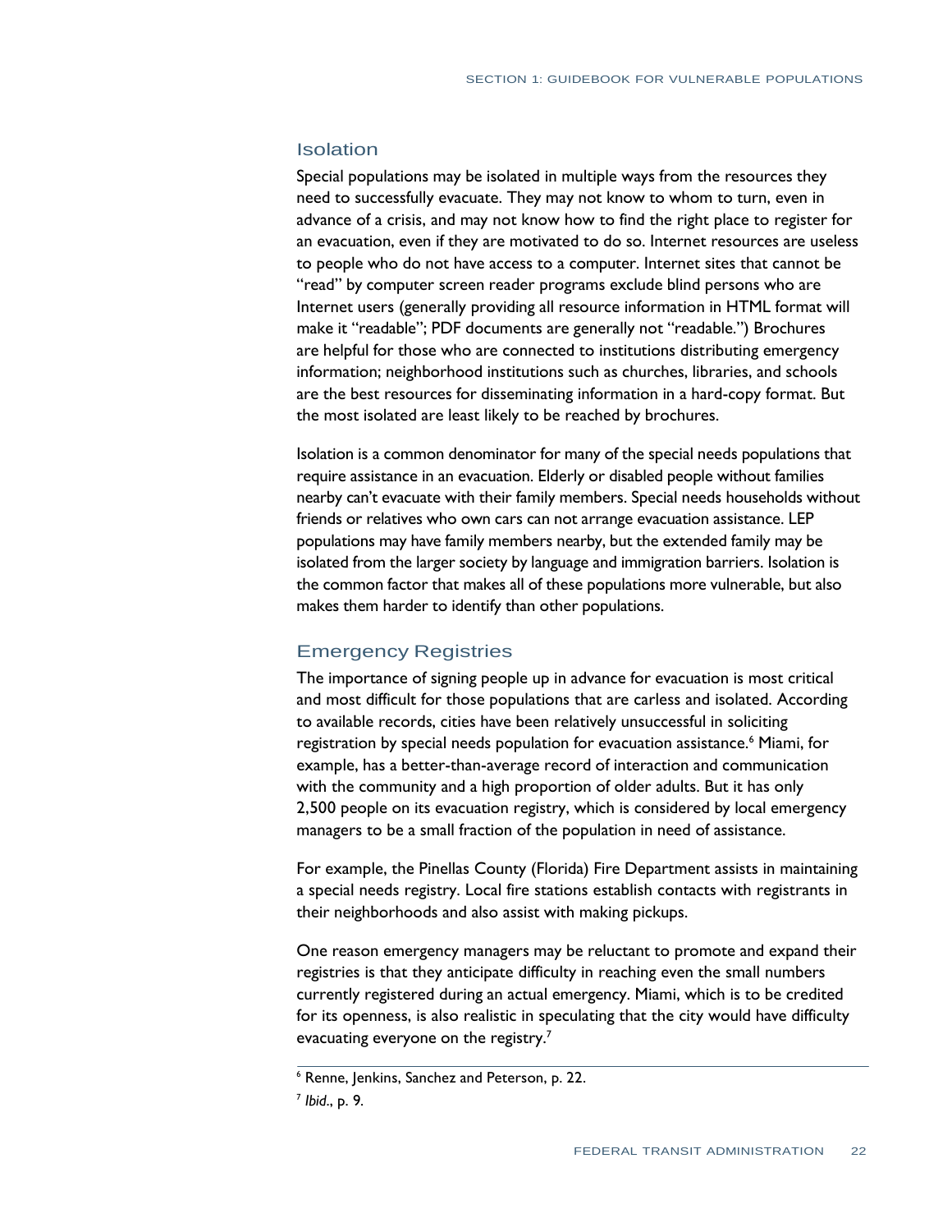## Isolation

Special populations may be isolated in multiple ways from the resources they need to successfully evacuate. They may not know to whom to turn, even in advance of a crisis, and may not know how to find the right place to register for an evacuation, even if they are motivated to do so. Internet resources are useless to people who do not have access to a computer. Internet sites that cannot be "read" by computer screen reader programs exclude blind persons who are Internet users (generally providing all resource information in HTML format will make it "readable"; PDF documents are generally not "readable.") Brochures are helpful for those who are connected to institutions distributing emergency information; neighborhood institutions such as churches, libraries, and schools are the best resources for disseminating information in a hard-copy format. But the most isolated are least likely to be reached by brochures.

Isolation is a common denominator for many of the special needs populations that require assistance in an evacuation. Elderly or disabled people without families nearby can't evacuate with their family members. Special needs households without friends or relatives who own cars can not arrange evacuation assistance. LEP populations may have family members nearby, but the extended family may be isolated from the larger society by language and immigration barriers. Isolation is the common factor that makes all of these populations more vulnerable, but also makes them harder to identify than other populations.

## Emergency Registries

The importance of signing people up in advance for evacuation is most critical and most difficult for those populations that are carless and isolated. According to available records, cities have been relatively unsuccessful in soliciting registration by special needs population for evacuation assistance.[6] Miami, for example, has a better-than-average record of interaction and communication with the community and a high proportion of older adults. But it has only 2,500 people on its evacuation registry, which is considered by local emergency managers to be a small fraction of the population in need of assistance.

For example, the Pinellas County (Florida) Fire Department assists in maintaining a special needs registry. Local fire stations establish contacts with registrants in their neighborhoods and also assist with making pickups.

One reason emergency managers may be reluctant to promote and expand their registries is that they anticipate difficulty in reaching even the small numbers currently registered during an actual emergency. Miami, which is to be credited for its openness, is also realistic in speculating that the city would have difficulty evacuating everyone on the registry.[7]

[6] Renne, Jenkins, Sanchez and Peterson, p. 22.

[7] *Ibid*., p. 9.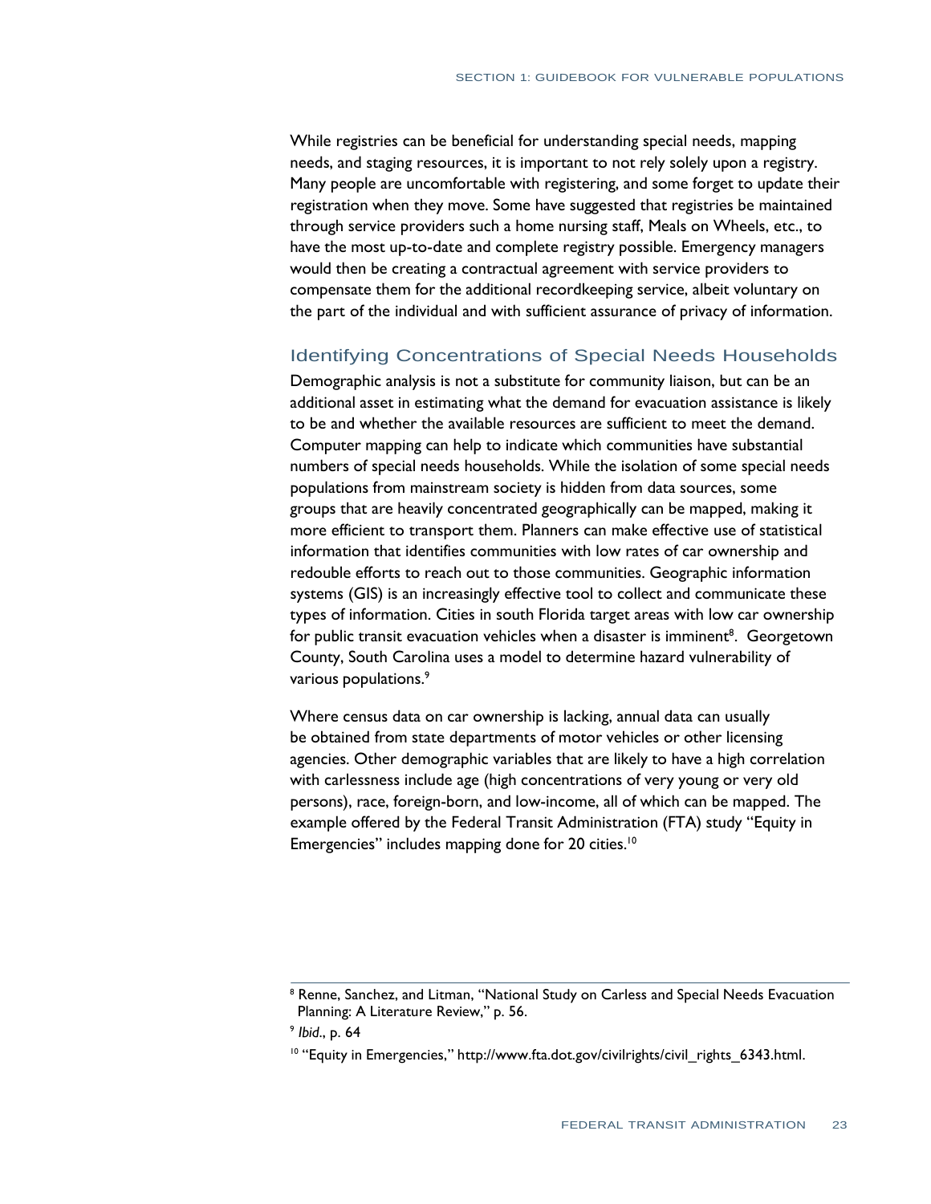While registries can be beneficial for understanding special needs, mapping needs, and staging resources, it is important to not rely solely upon a registry. Many people are uncomfortable with registering, and some forget to update their registration when they move. Some have suggested that registries be maintained through service providers such a home nursing staff, Meals on Wheels, etc., to have the most up-to-date and complete registry possible. Emergency managers would then be creating a contractual agreement with service providers to compensate them for the additional recordkeeping service, albeit voluntary on the part of the individual and with sufficient assurance of privacy of information.

## Identifying Concentrations of Special Needs Households

Demographic analysis is not a substitute for community liaison, but can be an additional asset in estimating what the demand for evacuation assistance is likely to be and whether the available resources are sufficient to meet the demand. Computer mapping can help to indicate which communities have substantial numbers of special needs households. While the isolation of some special needs populations from mainstream society is hidden from data sources, some groups that are heavily concentrated geographically can be mapped, making it more efficient to transport them. Planners can make effective use of statistical information that identifies communities with low rates of car ownership and redouble efforts to reach out to those communities. Geographic information systems (GIS) is an increasingly effective tool to collect and communicate these types of information. Cities in south Florida target areas with low car ownership for public transit evacuation vehicles when a disaster is imminent[8]. Georgetown County, South Carolina uses a model to determine hazard vulnerability of various populations.[9]

Where census data on car ownership is lacking, annual data can usually be obtained from state departments of motor vehicles or other licensing agencies. Other demographic variables that are likely to have a high correlation with carlessness include age (high concentrations of very young or very old persons), race, foreign-born, and low-income, all of which can be mapped. The example offered by the Federal Transit Administration (FTA) study "Equity in Emergencies" includes mapping done for 20 cities.[10]

---

[8] Renne, Sanchez, and Litman, "National Study on Carless and Special Needs Evacuation Planning: A Literature Review," p. 56.

[9] *Ibid*., p. 64

[10] "Equity in Emergencies," http://www.fta.dot.gov/civilrights/civil_rights_6343.html.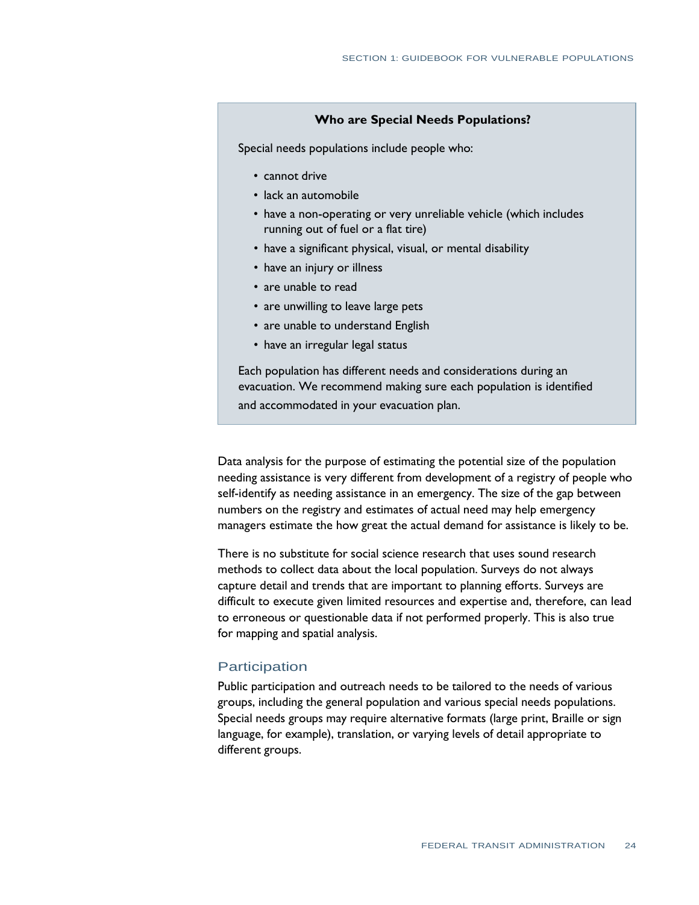**Who are Special Needs Populations?**

Special needs populations include people who:

- cannot drive
- lack an automobile
- have a non-operating or very unreliable vehicle (which includes running out of fuel or a flat tire)
- have a significant physical, visual, or mental disability
- have an injury or illness
- are unable to read
- are unwilling to leave large pets
- are unable to understand English
- have an irregular legal status

Each population has different needs and considerations during an evacuation. We recommend making sure each population is identified and accommodated in your evacuation plan.

Data analysis for the purpose of estimating the potential size of the population needing assistance is very different from development of a registry of people who self-identify as needing assistance in an emergency. The size of the gap between numbers on the registry and estimates of actual need may help emergency managers estimate the how great the actual demand for assistance is likely to be.

There is no substitute for social science research that uses sound research methods to collect data about the local population. Surveys do not always capture detail and trends that are important to planning efforts. Surveys are difficult to execute given limited resources and expertise and, therefore, can lead to erroneous or questionable data if not performed properly. This is also true for mapping and spatial analysis.

## Participation

Public participation and outreach needs to be tailored to the needs of various groups, including the general population and various special needs populations. Special needs groups may require alternative formats (large print, Braille or sign language, for example), translation, or varying levels of detail appropriate to different groups.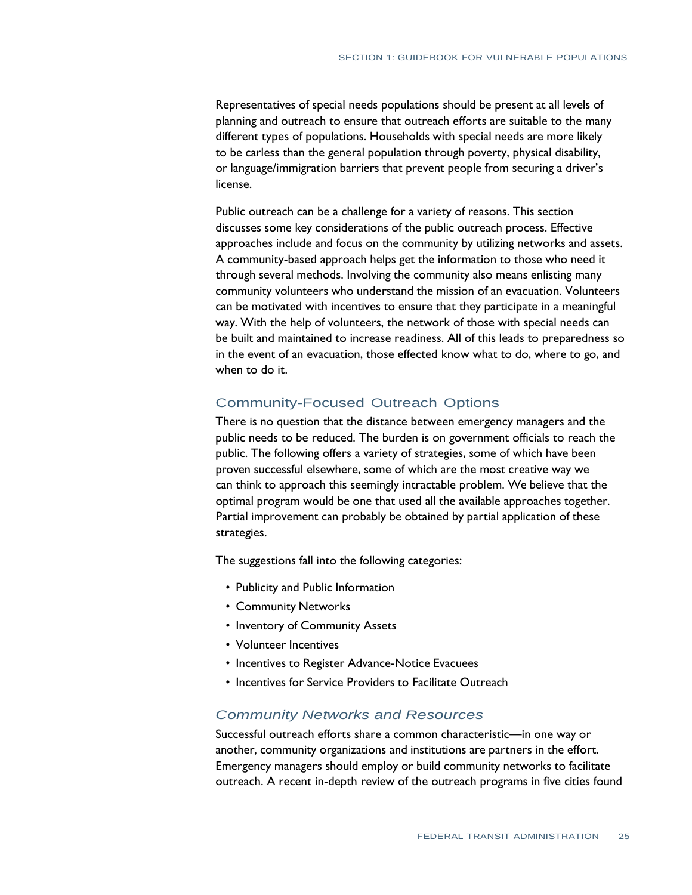Representatives of special needs populations should be present at all levels of planning and outreach to ensure that outreach efforts are suitable to the many different types of populations. Households with special needs are more likely to be carless than the general population through poverty, physical disability, or language/immigration barriers that prevent people from securing a driver's license.

Public outreach can be a challenge for a variety of reasons. This section discusses some key considerations of the public outreach process. Effective approaches include and focus on the community by utilizing networks and assets. A community-based approach helps get the information to those who need it through several methods. Involving the community also means enlisting many community volunteers who understand the mission of an evacuation. Volunteers can be motivated with incentives to ensure that they participate in a meaningful way. With the help of volunteers, the network of those with special needs can be built and maintained to increase readiness. All of this leads to preparedness so in the event of an evacuation, those effected know what to do, where to go, and when to do it.

## Community-Focused Outreach Options

There is no question that the distance between emergency managers and the public needs to be reduced. The burden is on government officials to reach the public. The following offers a variety of strategies, some of which have been proven successful elsewhere, some of which are the most creative way we can think to approach this seemingly intractable problem. We believe that the optimal program would be one that used all the available approaches together. Partial improvement can probably be obtained by partial application of these strategies.

The suggestions fall into the following categories:

- Publicity and Public Information
- Community Networks
- Inventory of Community Assets
- Volunteer Incentives
- Incentives to Register Advance-Notice Evacuees
- Incentives for Service Providers to Facilitate Outreach

### *Community Networks and Resources*

Successful outreach efforts share a common characteristic—in one way or another, community organizations and institutions are partners in the effort. Emergency managers should employ or build community networks to facilitate outreach. A recent in-depth review of the outreach programs in five cities found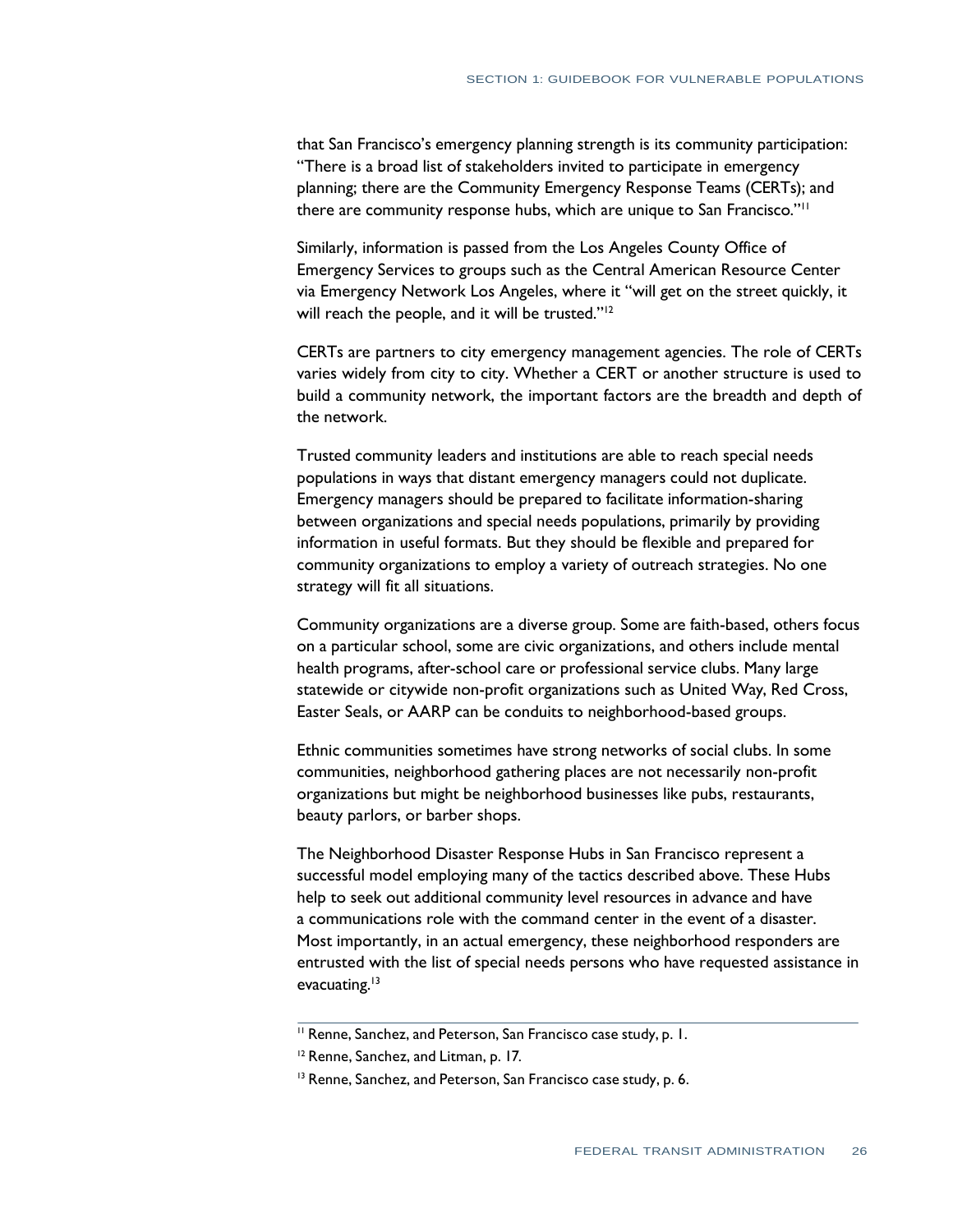that San Francisco's emergency planning strength is its community participation: "There is a broad list of stakeholders invited to participate in emergency planning; there are the Community Emergency Response Teams (CERTs); and there are community response hubs, which are unique to San Francisco."[11]

Similarly, information is passed from the Los Angeles County Office of Emergency Services to groups such as the Central American Resource Center via Emergency Network Los Angeles, where it "will get on the street quickly, it will reach the people, and it will be trusted."[12]

CERTs are partners to city emergency management agencies. The role of CERTs varies widely from city to city. Whether a CERT or another structure is used to build a community network, the important factors are the breadth and depth of the network.

Trusted community leaders and institutions are able to reach special needs populations in ways that distant emergency managers could not duplicate. Emergency managers should be prepared to facilitate information-sharing between organizations and special needs populations, primarily by providing information in useful formats. But they should be flexible and prepared for community organizations to employ a variety of outreach strategies. No one strategy will fit all situations.

Community organizations are a diverse group. Some are faith-based, others focus on a particular school, some are civic organizations, and others include mental health programs, after-school care or professional service clubs. Many large statewide or citywide non-profit organizations such as United Way, Red Cross, Easter Seals, or AARP can be conduits to neighborhood-based groups.

Ethnic communities sometimes have strong networks of social clubs. In some communities, neighborhood gathering places are not necessarily non-profit organizations but might be neighborhood businesses like pubs, restaurants, beauty parlors, or barber shops.

The Neighborhood Disaster Response Hubs in San Francisco represent a successful model employing many of the tactics described above. These Hubs help to seek out additional community level resources in advance and have a communications role with the command center in the event of a disaster. Most importantly, in an actual emergency, these neighborhood responders are entrusted with the list of special needs persons who have requested assistance in evacuating.[13]

---

[11] Renne, Sanchez, and Peterson, San Francisco case study, p. 1.

[12] Renne, Sanchez, and Litman, p. 17.

[13] Renne, Sanchez, and Peterson, San Francisco case study, p. 6.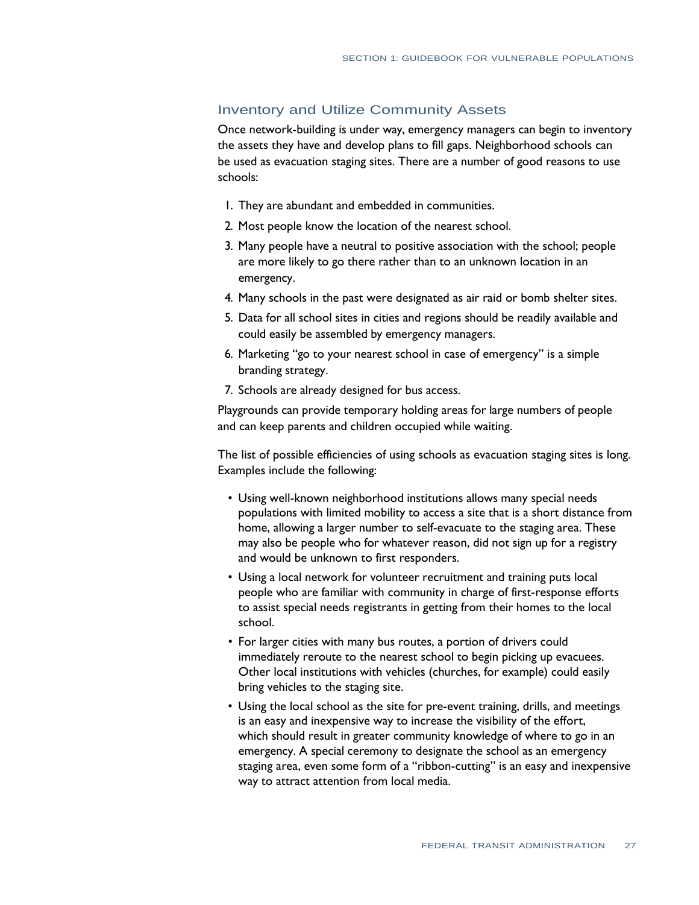## Inventory and Utilize Community Assets

Once network-building is under way, emergency managers can begin to inventory the assets they have and develop plans to fill gaps. Neighborhood schools can be used as evacuation staging sites. There are a number of good reasons to use schools:

1. They are abundant and embedded in communities.
2. Most people know the location of the nearest school.
3. Many people have a neutral to positive association with the school; people are more likely to go there rather than to an unknown location in an emergency.
4. Many schools in the past were designated as air raid or bomb shelter sites.
5. Data for all school sites in cities and regions should be readily available and could easily be assembled by emergency managers.
6. Marketing "go to your nearest school in case of emergency" is a simple branding strategy.
7. Schools are already designed for bus access.

Playgrounds can provide temporary holding areas for large numbers of people and can keep parents and children occupied while waiting.

The list of possible efficiencies of using schools as evacuation staging sites is long. Examples include the following:

- Using well-known neighborhood institutions allows many special needs populations with limited mobility to access a site that is a short distance from home, allowing a larger number to self-evacuate to the staging area. These may also be people who for whatever reason, did not sign up for a registry and would be unknown to first responders.
- Using a local network for volunteer recruitment and training puts local people who are familiar with community in charge of first-response efforts to assist special needs registrants in getting from their homes to the local school.
- For larger cities with many bus routes, a portion of drivers could immediately reroute to the nearest school to begin picking up evacuees. Other local institutions with vehicles (churches, for example) could easily bring vehicles to the staging site.
- Using the local school as the site for pre-event training, drills, and meetings is an easy and inexpensive way to increase the visibility of the effort, which should result in greater community knowledge of where to go in an emergency. A special ceremony to designate the school as an emergency staging area, even some form of a "ribbon-cutting" is an easy and inexpensive way to attract attention from local media.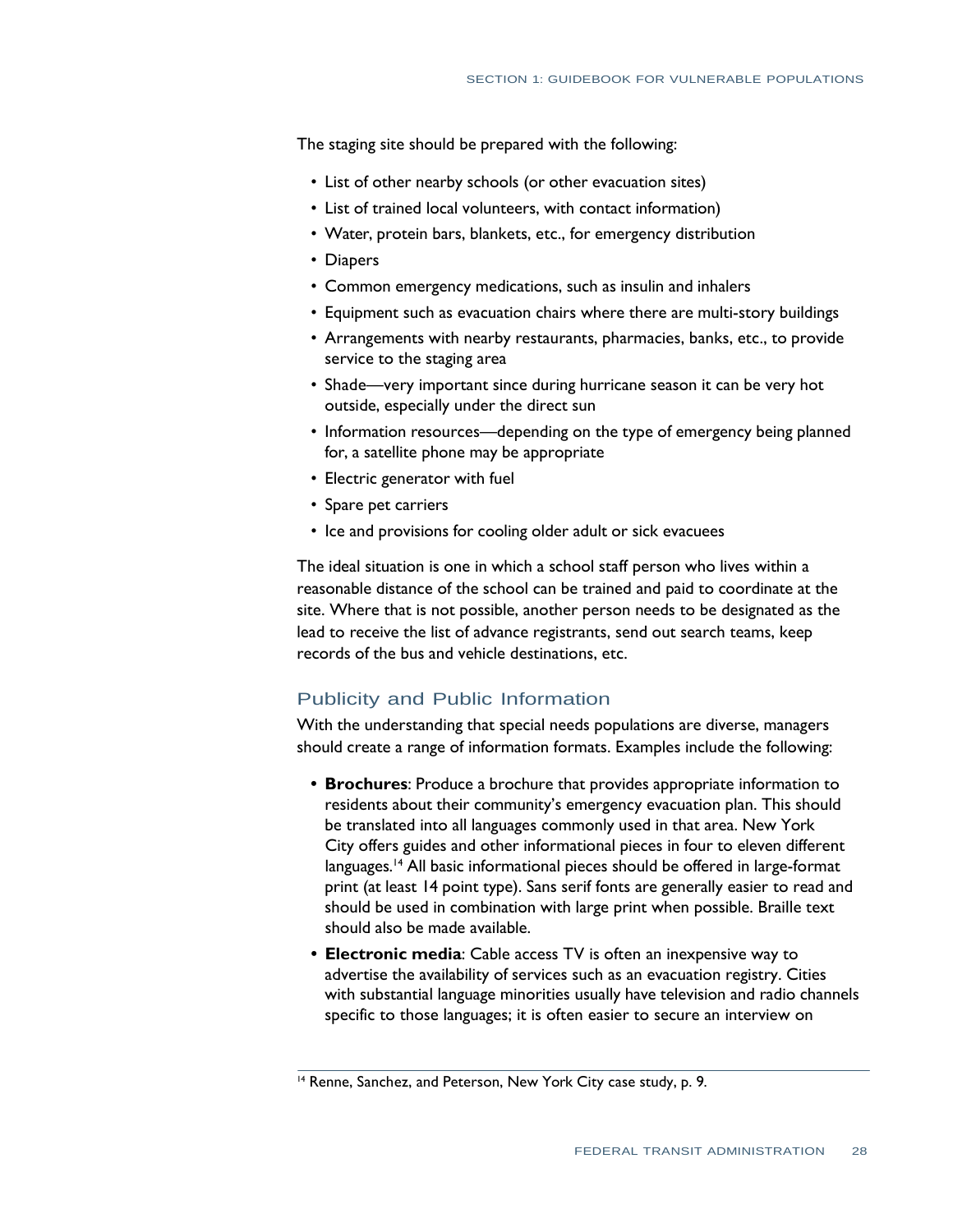The staging site should be prepared with the following:

- List of other nearby schools (or other evacuation sites)
- List of trained local volunteers, with contact information)
- Water, protein bars, blankets, etc., for emergency distribution
- Diapers
- Common emergency medications, such as insulin and inhalers
- Equipment such as evacuation chairs where there are multi-story buildings
- Arrangements with nearby restaurants, pharmacies, banks, etc., to provide service to the staging area
- Shade—very important since during hurricane season it can be very hot outside, especially under the direct sun
- Information resources—depending on the type of emergency being planned for, a satellite phone may be appropriate
- Electric generator with fuel
- Spare pet carriers
- Ice and provisions for cooling older adult or sick evacuees

The ideal situation is one in which a school staff person who lives within a reasonable distance of the school can be trained and paid to coordinate at the site. Where that is not possible, another person needs to be designated as the lead to receive the list of advance registrants, send out search teams, keep records of the bus and vehicle destinations, etc.

## Publicity and Public Information

With the understanding that special needs populations are diverse, managers should create a range of information formats. Examples include the following:

- **Brochures**: Produce a brochure that provides appropriate information to residents about their community's emergency evacuation plan. This should be translated into all languages commonly used in that area. New York City offers guides and other informational pieces in four to eleven different languages.[14] All basic informational pieces should be offered in large-format print (at least 14 point type). Sans serif fonts are generally easier to read and should be used in combination with large print when possible. Braille text should also be made available.
- **Electronic media**: Cable access TV is often an inexpensive way to advertise the availability of services such as an evacuation registry. Cities with substantial language minorities usually have television and radio channels specific to those languages; it is often easier to secure an interview on

[14] Renne, Sanchez, and Peterson, New York City case study, p. 9.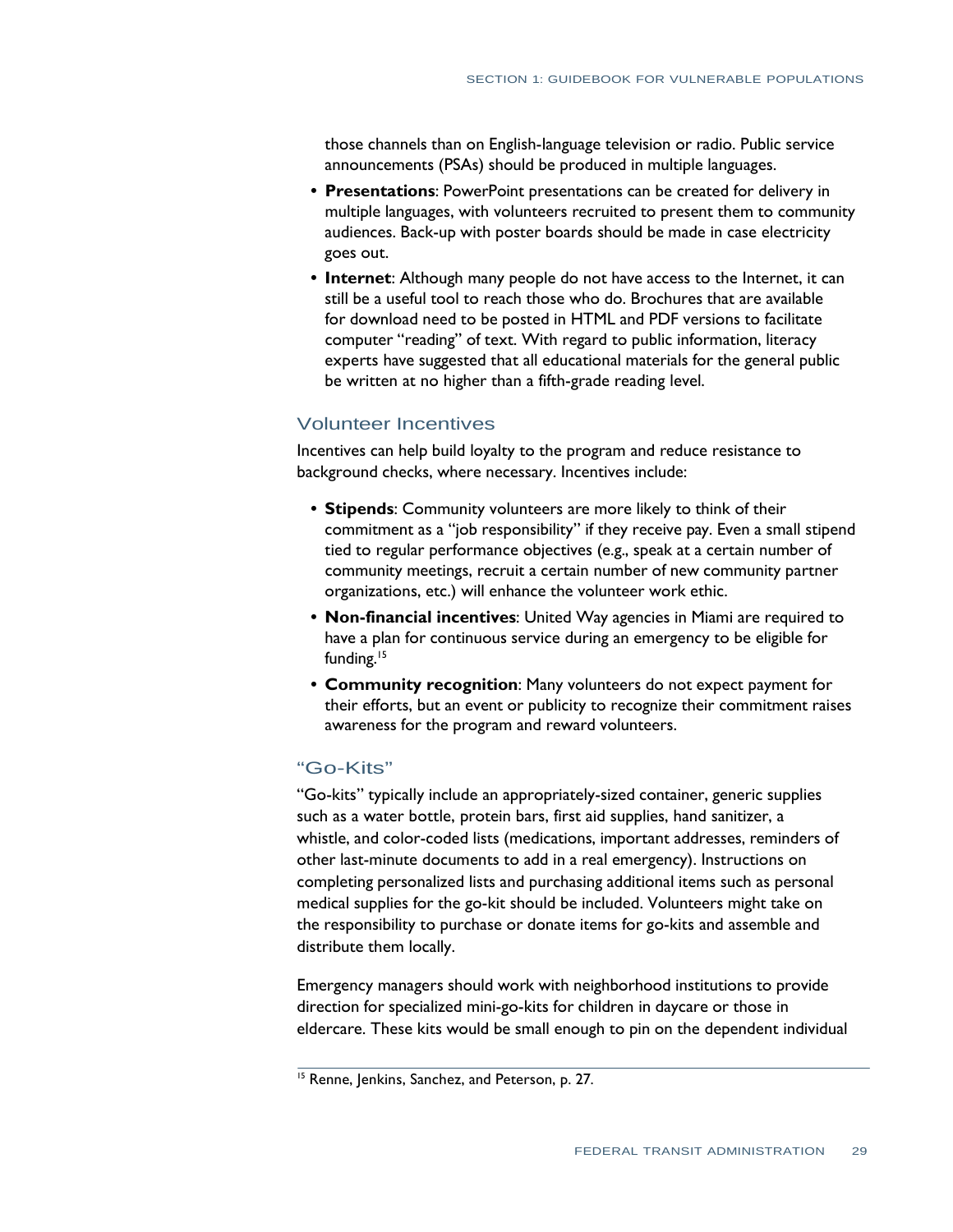those channels than on English-language television or radio. Public service announcements (PSAs) should be produced in multiple languages.

- **Presentations**: PowerPoint presentations can be created for delivery in multiple languages, with volunteers recruited to present them to community audiences. Back-up with poster boards should be made in case electricity goes out.
- **Internet**: Although many people do not have access to the Internet, it can still be a useful tool to reach those who do. Brochures that are available for download need to be posted in HTML and PDF versions to facilitate computer "reading" of text. With regard to public information, literacy experts have suggested that all educational materials for the general public be written at no higher than a fifth-grade reading level.

### Volunteer Incentives

Incentives can help build loyalty to the program and reduce resistance to background checks, where necessary. Incentives include:

- **Stipends**: Community volunteers are more likely to think of their commitment as a "job responsibility" if they receive pay. Even a small stipend tied to regular performance objectives (e.g., speak at a certain number of community meetings, recruit a certain number of new community partner organizations, etc.) will enhance the volunteer work ethic.
- **Non-financial incentives**: United Way agencies in Miami are required to have a plan for continuous service during an emergency to be eligible for funding.[15]
- **Community recognition**: Many volunteers do not expect payment for their efforts, but an event or publicity to recognize their commitment raises awareness for the program and reward volunteers.

### "Go-Kits"

"Go-kits" typically include an appropriately-sized container, generic supplies such as a water bottle, protein bars, first aid supplies, hand sanitizer, a whistle, and color-coded lists (medications, important addresses, reminders of other last-minute documents to add in a real emergency). Instructions on completing personalized lists and purchasing additional items such as personal medical supplies for the go-kit should be included. Volunteers might take on the responsibility to purchase or donate items for go-kits and assemble and distribute them locally.

Emergency managers should work with neighborhood institutions to provide direction for specialized mini-go-kits for children in daycare or those in eldercare. These kits would be small enough to pin on the dependent individual

[15] Renne, Jenkins, Sanchez, and Peterson, p. 27.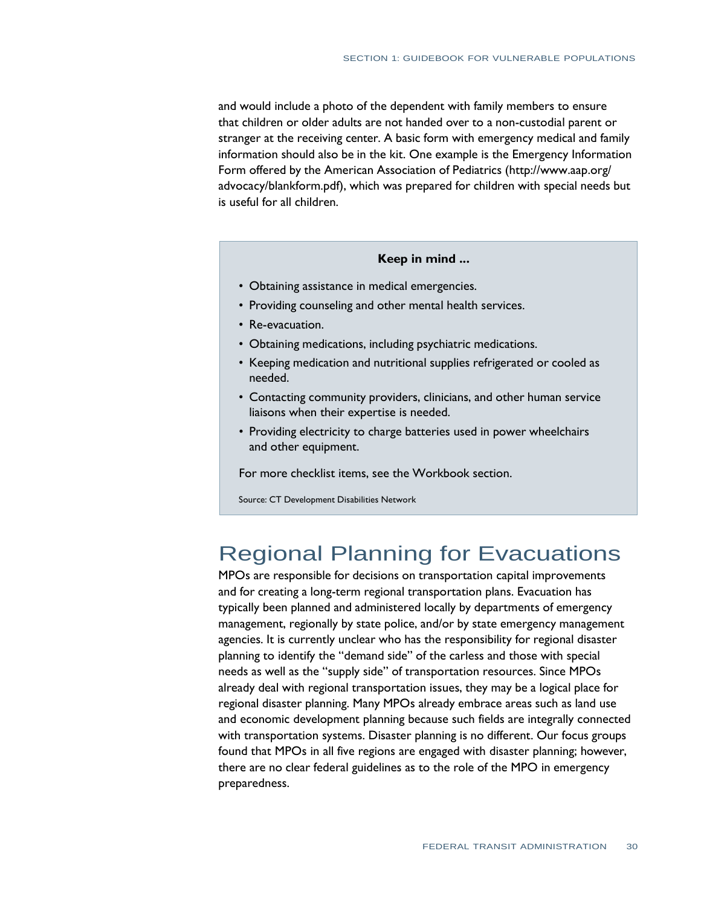and would include a photo of the dependent with family members to ensure that children or older adults are not handed over to a non-custodial parent or stranger at the receiving center. A basic form with emergency medical and family information should also be in the kit. One example is the Emergency Information Form offered by the American Association of Pediatrics (http://www.aap.org/advocacy/blankform.pdf), which was prepared for children with special needs but is useful for all children.

**Keep in mind ...**

- Obtaining assistance in medical emergencies.
- Providing counseling and other mental health services.
- Re-evacuation.
- Obtaining medications, including psychiatric medications.
- Keeping medication and nutritional supplies refrigerated or cooled as needed.
- Contacting community providers, clinicians, and other human service liaisons when their expertise is needed.
- Providing electricity to charge batteries used in power wheelchairs and other equipment.

For more checklist items, see the Workbook section.

Source: CT Development Disabilities Network

## Regional Planning for Evacuations

MPOs are responsible for decisions on transportation capital improvements and for creating a long-term regional transportation plans. Evacuation has typically been planned and administered locally by departments of emergency management, regionally by state police, and/or by state emergency management agencies. It is currently unclear who has the responsibility for regional disaster planning to identify the "demand side" of the carless and those with special needs as well as the "supply side" of transportation resources. Since MPOs already deal with regional transportation issues, they may be a logical place for regional disaster planning. Many MPOs already embrace areas such as land use and economic development planning because such fields are integrally connected with transportation systems. Disaster planning is no different. Our focus groups found that MPOs in all five regions are engaged with disaster planning; however, there are no clear federal guidelines as to the role of the MPO in emergency preparedness.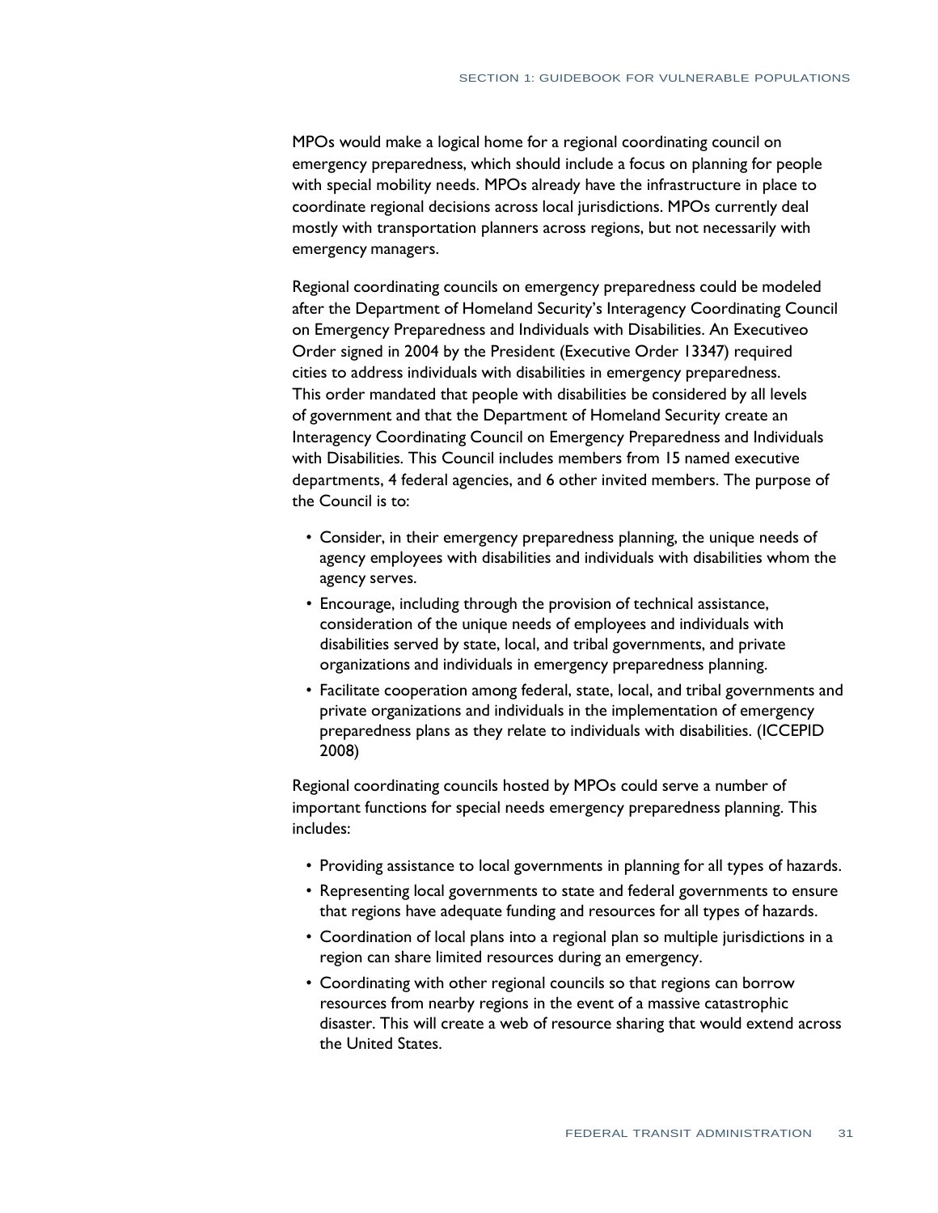MPOs would make a logical home for a regional coordinating council on emergency preparedness, which should include a focus on planning for people with special mobility needs. MPOs already have the infrastructure in place to coordinate regional decisions across local jurisdictions. MPOs currently deal mostly with transportation planners across regions, but not necessarily with emergency managers.

Regional coordinating councils on emergency preparedness could be modeled after the Department of Homeland Security's Interagency Coordinating Council on Emergency Preparedness and Individuals with Disabilities. An Executiveo Order signed in 2004 by the President (Executive Order 13347) required cities to address individuals with disabilities in emergency preparedness. This order mandated that people with disabilities be considered by all levels of government and that the Department of Homeland Security create an Interagency Coordinating Council on Emergency Preparedness and Individuals with Disabilities. This Council includes members from 15 named executive departments, 4 federal agencies, and 6 other invited members. The purpose of the Council is to:

- Consider, in their emergency preparedness planning, the unique needs of agency employees with disabilities and individuals with disabilities whom the agency serves.
- Encourage, including through the provision of technical assistance, consideration of the unique needs of employees and individuals with disabilities served by state, local, and tribal governments, and private organizations and individuals in emergency preparedness planning.
- Facilitate cooperation among federal, state, local, and tribal governments and private organizations and individuals in the implementation of emergency preparedness plans as they relate to individuals with disabilities. (ICCEPID 2008)

Regional coordinating councils hosted by MPOs could serve a number of important functions for special needs emergency preparedness planning. This includes:

- Providing assistance to local governments in planning for all types of hazards.
- Representing local governments to state and federal governments to ensure that regions have adequate funding and resources for all types of hazards.
- Coordination of local plans into a regional plan so multiple jurisdictions in a region can share limited resources during an emergency.
- Coordinating with other regional councils so that regions can borrow resources from nearby regions in the event of a massive catastrophic disaster. This will create a web of resource sharing that would extend across the United States.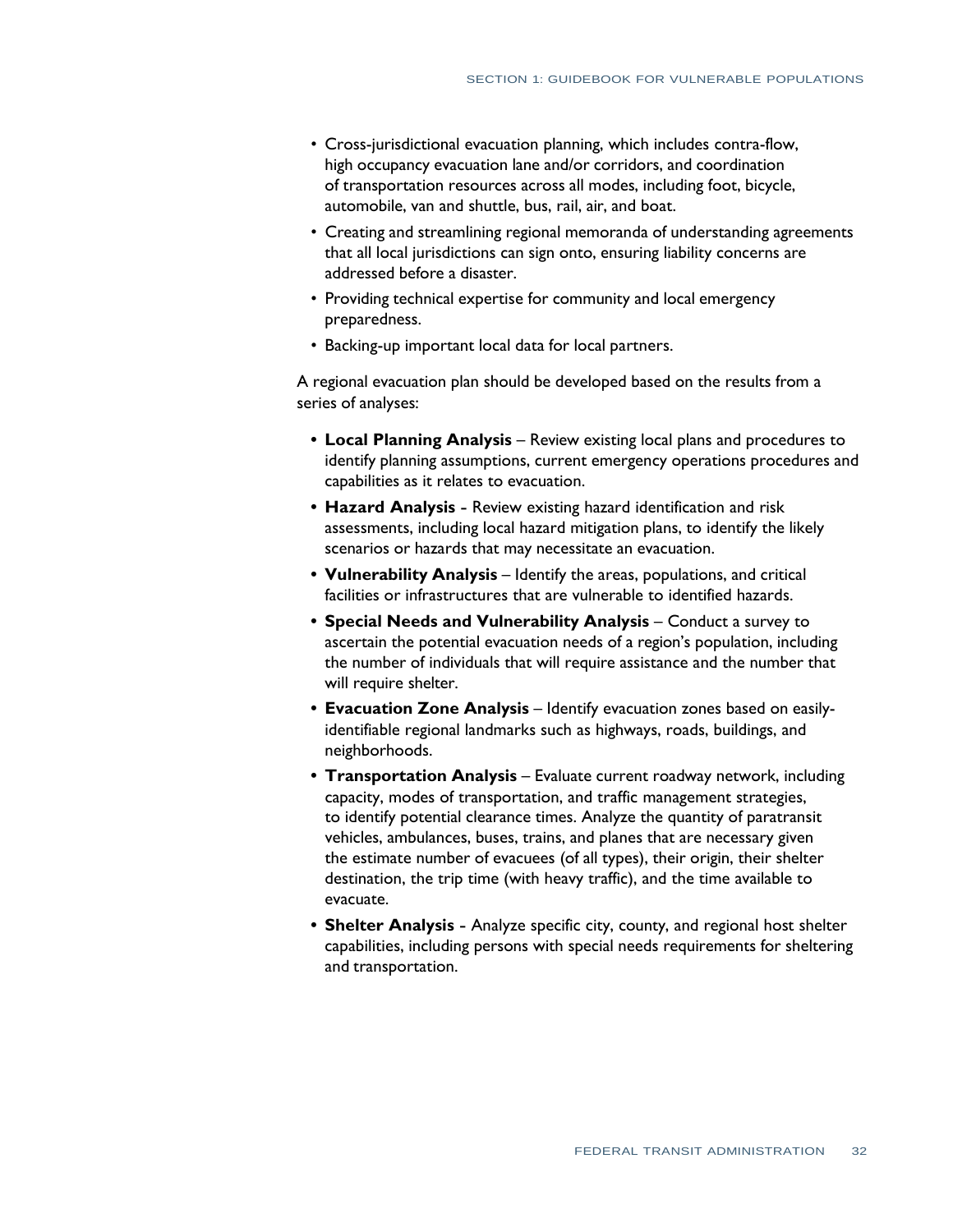- Cross-jurisdictional evacuation planning, which includes contra-flow, high occupancy evacuation lane and/or corridors, and coordination of transportation resources across all modes, including foot, bicycle, automobile, van and shuttle, bus, rail, air, and boat.
- Creating and streamlining regional memoranda of understanding agreements that all local jurisdictions can sign onto, ensuring liability concerns are addressed before a disaster.
- Providing technical expertise for community and local emergency preparedness.
- Backing-up important local data for local partners.

A regional evacuation plan should be developed based on the results from a series of analyses:

- **Local Planning Analysis** – Review existing local plans and procedures to identify planning assumptions, current emergency operations procedures and capabilities as it relates to evacuation.
- **Hazard Analysis** - Review existing hazard identification and risk assessments, including local hazard mitigation plans, to identify the likely scenarios or hazards that may necessitate an evacuation.
- **Vulnerability Analysis** – Identify the areas, populations, and critical facilities or infrastructures that are vulnerable to identified hazards.
- **Special Needs and Vulnerability Analysis** – Conduct a survey to ascertain the potential evacuation needs of a region's population, including the number of individuals that will require assistance and the number that will require shelter.
- **Evacuation Zone Analysis** – Identify evacuation zones based on easily-identifiable regional landmarks such as highways, roads, buildings, and neighborhoods.
- **Transportation Analysis** – Evaluate current roadway network, including capacity, modes of transportation, and traffic management strategies, to identify potential clearance times. Analyze the quantity of paratransit vehicles, ambulances, buses, trains, and planes that are necessary given the estimate number of evacuees (of all types), their origin, their shelter destination, the trip time (with heavy traffic), and the time available to evacuate.
- **Shelter Analysis** - Analyze specific city, county, and regional host shelter capabilities, including persons with special needs requirements for sheltering and transportation.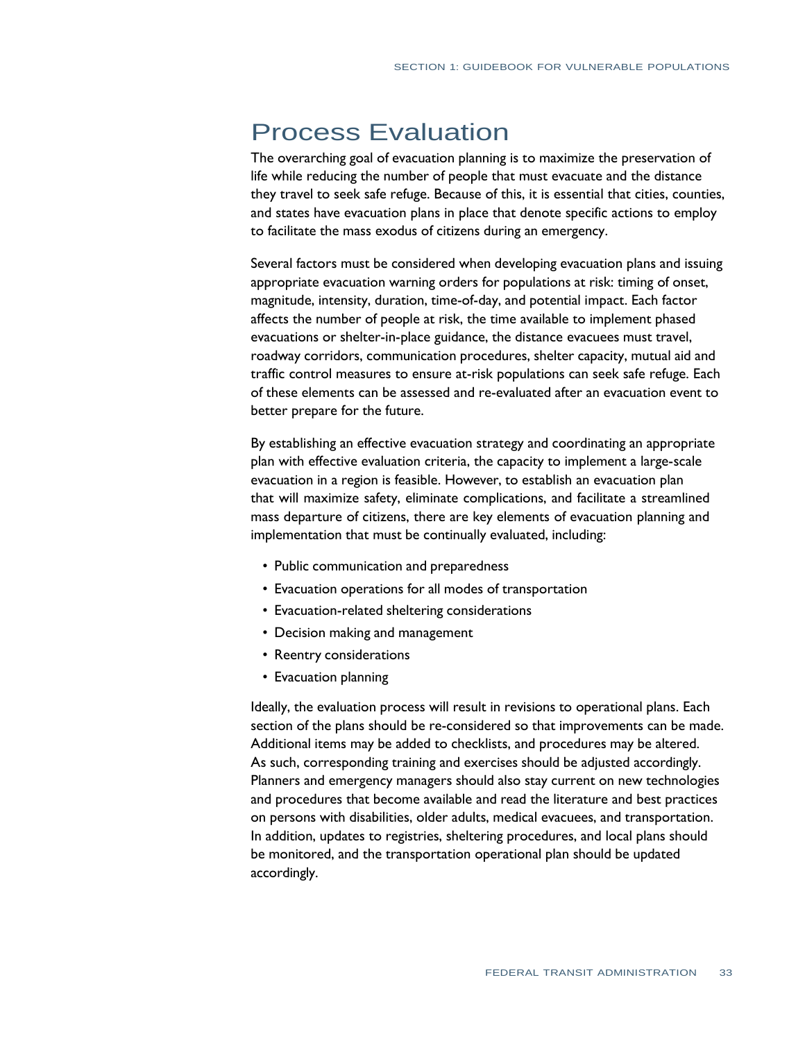# Process Evaluation

The overarching goal of evacuation planning is to maximize the preservation of life while reducing the number of people that must evacuate and the distance they travel to seek safe refuge. Because of this, it is essential that cities, counties, and states have evacuation plans in place that denote specific actions to employ to facilitate the mass exodus of citizens during an emergency.

Several factors must be considered when developing evacuation plans and issuing appropriate evacuation warning orders for populations at risk: timing of onset, magnitude, intensity, duration, time-of-day, and potential impact. Each factor affects the number of people at risk, the time available to implement phased evacuations or shelter-in-place guidance, the distance evacuees must travel, roadway corridors, communication procedures, shelter capacity, mutual aid and traffic control measures to ensure at-risk populations can seek safe refuge. Each of these elements can be assessed and re-evaluated after an evacuation event to better prepare for the future.

By establishing an effective evacuation strategy and coordinating an appropriate plan with effective evaluation criteria, the capacity to implement a large-scale evacuation in a region is feasible. However, to establish an evacuation plan that will maximize safety, eliminate complications, and facilitate a streamlined mass departure of citizens, there are key elements of evacuation planning and implementation that must be continually evaluated, including:

- Public communication and preparedness
- Evacuation operations for all modes of transportation
- Evacuation-related sheltering considerations
- Decision making and management
- Reentry considerations
- Evacuation planning

Ideally, the evaluation process will result in revisions to operational plans. Each section of the plans should be re-considered so that improvements can be made. Additional items may be added to checklists, and procedures may be altered. As such, corresponding training and exercises should be adjusted accordingly. Planners and emergency managers should also stay current on new technologies and procedures that become available and read the literature and best practices on persons with disabilities, older adults, medical evacuees, and transportation. In addition, updates to registries, sheltering procedures, and local plans should be monitored, and the transportation operational plan should be updated accordingly.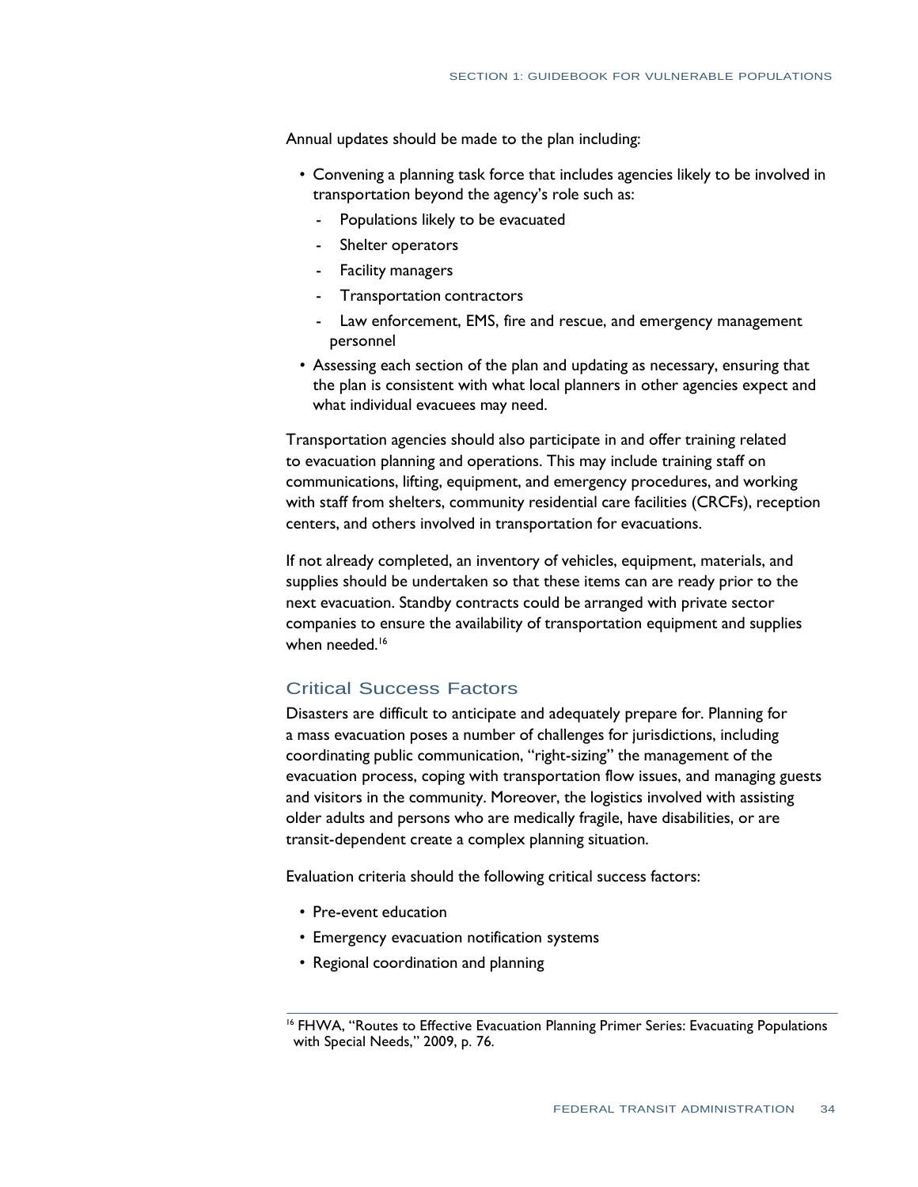Annual updates should be made to the plan including:

- Convening a planning task force that includes agencies likely to be involved in transportation beyond the agency's role such as:
  - Populations likely to be evacuated
  - Shelter operators
  - Facility managers
  - Transportation contractors
  - Law enforcement, EMS, fire and rescue, and emergency management personnel
- Assessing each section of the plan and updating as necessary, ensuring that the plan is consistent with what local planners in other agencies expect and what individual evacuees may need.

Transportation agencies should also participate in and offer training related to evacuation planning and operations. This may include training staff on communications, lifting, equipment, and emergency procedures, and working with staff from shelters, community residential care facilities (CRCFs), reception centers, and others involved in transportation for evacuations.

If not already completed, an inventory of vehicles, equipment, materials, and supplies should be undertaken so that these items can are ready prior to the next evacuation. Standby contracts could be arranged with private sector companies to ensure the availability of transportation equipment and supplies when needed.[16]

## Critical Success Factors

Disasters are difficult to anticipate and adequately prepare for. Planning for a mass evacuation poses a number of challenges for jurisdictions, including coordinating public communication, "right-sizing" the management of the evacuation process, coping with transportation flow issues, and managing guests and visitors in the community. Moreover, the logistics involved with assisting older adults and persons who are medically fragile, have disabilities, or are transit-dependent create a complex planning situation.

Evaluation criteria should the following critical success factors:

- Pre-event education
- Emergency evacuation notification systems
- Regional coordination and planning

[16] FHWA, "Routes to Effective Evacuation Planning Primer Series: Evacuating Populations with Special Needs," 2009, p. 76.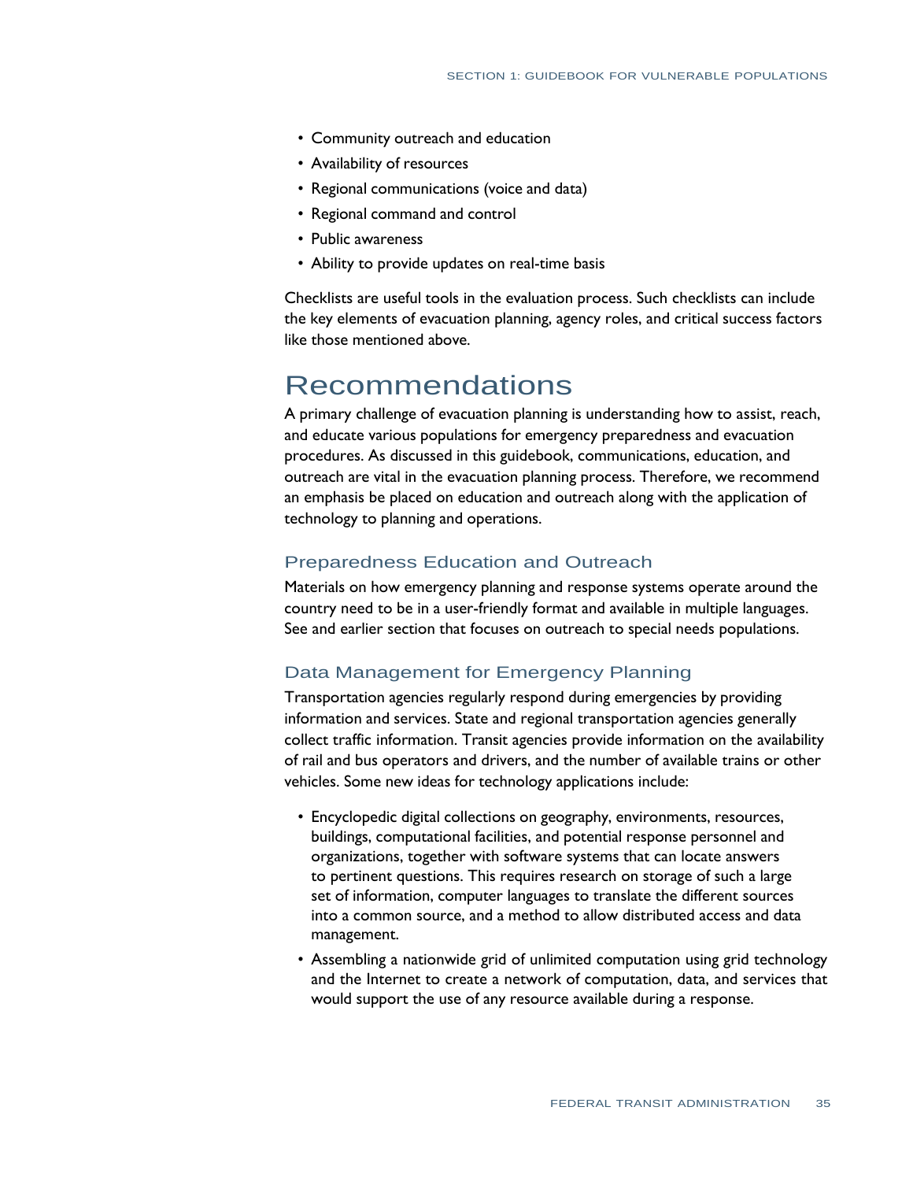- Community outreach and education
- Availability of resources
- Regional communications (voice and data)
- Regional command and control
- Public awareness
- Ability to provide updates on real-time basis

Checklists are useful tools in the evaluation process. Such checklists can include the key elements of evacuation planning, agency roles, and critical success factors like those mentioned above.

# Recommendations

A primary challenge of evacuation planning is understanding how to assist, reach, and educate various populations for emergency preparedness and evacuation procedures. As discussed in this guidebook, communications, education, and outreach are vital in the evacuation planning process. Therefore, we recommend an emphasis be placed on education and outreach along with the application of technology to planning and operations.

## Preparedness Education and Outreach

Materials on how emergency planning and response systems operate around the country need to be in a user-friendly format and available in multiple languages. See and earlier section that focuses on outreach to special needs populations.

## Data Management for Emergency Planning

Transportation agencies regularly respond during emergencies by providing information and services. State and regional transportation agencies generally collect traffic information. Transit agencies provide information on the availability of rail and bus operators and drivers, and the number of available trains or other vehicles. Some new ideas for technology applications include:

- Encyclopedic digital collections on geography, environments, resources, buildings, computational facilities, and potential response personnel and organizations, together with software systems that can locate answers to pertinent questions. This requires research on storage of such a large set of information, computer languages to translate the different sources into a common source, and a method to allow distributed access and data management.
- Assembling a nationwide grid of unlimited computation using grid technology and the Internet to create a network of computation, data, and services that would support the use of any resource available during a response.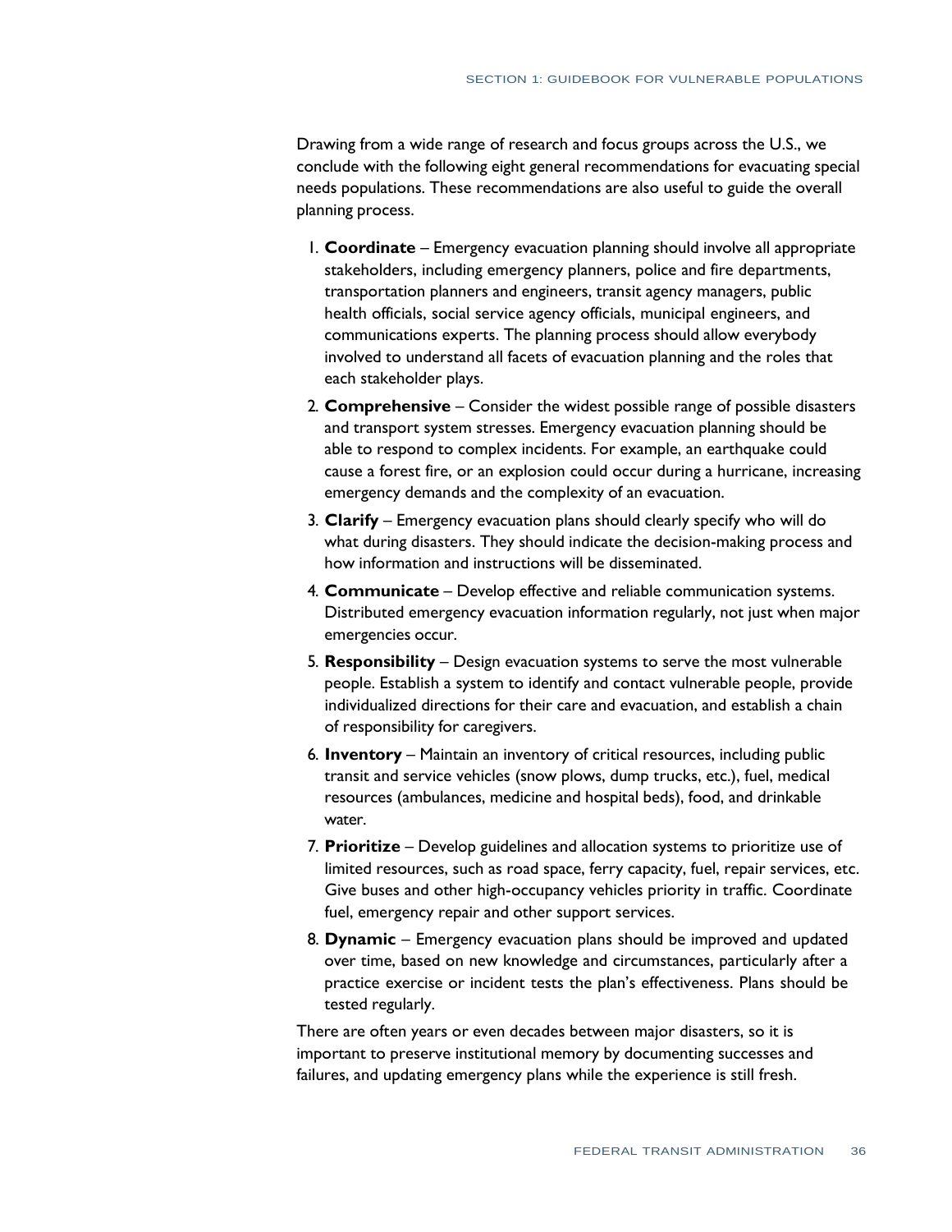Drawing from a wide range of research and focus groups across the U.S., we conclude with the following eight general recommendations for evacuating special needs populations. These recommendations are also useful to guide the overall planning process.

1. **Coordinate** – Emergency evacuation planning should involve all appropriate stakeholders, including emergency planners, police and fire departments, transportation planners and engineers, transit agency managers, public health officials, social service agency officials, municipal engineers, and communications experts. The planning process should allow everybody involved to understand all facets of evacuation planning and the roles that each stakeholder plays.
2. **Comprehensive** – Consider the widest possible range of possible disasters and transport system stresses. Emergency evacuation planning should be able to respond to complex incidents. For example, an earthquake could cause a forest fire, or an explosion could occur during a hurricane, increasing emergency demands and the complexity of an evacuation.
3. **Clarify** – Emergency evacuation plans should clearly specify who will do what during disasters. They should indicate the decision-making process and how information and instructions will be disseminated.
4. **Communicate** – Develop effective and reliable communication systems. Distributed emergency evacuation information regularly, not just when major emergencies occur.
5. **Responsibility** – Design evacuation systems to serve the most vulnerable people. Establish a system to identify and contact vulnerable people, provide individualized directions for their care and evacuation, and establish a chain of responsibility for caregivers.
6. **Inventory** – Maintain an inventory of critical resources, including public transit and service vehicles (snow plows, dump trucks, etc.), fuel, medical resources (ambulances, medicine and hospital beds), food, and drinkable water.
7. **Prioritize** – Develop guidelines and allocation systems to prioritize use of limited resources, such as road space, ferry capacity, fuel, repair services, etc. Give buses and other high-occupancy vehicles priority in traffic. Coordinate fuel, emergency repair and other support services.
8. **Dynamic** – Emergency evacuation plans should be improved and updated over time, based on new knowledge and circumstances, particularly after a practice exercise or incident tests the plan's effectiveness. Plans should be tested regularly.

There are often years or even decades between major disasters, so it is important to preserve institutional memory by documenting successes and failures, and updating emergency plans while the experience is still fresh.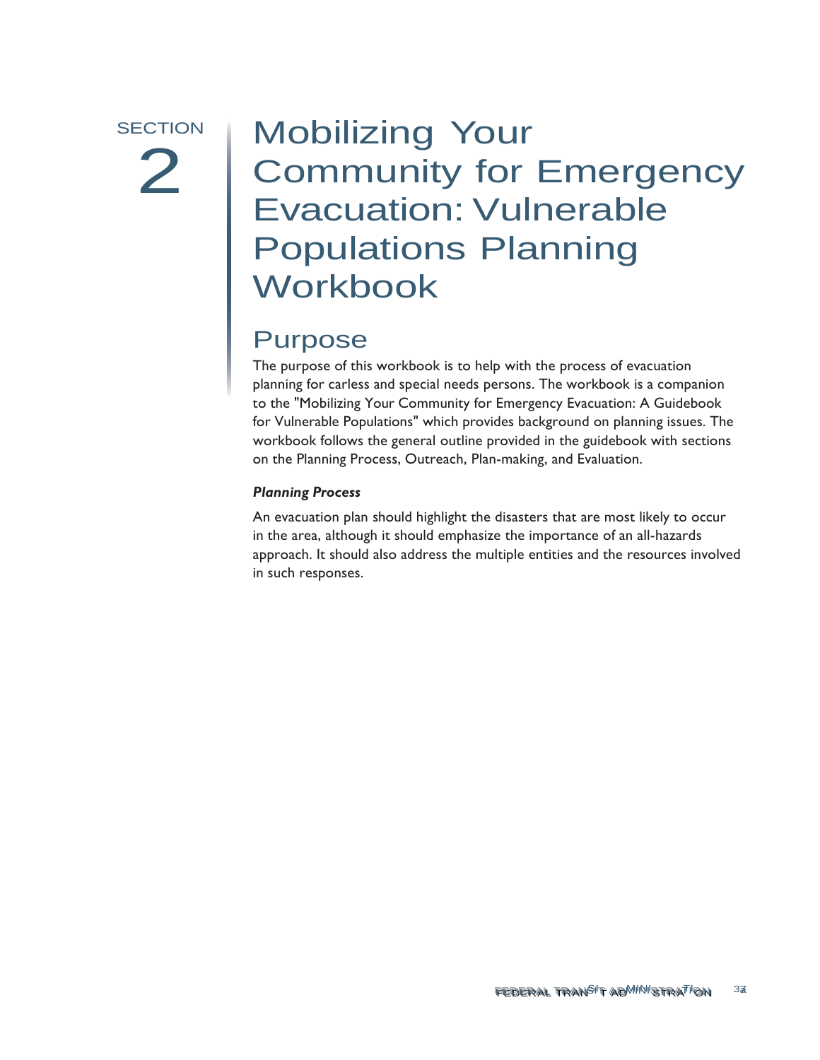SECTION

2

# Mobilizing Your Community for Emergency Evacuation: Vulnerable Populations Planning Workbook

## Purpose

The purpose of this workbook is to help with the process of evacuation planning for carless and special needs persons. The workbook is a companion to the "Mobilizing Your Community for Emergency Evacuation: A Guidebook for Vulnerable Populations" which provides background on planning issues. The workbook follows the general outline provided in the guidebook with sections on the Planning Process, Outreach, Plan-making, and Evaluation.

***Planning Process***

An evacuation plan should highlight the disasters that are most likely to occur in the area, although it should emphasize the importance of an all-hazards approach. It should also address the multiple entities and the resources involved in such responses.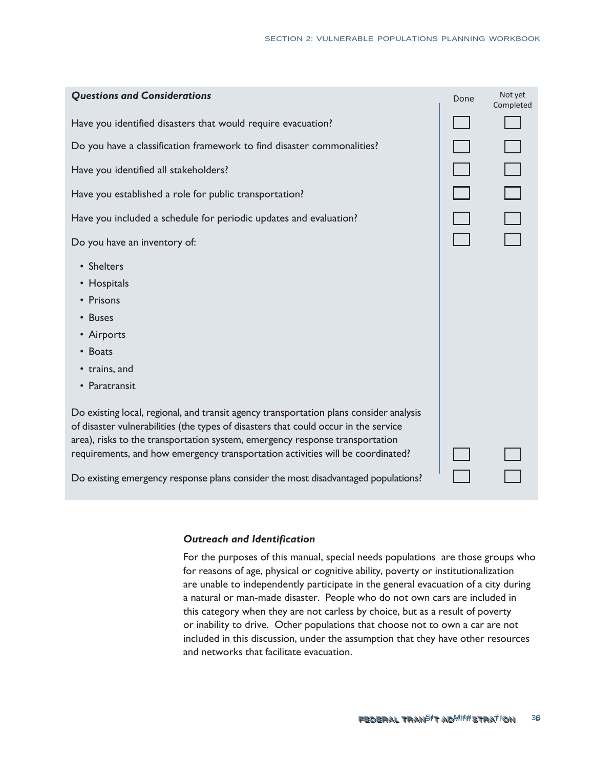| *Questions and Considerations* | Done | Not yet Completed |
| --- | --- | --- |
| Have you identified disasters that would require evacuation? | ☐ | ☐ |
| Do you have a classification framework to find disaster commonalities? | ☐ | ☐ |
| Have you identified all stakeholders? | ☐ | ☐ |
| Have you established a role for public transportation? | ☐ | ☐ |
| Have you included a schedule for periodic updates and evaluation? | ☐ | ☐ |
| Do you have an inventory of:<br>• Shelters<br>• Hospitals<br>• Prisons<br>• Buses<br>• Airports<br>• Boats<br>• trains, and<br>• Paratransit | ☐ | ☐ |
| Do existing local, regional, and transit agency transportation plans consider analysis of disaster vulnerabilities (the types of disasters that could occur in the service area), risks to the transportation system, emergency response transportation requirements, and how emergency transportation activities will be coordinated? | ☐ | ☐ |
| Do existing emergency response plans consider the most disadvantaged populations? | ☐ | ☐ |

### *Outreach and Identification*

For the purposes of this manual, special needs populations are those groups who for reasons of age, physical or cognitive ability, poverty or institutionalization are unable to independently participate in the general evacuation of a city during a natural or man-made disaster. People who do not own cars are included in this category when they are not carless by choice, but as a result of poverty or inability to drive. Other populations that choose not to own a car are not included in this discussion, under the assumption that they have other resources and networks that facilitate evacuation.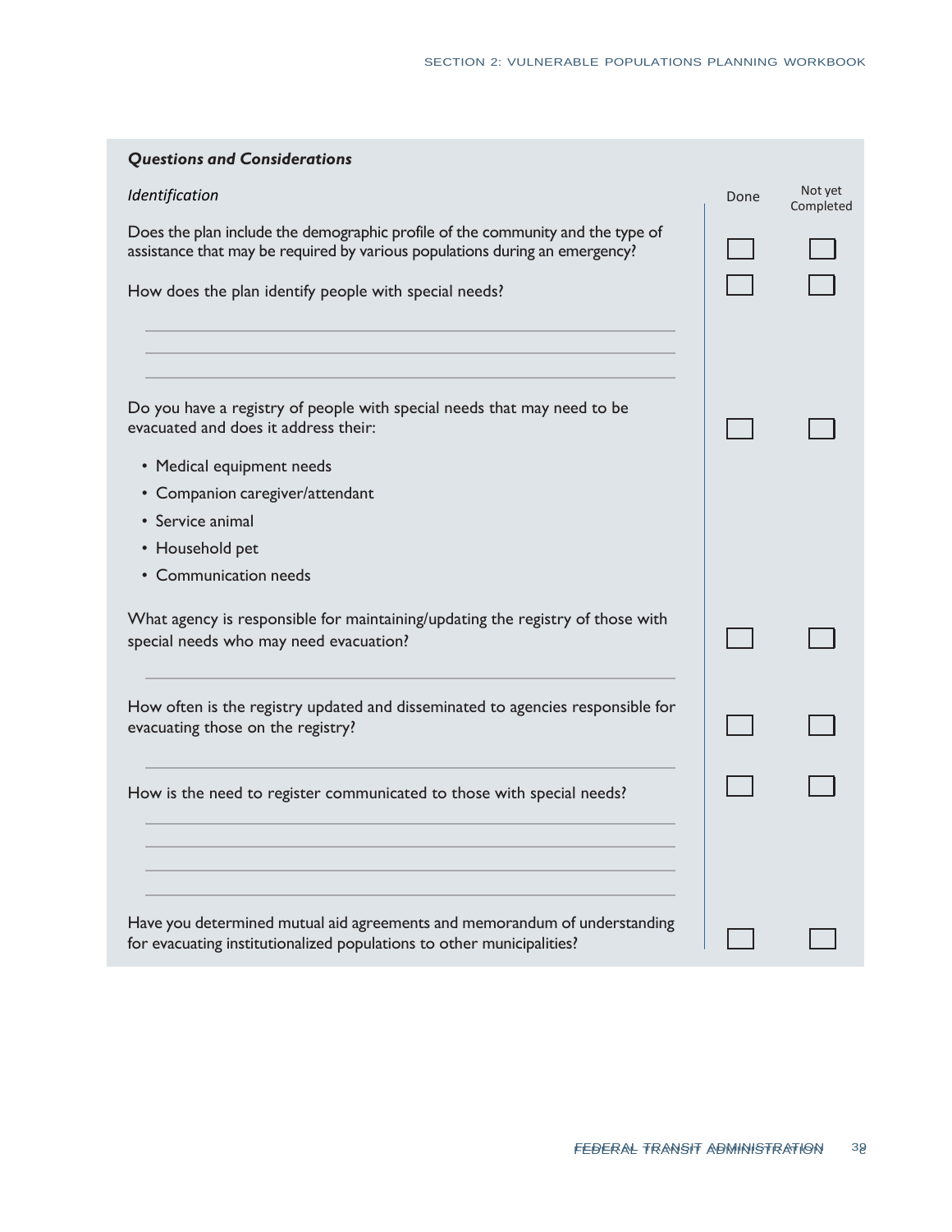***Questions and Considerations***

| *Identification* | Done | Not yet Completed |
|---|---|---|
| Does the plan include the demographic profile of the community and the type of assistance that may be required by various populations during an emergency? | ☐ | ☐ |
| How does the plan identify people with special needs? | ☐ | ☐ |
| Do you have a registry of people with special needs that may need to be evacuated and does it address their:<br>• Medical equipment needs<br>• Companion caregiver/attendant<br>• Service animal<br>• Household pet<br>• Communication needs | ☐ | ☐ |
| What agency is responsible for maintaining/updating the registry of those with special needs who may need evacuation? | ☐ | ☐ |
| How often is the registry updated and disseminated to agencies responsible for evacuating those on the registry? | ☐ | ☐ |
| How is the need to register communicated to those with special needs? | ☐ | ☐ |
| Have you determined mutual aid agreements and memorandum of understanding for evacuating institutionalized populations to other municipalities? | ☐ | ☐ |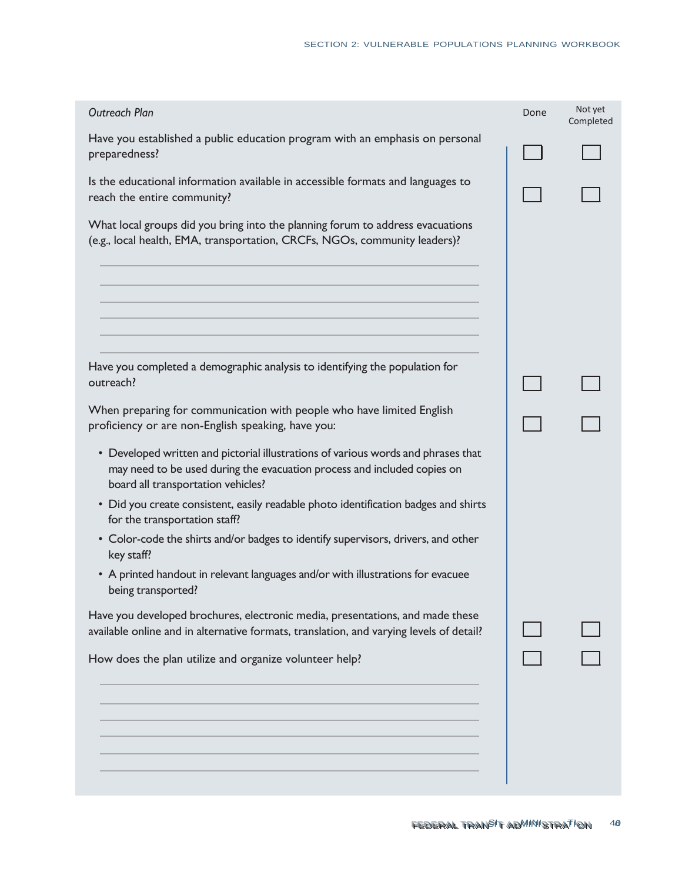*Outreach Plan*

| Question | Done | Not yet Completed |
|---|---|---|
| Have you established a public education program with an emphasis on personal preparedness? | ☐ | ☐ |
| Is the educational information available in accessible formats and languages to reach the entire community? | ☐ | ☐ |

What local groups did you bring into the planning forum to address evacuations (e.g., local health, EMA, transportation, CRCFs, NGOs, community leaders)?

______________________________________________

______________________________________________

______________________________________________

______________________________________________

______________________________________________

______________________________________________

| Question | Done | Not yet Completed |
|---|---|---|
| Have you completed a demographic analysis to identifying the population for outreach? | ☐ | ☐ |
| When preparing for communication with people who have limited English proficiency or are non-English speaking, have you: | ☐ | ☐ |

- Developed written and pictorial illustrations of various words and phrases that may need to be used during the evacuation process and included copies on board all transportation vehicles?
- Did you create consistent, easily readable photo identification badges and shirts for the transportation staff?
- Color-code the shirts and/or badges to identify supervisors, drivers, and other key staff?
- A printed handout in relevant languages and/or with illustrations for evacuee being transported?

| Question | Done | Not yet Completed |
|---|---|---|
| Have you developed brochures, electronic media, presentations, and made these available online and in alternative formats, translation, and varying levels of detail? | ☐ | ☐ |
| How does the plan utilize and organize volunteer help? | ☐ | ☐ |

______________________________________________

______________________________________________

______________________________________________

______________________________________________

______________________________________________

______________________________________________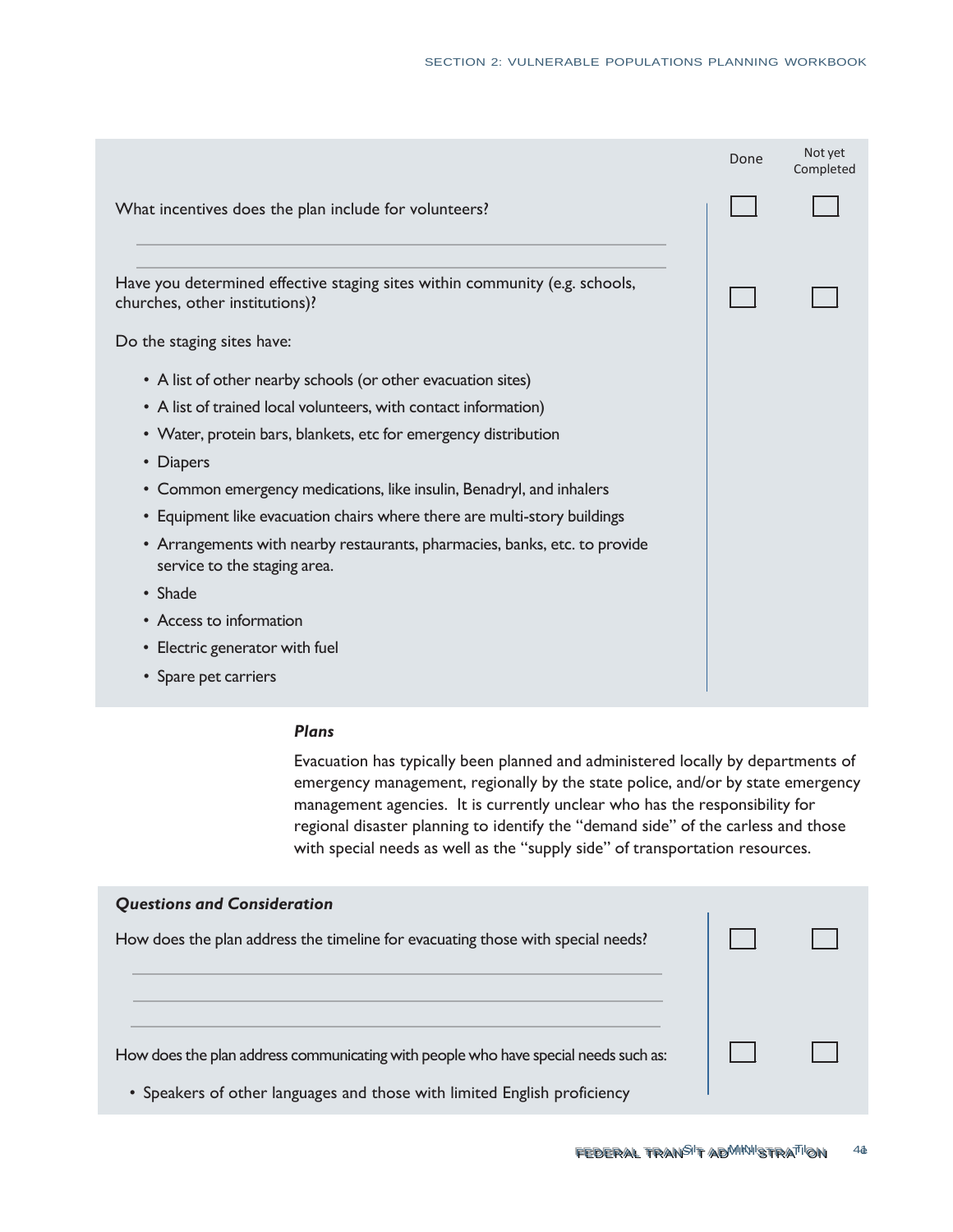| | Done | Not yet Completed |
|---|---|---|
| What incentives does the plan include for volunteers? | ☐ | ☐ |
| Have you determined effective staging sites within community (e.g. schools, churches, other institutions)? | ☐ | ☐ |

Do the staging sites have:

- A list of other nearby schools (or other evacuation sites)
- A list of trained local volunteers, with contact information)
- Water, protein bars, blankets, etc for emergency distribution
- Diapers
- Common emergency medications, like insulin, Benadryl, and inhalers
- Equipment like evacuation chairs where there are multi-story buildings
- Arrangements with nearby restaurants, pharmacies, banks, etc. to provide service to the staging area.
- Shade
- Access to information
- Electric generator with fuel
- Spare pet carriers

***Plans***

Evacuation has typically been planned and administered locally by departments of emergency management, regionally by the state police, and/or by state emergency management agencies. It is currently unclear who has the responsibility for regional disaster planning to identify the "demand side" of the carless and those with special needs as well as the "supply side" of transportation resources.

***Questions and Consideration***

| | Done | Not yet Completed |
|---|---|---|
| How does the plan address the timeline for evacuating those with special needs? | ☐ | ☐ |
| How does the plan address communicating with people who have special needs such as: | ☐ | ☐ |

- Speakers of other languages and those with limited English proficiency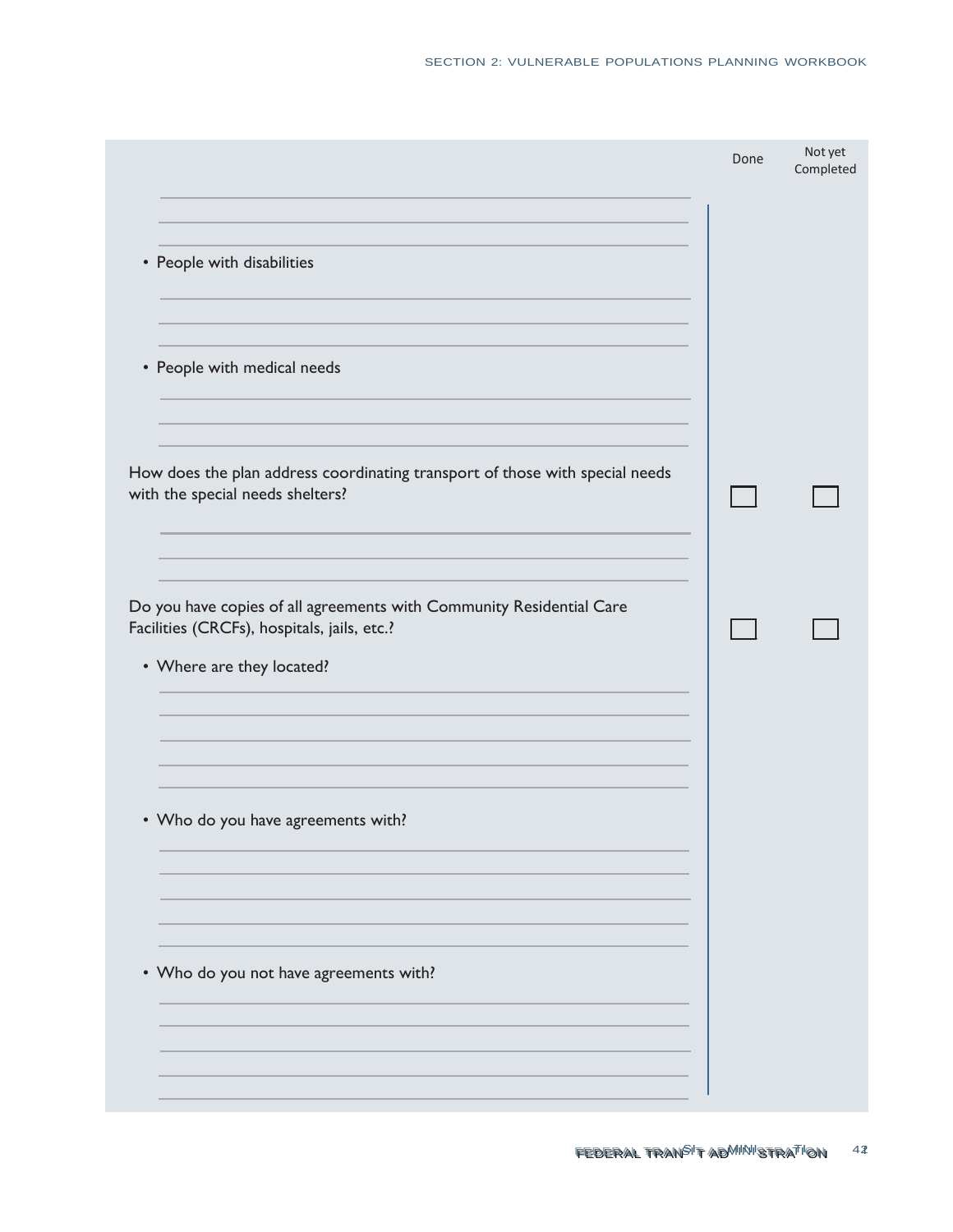| | Done | Not yet Completed |
|---|---|---|
| • People with disabilities | | |
| • People with medical needs | | |
| How does the plan address coordinating transport of those with special needs with the special needs shelters? | ☐ | ☐ |
| Do you have copies of all agreements with Community Residential Care Facilities (CRCFs), hospitals, jails, etc.? | ☐ | ☐ |
| • Where are they located? | | |
| • Who do you have agreements with? | | |
| • Who do you not have agreements with? | | |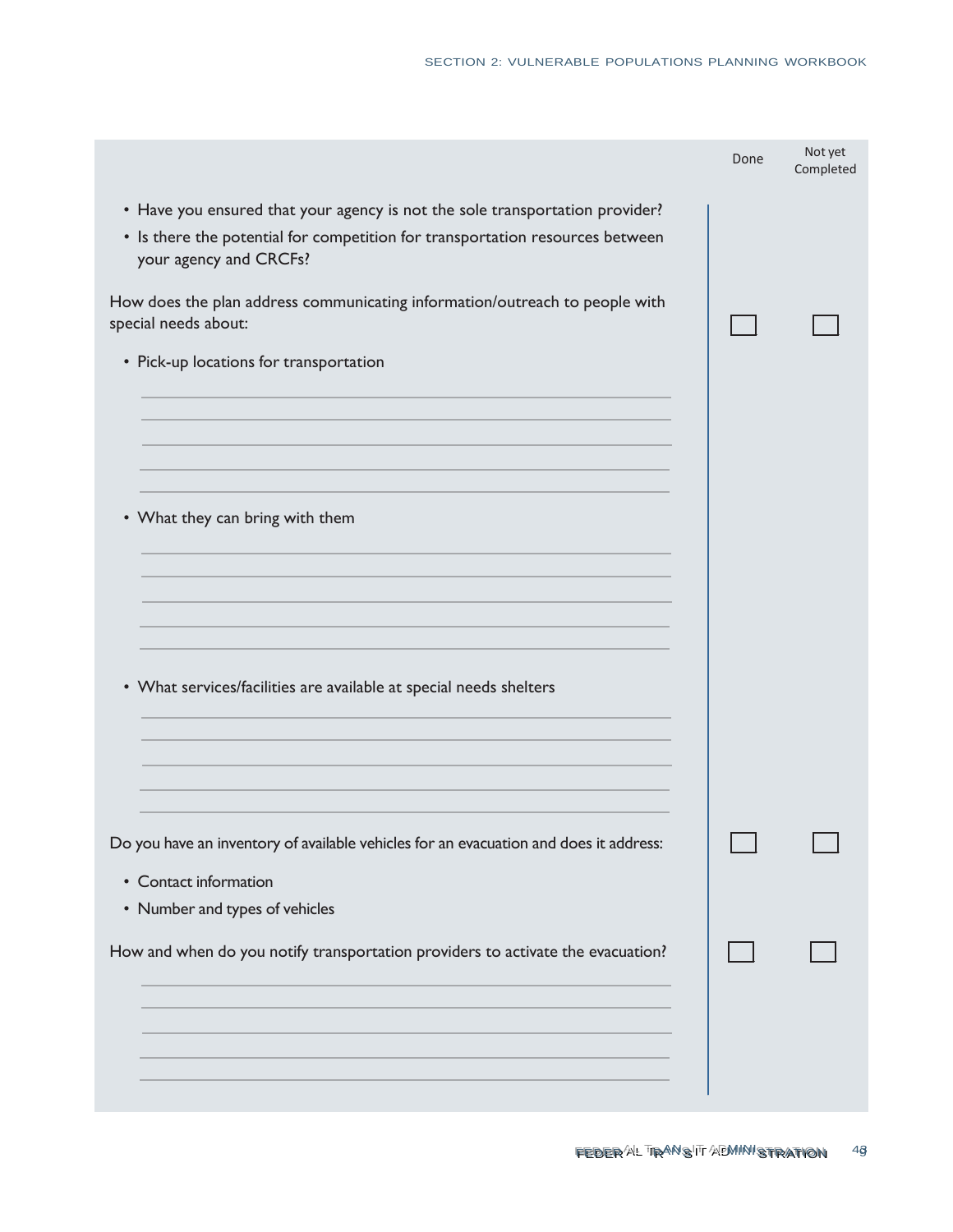| | Done | Not yet Completed |
|---|---|---|
| • Have you ensured that your agency is not the sole transportation provider?<br>• Is there the potential for competition for transportation resources between your agency and CRCFs? | | |
| How does the plan address communicating information/outreach to people with special needs about:<br>• Pick-up locations for transportation<br>• What they can bring with them<br>• What services/facilities are available at special needs shelters | ☐ | ☐ |
| Do you have an inventory of available vehicles for an evacuation and does it address:<br>• Contact information<br>• Number and types of vehicles | ☐ | ☐ |
| How and when do you notify transportation providers to activate the evacuation? | ☐ | ☐ |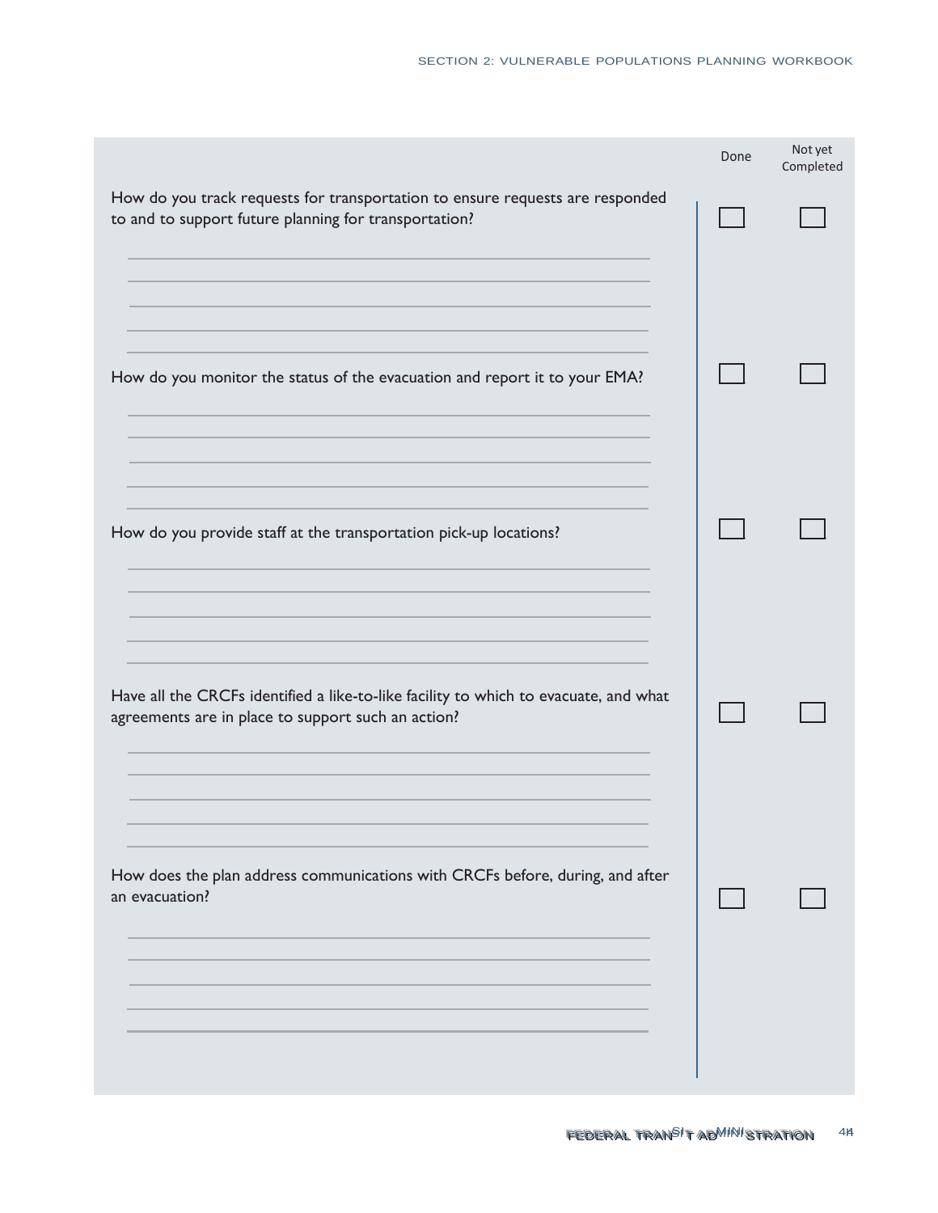| | Done | Not yet Completed |
|---|---|---|
| How do you track requests for transportation to ensure requests are responded to and to support future planning for transportation? | ☐ | ☐ |
| How do you monitor the status of the evacuation and report it to your EMA? | ☐ | ☐ |
| How do you provide staff at the transportation pick-up locations? | ☐ | ☐ |
| Have all the CRCFs identified a like-to-like facility to which to evacuate, and what agreements are in place to support such an action? | ☐ | ☐ |
| How does the plan address communications with CRCFs before, during, and after an evacuation? | ☐ | ☐ |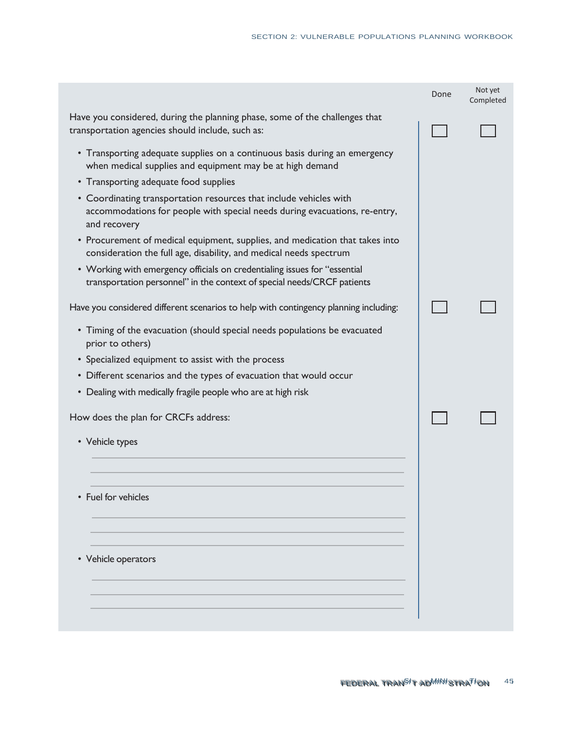| | Done | Not yet Completed |
|---|---|---|
| Have you considered, during the planning phase, some of the challenges that transportation agencies should include, such as:<br>• Transporting adequate supplies on a continuous basis during an emergency when medical supplies and equipment may be at high demand<br>• Transporting adequate food supplies<br>• Coordinating transportation resources that include vehicles with accommodations for people with special needs during evacuations, re-entry, and recovery<br>• Procurement of medical equipment, supplies, and medication that takes into consideration the full age, disability, and medical needs spectrum<br>• Working with emergency officials on credentialing issues for "essential transportation personnel" in the context of special needs/CRCF patients | ☐ | ☐ |
| Have you considered different scenarios to help with contingency planning including:<br>• Timing of the evacuation (should special needs populations be evacuated prior to others)<br>• Specialized equipment to assist with the process<br>• Different scenarios and the types of evacuation that would occur<br>• Dealing with medically fragile people who are at high risk | ☐ | ☐ |
| How does the plan for CRCFs address:<br>• Vehicle types<br>\_\_\_\_\_\_\_\_\_\_\_\_\_\_\_\_\_\_\_\_<br>\_\_\_\_\_\_\_\_\_\_\_\_\_\_\_\_\_\_\_\_<br>\_\_\_\_\_\_\_\_\_\_\_\_\_\_\_\_\_\_\_\_<br>• Fuel for vehicles<br>\_\_\_\_\_\_\_\_\_\_\_\_\_\_\_\_\_\_\_\_<br>\_\_\_\_\_\_\_\_\_\_\_\_\_\_\_\_\_\_\_\_<br>\_\_\_\_\_\_\_\_\_\_\_\_\_\_\_\_\_\_\_\_<br>• Vehicle operators<br>\_\_\_\_\_\_\_\_\_\_\_\_\_\_\_\_\_\_\_\_<br>\_\_\_\_\_\_\_\_\_\_\_\_\_\_\_\_\_\_\_\_<br>\_\_\_\_\_\_\_\_\_\_\_\_\_\_\_\_\_\_\_\_ | ☐ | ☐ |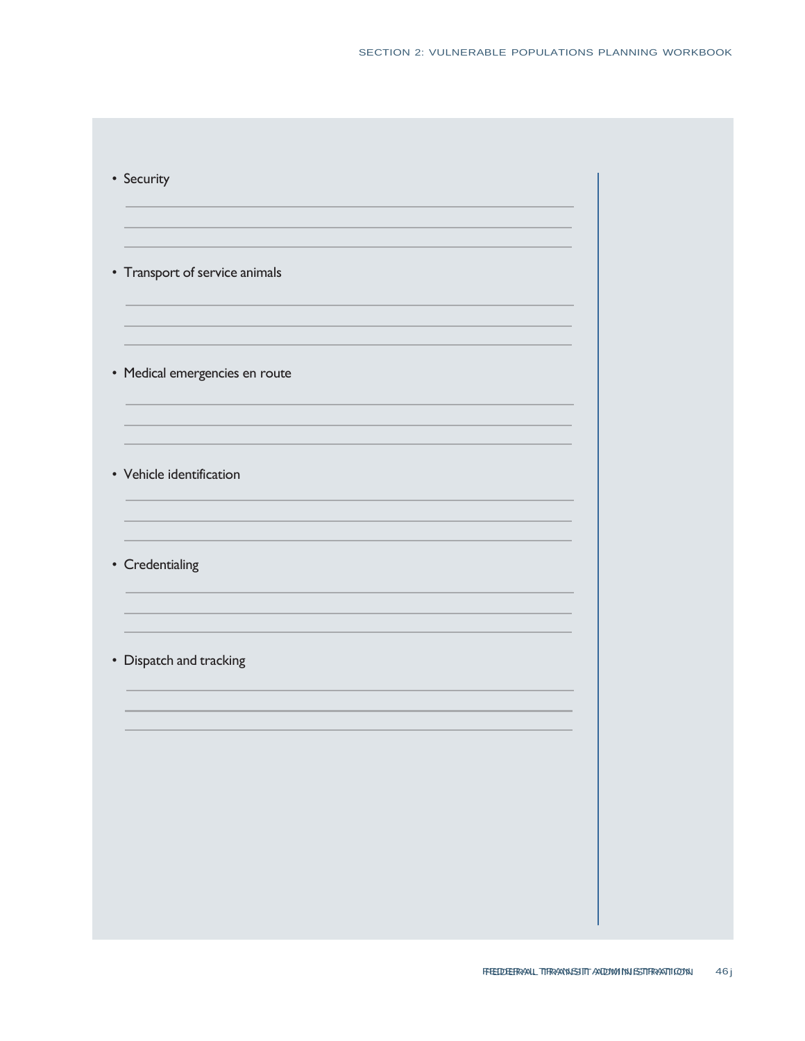- Security

- Transport of service animals

- Medical emergencies en route

- Vehicle identification

- Credentialing

- Dispatch and tracking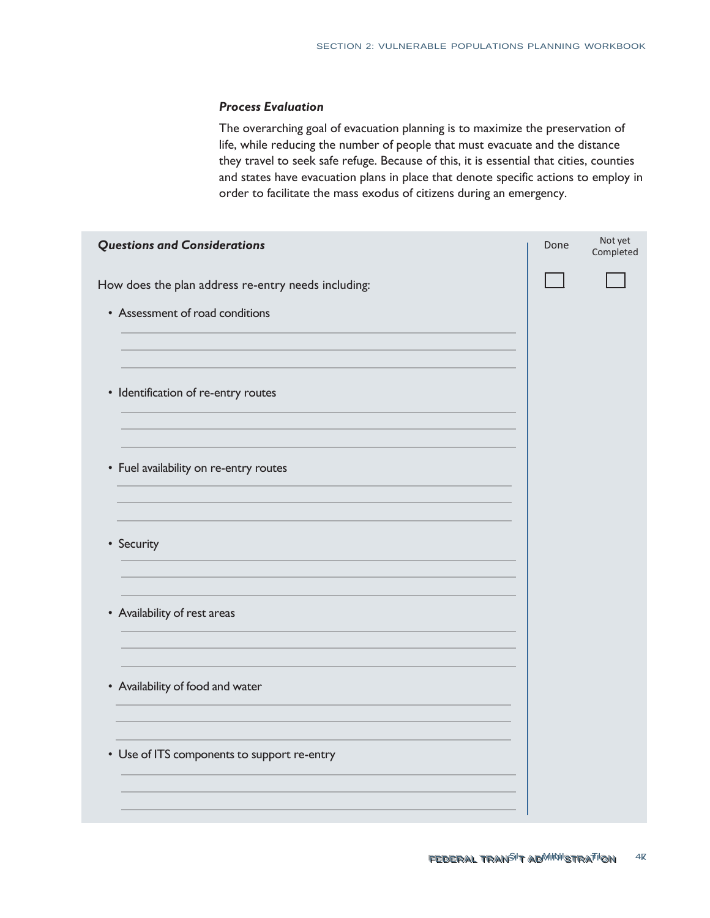### *Process Evaluation*

The overarching goal of evacuation planning is to maximize the preservation of life, while reducing the number of people that must evacuate and the distance they travel to seek safe refuge. Because of this, it is essential that cities, counties and states have evacuation plans in place that denote specific actions to employ in order to facilitate the mass exodus of citizens during an emergency.

| ***Questions and Considerations*** | Done | Not yet Completed |
|---|---|---|
| How does the plan address re-entry needs including:<br>• Assessment of road conditions<br>• Identification of re-entry routes<br>• Fuel availability on re-entry routes<br>• Security<br>• Availability of rest areas<br>• Availability of food and water<br>• Use of ITS components to support re-entry | ☐ | ☐ |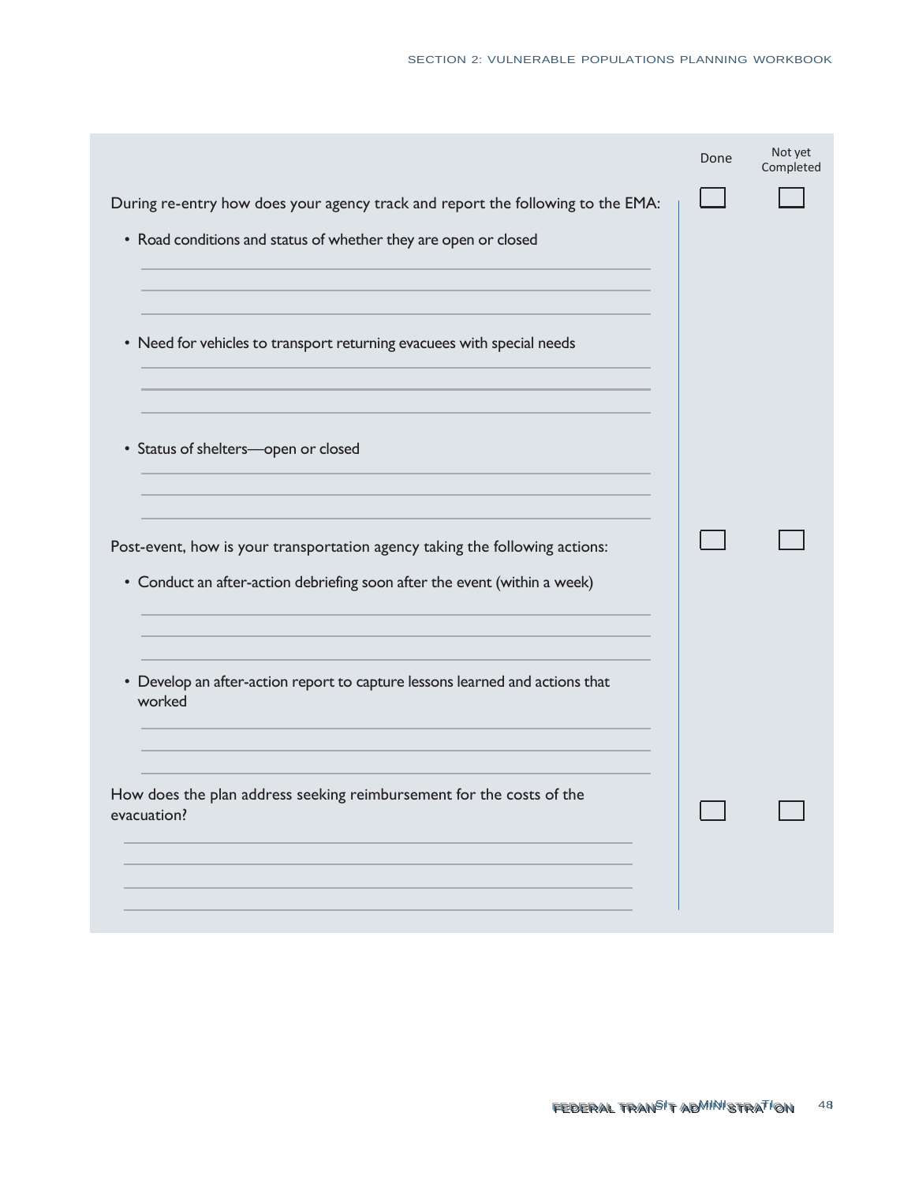| | Done | Not yet Completed |
|---|---|---|
| During re-entry how does your agency track and report the following to the EMA: | ☐ | ☐ |
| • Road conditions and status of whether they are open or closed | | |
| • Need for vehicles to transport returning evacuees with special needs | | |
| • Status of shelters—open or closed | | |
| Post-event, how is your transportation agency taking the following actions: | ☐ | ☐ |
| • Conduct an after-action debriefing soon after the event (within a week) | | |
| • Develop an after-action report to capture lessons learned and actions that worked | | |
| How does the plan address seeking reimbursement for the costs of the evacuation? | ☐ | ☐ |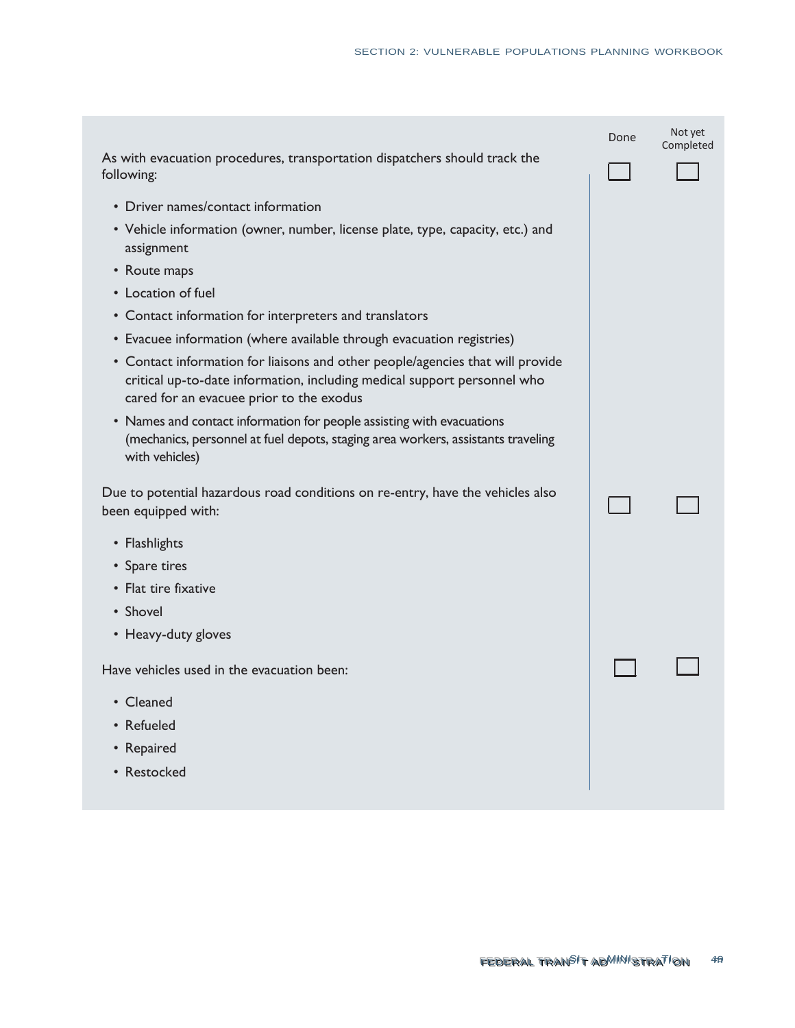| | Done | Not yet Completed |
|---|---|---|
| As with evacuation procedures, transportation dispatchers should track the following:<br>• Driver names/contact information<br>• Vehicle information (owner, number, license plate, type, capacity, etc.) and assignment<br>• Route maps<br>• Location of fuel<br>• Contact information for interpreters and translators<br>• Evacuee information (where available through evacuation registries)<br>• Contact information for liaisons and other people/agencies that will provide critical up-to-date information, including medical support personnel who cared for an evacuee prior to the exodus<br>• Names and contact information for people assisting with evacuations (mechanics, personnel at fuel depots, staging area workers, assistants traveling with vehicles) | ☐ | ☐ |
| Due to potential hazardous road conditions on re-entry, have the vehicles also been equipped with:<br>• Flashlights<br>• Spare tires<br>• Flat tire fixative<br>• Shovel<br>• Heavy-duty gloves | ☐ | ☐ |
| Have vehicles used in the evacuation been:<br>• Cleaned<br>• Refueled<br>• Repaired<br>• Restocked | ☐ | ☐ |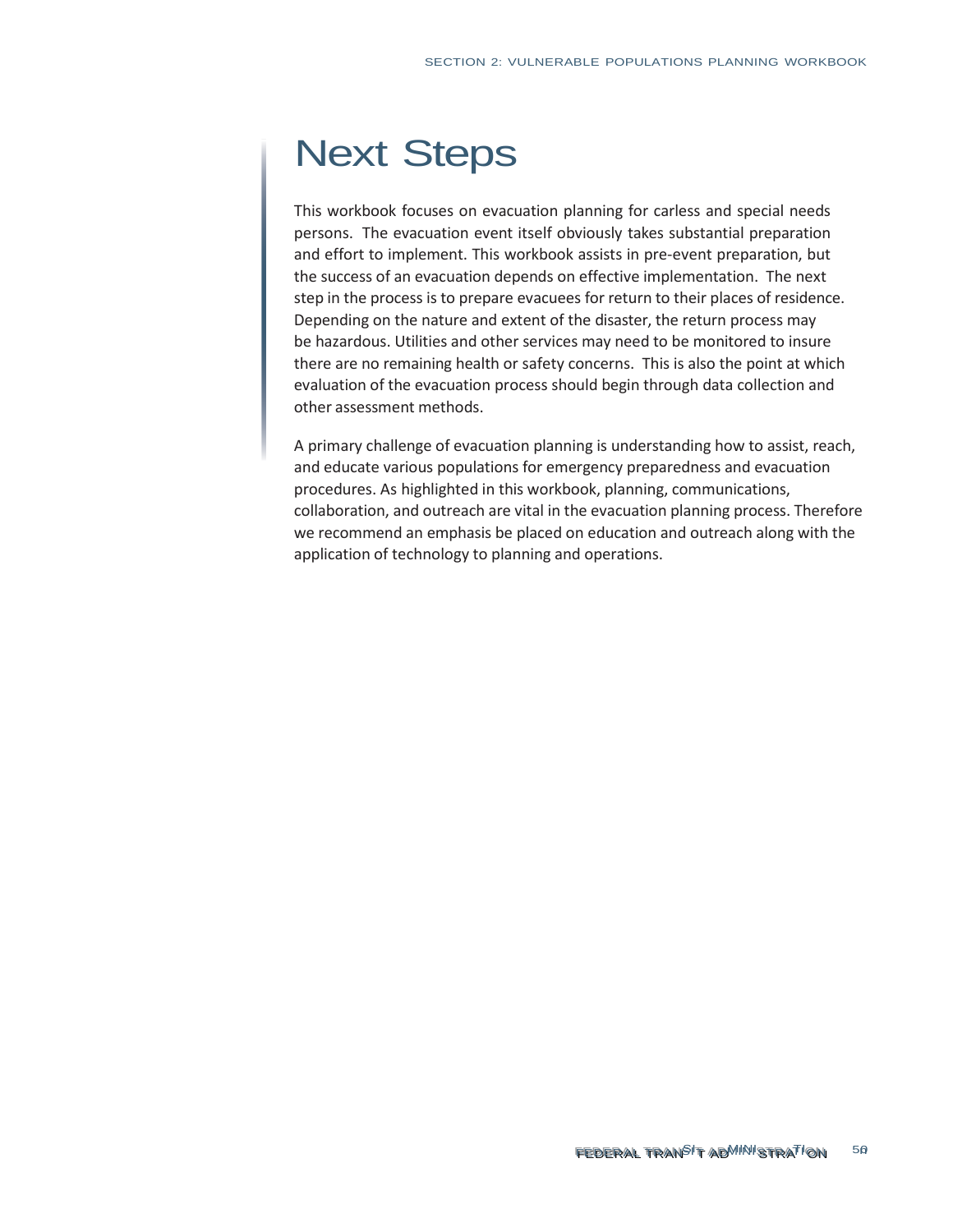# Next Steps

This workbook focuses on evacuation planning for carless and special needs persons. The evacuation event itself obviously takes substantial preparation and effort to implement. This workbook assists in pre-event preparation, but the success of an evacuation depends on effective implementation. The next step in the process is to prepare evacuees for return to their places of residence. Depending on the nature and extent of the disaster, the return process may be hazardous. Utilities and other services may need to be monitored to insure there are no remaining health or safety concerns. This is also the point at which evaluation of the evacuation process should begin through data collection and other assessment methods.

A primary challenge of evacuation planning is understanding how to assist, reach, and educate various populations for emergency preparedness and evacuation procedures. As highlighted in this workbook, planning, communications, collaboration, and outreach are vital in the evacuation planning process. Therefore we recommend an emphasis be placed on education and outreach along with the application of technology to planning and operations.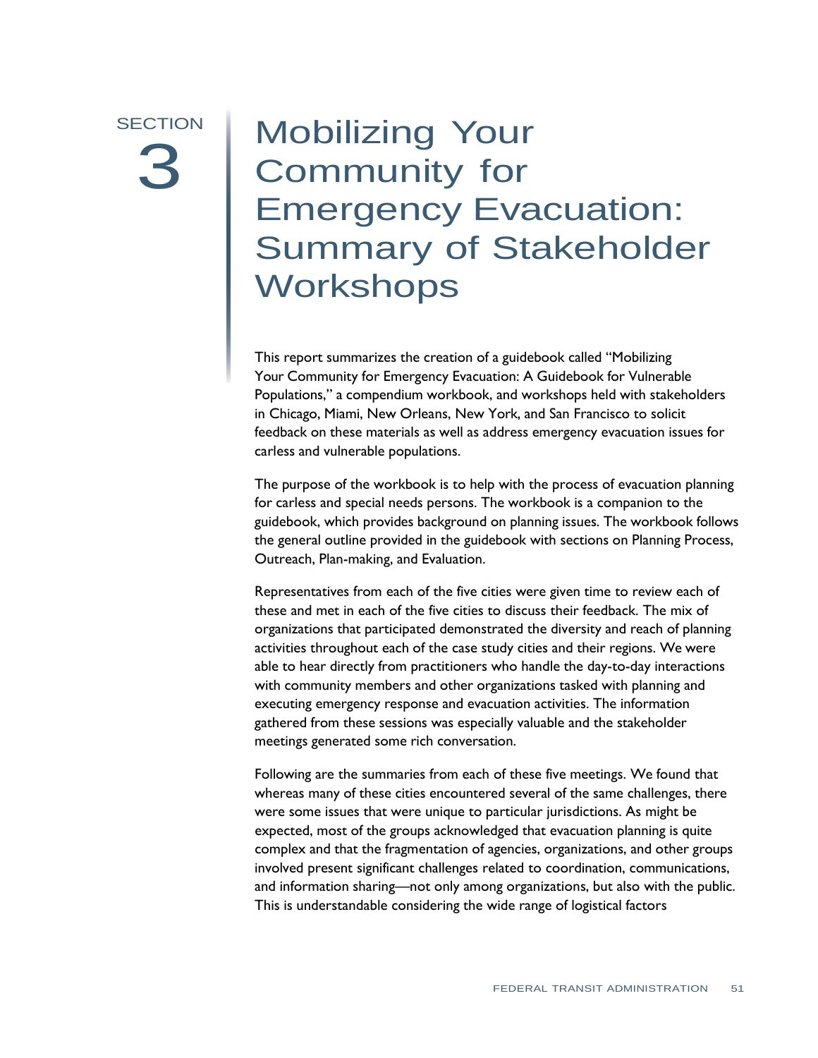# SECTION 3 Mobilizing Your Community for Emergency Evacuation: Summary of Stakeholder Workshops

This report summarizes the creation of a guidebook called "Mobilizing Your Community for Emergency Evacuation: A Guidebook for Vulnerable Populations," a compendium workbook, and workshops held with stakeholders in Chicago, Miami, New Orleans, New York, and San Francisco to solicit feedback on these materials as well as address emergency evacuation issues for carless and vulnerable populations.

The purpose of the workbook is to help with the process of evacuation planning for carless and special needs persons. The workbook is a companion to the guidebook, which provides background on planning issues. The workbook follows the general outline provided in the guidebook with sections on Planning Process, Outreach, Plan-making, and Evaluation.

Representatives from each of the five cities were given time to review each of these and met in each of the five cities to discuss their feedback. The mix of organizations that participated demonstrated the diversity and reach of planning activities throughout each of the case study cities and their regions. We were able to hear directly from practitioners who handle the day-to-day interactions with community members and other organizations tasked with planning and executing emergency response and evacuation activities. The information gathered from these sessions was especially valuable and the stakeholder meetings generated some rich conversation.

Following are the summaries from each of these five meetings. We found that whereas many of these cities encountered several of the same challenges, there were some issues that were unique to particular jurisdictions. As might be expected, most of the groups acknowledged that evacuation planning is quite complex and that the fragmentation of agencies, organizations, and other groups involved present significant challenges related to coordination, communications, and information sharing—not only among organizations, but also with the public. This is understandable considering the wide range of logistical factors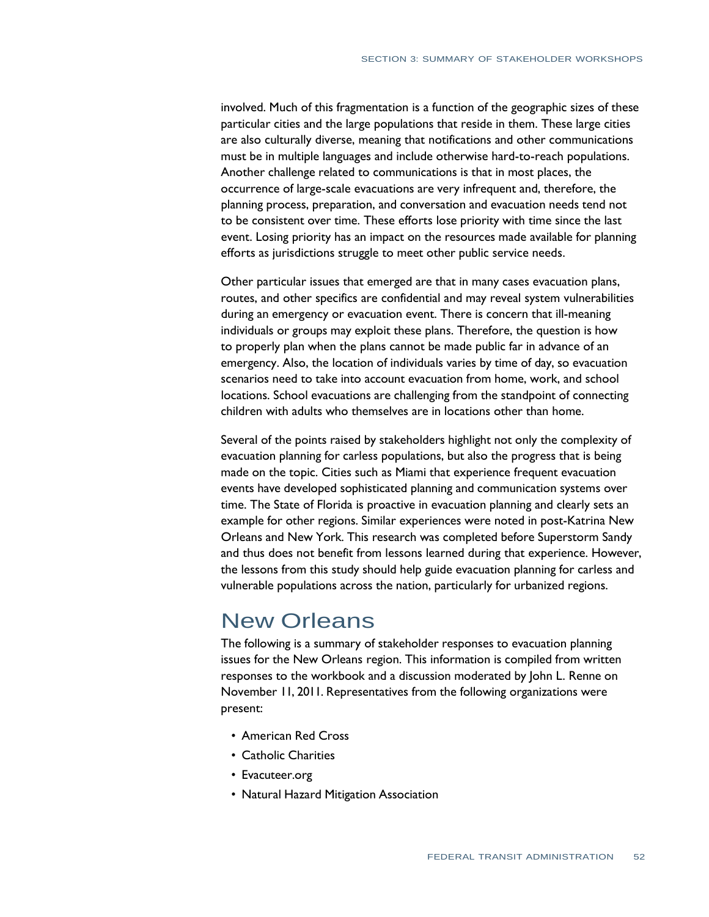involved. Much of this fragmentation is a function of the geographic sizes of these particular cities and the large populations that reside in them. These large cities are also culturally diverse, meaning that notifications and other communications must be in multiple languages and include otherwise hard-to-reach populations. Another challenge related to communications is that in most places, the occurrence of large-scale evacuations are very infrequent and, therefore, the planning process, preparation, and conversation and evacuation needs tend not to be consistent over time. These efforts lose priority with time since the last event. Losing priority has an impact on the resources made available for planning efforts as jurisdictions struggle to meet other public service needs.

Other particular issues that emerged are that in many cases evacuation plans, routes, and other specifics are confidential and may reveal system vulnerabilities during an emergency or evacuation event. There is concern that ill-meaning individuals or groups may exploit these plans. Therefore, the question is how to properly plan when the plans cannot be made public far in advance of an emergency. Also, the location of individuals varies by time of day, so evacuation scenarios need to take into account evacuation from home, work, and school locations. School evacuations are challenging from the standpoint of connecting children with adults who themselves are in locations other than home.

Several of the points raised by stakeholders highlight not only the complexity of evacuation planning for carless populations, but also the progress that is being made on the topic. Cities such as Miami that experience frequent evacuation events have developed sophisticated planning and communication systems over time. The State of Florida is proactive in evacuation planning and clearly sets an example for other regions. Similar experiences were noted in post-Katrina New Orleans and New York. This research was completed before Superstorm Sandy and thus does not benefit from lessons learned during that experience. However, the lessons from this study should help guide evacuation planning for carless and vulnerable populations across the nation, particularly for urbanized regions.

## New Orleans

The following is a summary of stakeholder responses to evacuation planning issues for the New Orleans region. This information is compiled from written responses to the workbook and a discussion moderated by John L. Renne on November 11, 2011. Representatives from the following organizations were present:

- American Red Cross
- Catholic Charities
- Evacuteer.org
- Natural Hazard Mitigation Association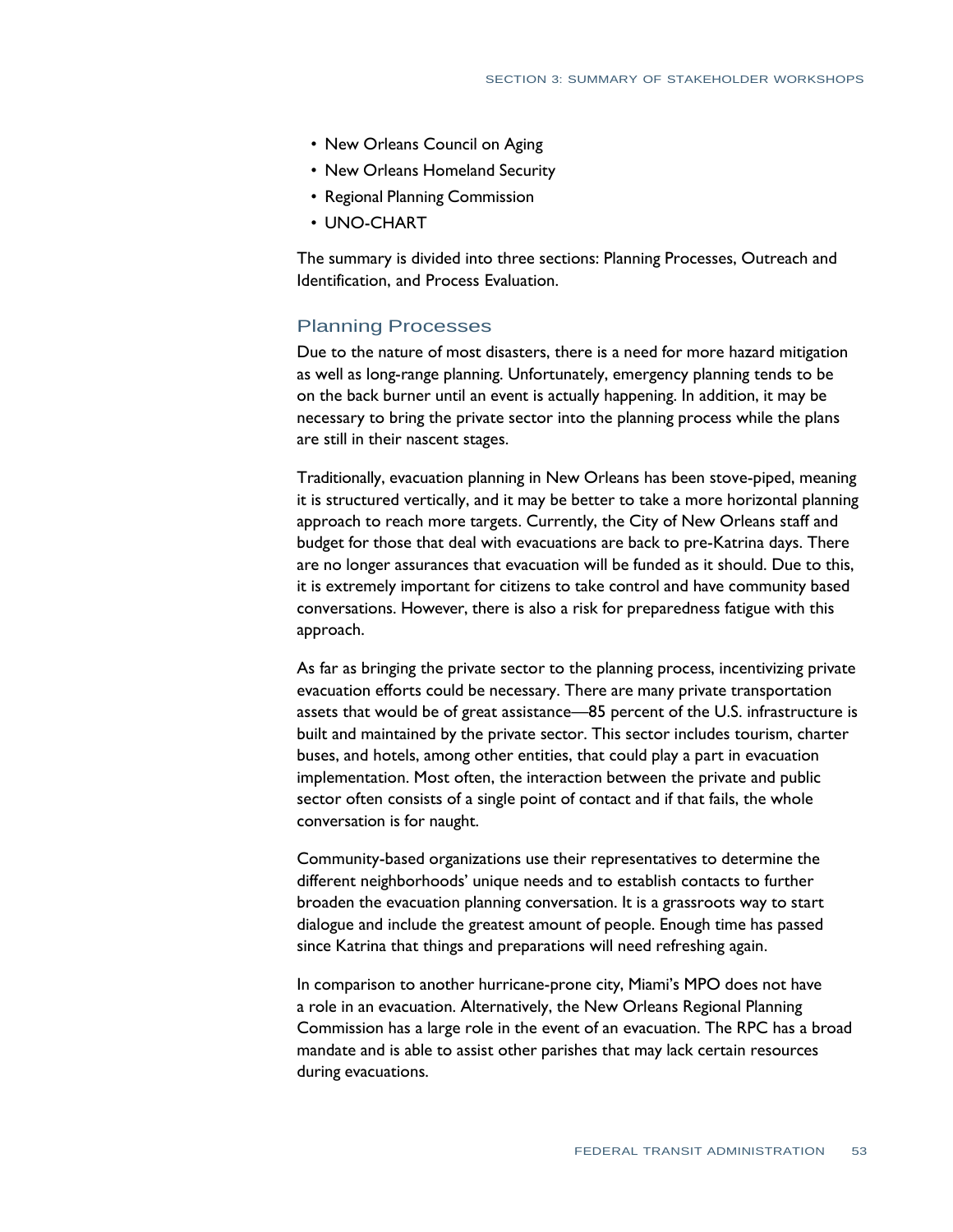- New Orleans Council on Aging
- New Orleans Homeland Security
- Regional Planning Commission
- UNO-CHART

The summary is divided into three sections: Planning Processes, Outreach and Identification, and Process Evaluation.

## Planning Processes

Due to the nature of most disasters, there is a need for more hazard mitigation as well as long-range planning. Unfortunately, emergency planning tends to be on the back burner until an event is actually happening. In addition, it may be necessary to bring the private sector into the planning process while the plans are still in their nascent stages.

Traditionally, evacuation planning in New Orleans has been stove-piped, meaning it is structured vertically, and it may be better to take a more horizontal planning approach to reach more targets. Currently, the City of New Orleans staff and budget for those that deal with evacuations are back to pre-Katrina days. There are no longer assurances that evacuation will be funded as it should. Due to this, it is extremely important for citizens to take control and have community based conversations. However, there is also a risk for preparedness fatigue with this approach.

As far as bringing the private sector to the planning process, incentivizing private evacuation efforts could be necessary. There are many private transportation assets that would be of great assistance—85 percent of the U.S. infrastructure is built and maintained by the private sector. This sector includes tourism, charter buses, and hotels, among other entities, that could play a part in evacuation implementation. Most often, the interaction between the private and public sector often consists of a single point of contact and if that fails, the whole conversation is for naught.

Community-based organizations use their representatives to determine the different neighborhoods' unique needs and to establish contacts to further broaden the evacuation planning conversation. It is a grassroots way to start dialogue and include the greatest amount of people. Enough time has passed since Katrina that things and preparations will need refreshing again.

In comparison to another hurricane-prone city, Miami's MPO does not have a role in an evacuation. Alternatively, the New Orleans Regional Planning Commission has a large role in the event of an evacuation. The RPC has a broad mandate and is able to assist other parishes that may lack certain resources during evacuations.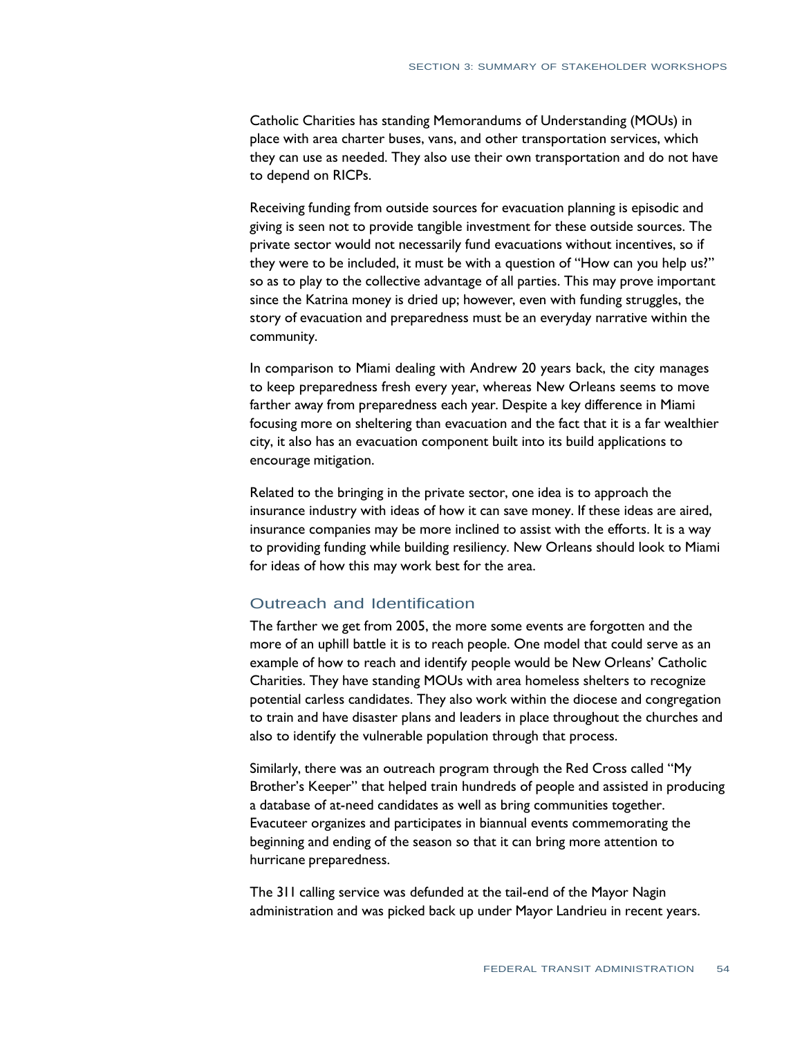Catholic Charities has standing Memorandums of Understanding (MOUs) in place with area charter buses, vans, and other transportation services, which they can use as needed. They also use their own transportation and do not have to depend on RICPs.

Receiving funding from outside sources for evacuation planning is episodic and giving is seen not to provide tangible investment for these outside sources. The private sector would not necessarily fund evacuations without incentives, so if they were to be included, it must be with a question of "How can you help us?" so as to play to the collective advantage of all parties. This may prove important since the Katrina money is dried up; however, even with funding struggles, the story of evacuation and preparedness must be an everyday narrative within the community.

In comparison to Miami dealing with Andrew 20 years back, the city manages to keep preparedness fresh every year, whereas New Orleans seems to move farther away from preparedness each year. Despite a key difference in Miami focusing more on sheltering than evacuation and the fact that it is a far wealthier city, it also has an evacuation component built into its build applications to encourage mitigation.

Related to the bringing in the private sector, one idea is to approach the insurance industry with ideas of how it can save money. If these ideas are aired, insurance companies may be more inclined to assist with the efforts. It is a way to providing funding while building resiliency. New Orleans should look to Miami for ideas of how this may work best for the area.

## Outreach and Identification

The farther we get from 2005, the more some events are forgotten and the more of an uphill battle it is to reach people. One model that could serve as an example of how to reach and identify people would be New Orleans' Catholic Charities. They have standing MOUs with area homeless shelters to recognize potential carless candidates. They also work within the diocese and congregation to train and have disaster plans and leaders in place throughout the churches and also to identify the vulnerable population through that process.

Similarly, there was an outreach program through the Red Cross called "My Brother's Keeper" that helped train hundreds of people and assisted in producing a database of at-need candidates as well as bring communities together. Evacuteer organizes and participates in biannual events commemorating the beginning and ending of the season so that it can bring more attention to hurricane preparedness.

The 311 calling service was defunded at the tail-end of the Mayor Nagin administration and was picked back up under Mayor Landrieu in recent years.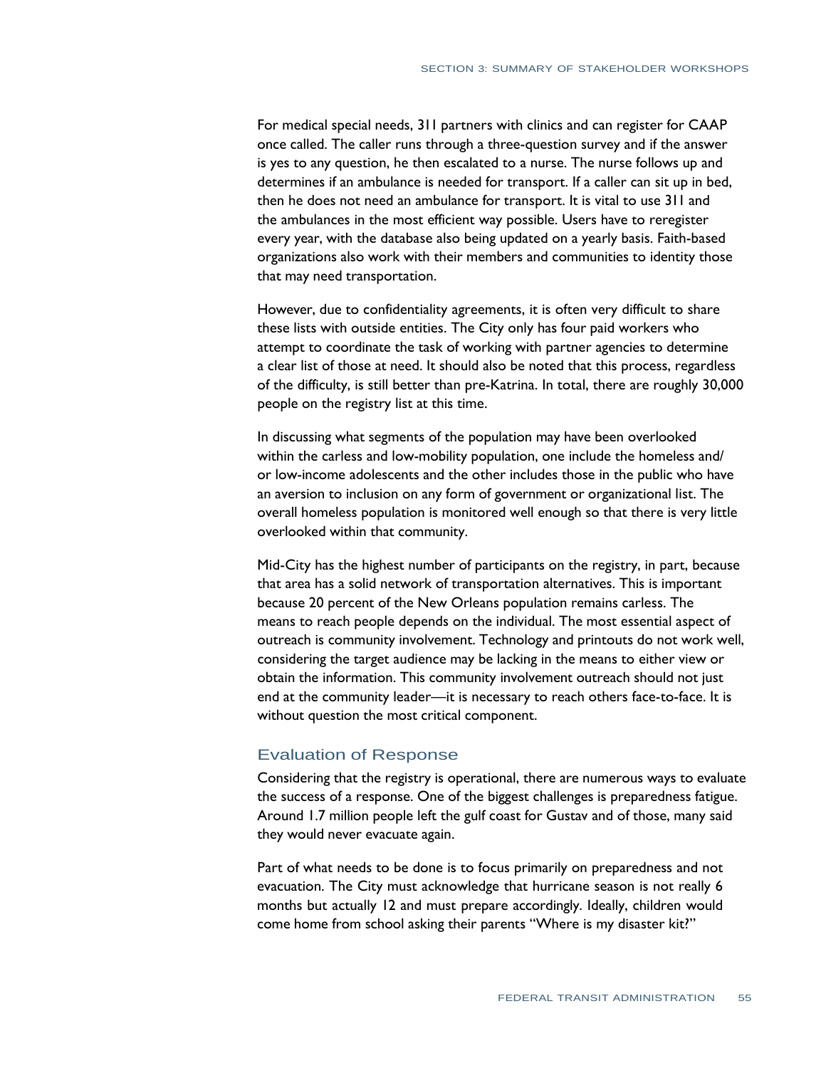For medical special needs, 311 partners with clinics and can register for CAAP once called. The caller runs through a three-question survey and if the answer is yes to any question, he then escalated to a nurse. The nurse follows up and determines if an ambulance is needed for transport. If a caller can sit up in bed, then he does not need an ambulance for transport. It is vital to use 311 and the ambulances in the most efficient way possible. Users have to reregister every year, with the database also being updated on a yearly basis. Faith-based organizations also work with their members and communities to identity those that may need transportation.

However, due to confidentiality agreements, it is often very difficult to share these lists with outside entities. The City only has four paid workers who attempt to coordinate the task of working with partner agencies to determine a clear list of those at need. It should also be noted that this process, regardless of the difficulty, is still better than pre-Katrina. In total, there are roughly 30,000 people on the registry list at this time.

In discussing what segments of the population may have been overlooked within the carless and low-mobility population, one include the homeless and/or low-income adolescents and the other includes those in the public who have an aversion to inclusion on any form of government or organizational list. The overall homeless population is monitored well enough so that there is very little overlooked within that community.

Mid-City has the highest number of participants on the registry, in part, because that area has a solid network of transportation alternatives. This is important because 20 percent of the New Orleans population remains carless. The means to reach people depends on the individual. The most essential aspect of outreach is community involvement. Technology and printouts do not work well, considering the target audience may be lacking in the means to either view or obtain the information. This community involvement outreach should not just end at the community leader—it is necessary to reach others face-to-face. It is without question the most critical component.

## Evaluation of Response

Considering that the registry is operational, there are numerous ways to evaluate the success of a response. One of the biggest challenges is preparedness fatigue. Around 1.7 million people left the gulf coast for Gustav and of those, many said they would never evacuate again.

Part of what needs to be done is to focus primarily on preparedness and not evacuation. The City must acknowledge that hurricane season is not really 6 months but actually 12 and must prepare accordingly. Ideally, children would come home from school asking their parents "Where is my disaster kit?"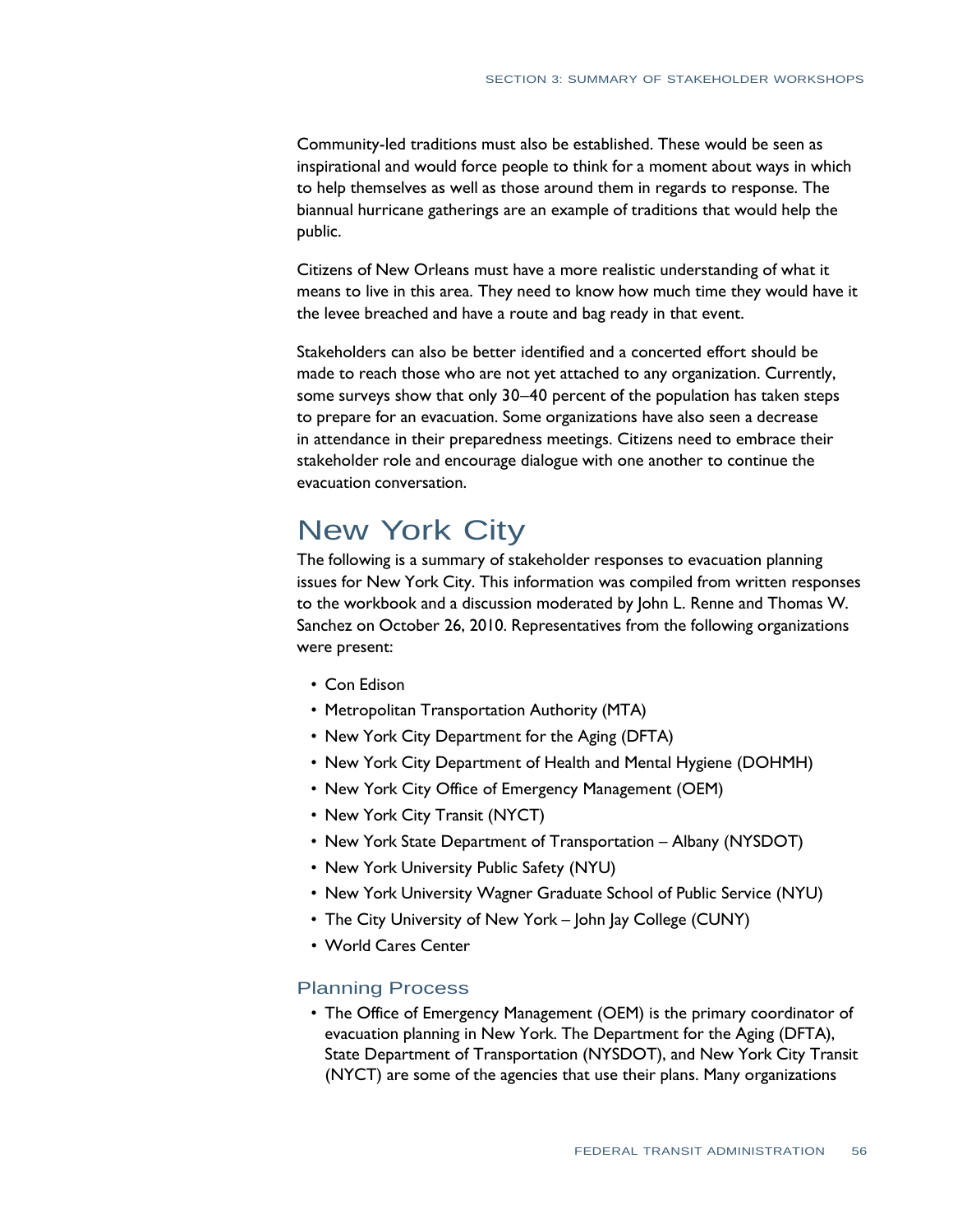Community-led traditions must also be established. These would be seen as inspirational and would force people to think for a moment about ways in which to help themselves as well as those around them in regards to response. The biannual hurricane gatherings are an example of traditions that would help the public.

Citizens of New Orleans must have a more realistic understanding of what it means to live in this area. They need to know how much time they would have it the levee breached and have a route and bag ready in that event.

Stakeholders can also be better identified and a concerted effort should be made to reach those who are not yet attached to any organization. Currently, some surveys show that only 30–40 percent of the population has taken steps to prepare for an evacuation. Some organizations have also seen a decrease in attendance in their preparedness meetings. Citizens need to embrace their stakeholder role and encourage dialogue with one another to continue the evacuation conversation.

## New York City

The following is a summary of stakeholder responses to evacuation planning issues for New York City. This information was compiled from written responses to the workbook and a discussion moderated by John L. Renne and Thomas W. Sanchez on October 26, 2010. Representatives from the following organizations were present:

- Con Edison
- Metropolitan Transportation Authority (MTA)
- New York City Department for the Aging (DFTA)
- New York City Department of Health and Mental Hygiene (DOHMH)
- New York City Office of Emergency Management (OEM)
- New York City Transit (NYCT)
- New York State Department of Transportation – Albany (NYSDOT)
- New York University Public Safety (NYU)
- New York University Wagner Graduate School of Public Service (NYU)
- The City University of New York – John Jay College (CUNY)
- World Cares Center

### Planning Process

- The Office of Emergency Management (OEM) is the primary coordinator of evacuation planning in New York. The Department for the Aging (DFTA), State Department of Transportation (NYSDOT), and New York City Transit (NYCT) are some of the agencies that use their plans. Many organizations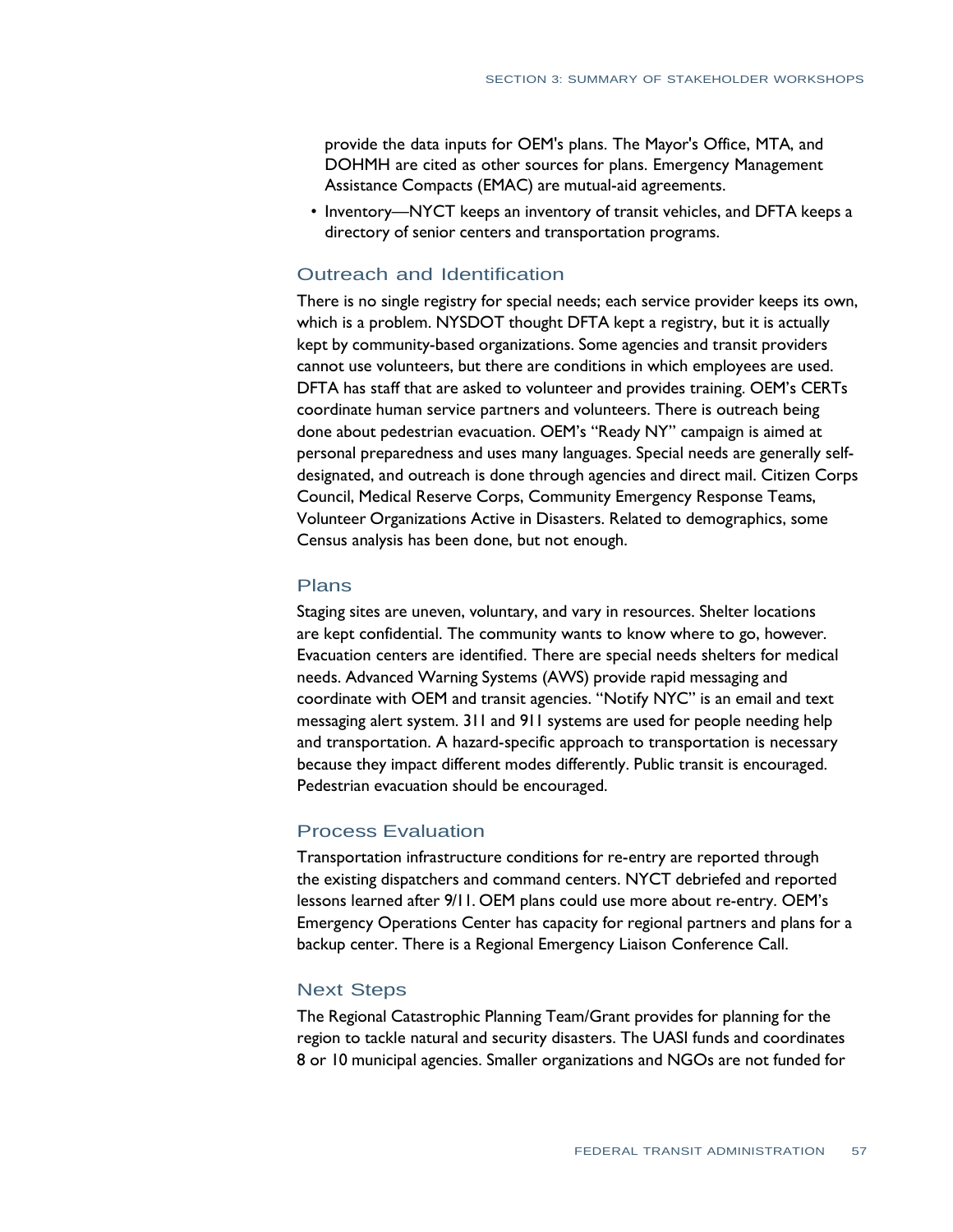provide the data inputs for OEM's plans. The Mayor's Office, MTA, and DOHMH are cited as other sources for plans. Emergency Management Assistance Compacts (EMAC) are mutual-aid agreements.

- Inventory—NYCT keeps an inventory of transit vehicles, and DFTA keeps a directory of senior centers and transportation programs.

### Outreach and Identification

There is no single registry for special needs; each service provider keeps its own, which is a problem. NYSDOT thought DFTA kept a registry, but it is actually kept by community-based organizations. Some agencies and transit providers cannot use volunteers, but there are conditions in which employees are used. DFTA has staff that are asked to volunteer and provides training. OEM's CERTs coordinate human service partners and volunteers. There is outreach being done about pedestrian evacuation. OEM's "Ready NY" campaign is aimed at personal preparedness and uses many languages. Special needs are generally self-designated, and outreach is done through agencies and direct mail. Citizen Corps Council, Medical Reserve Corps, Community Emergency Response Teams, Volunteer Organizations Active in Disasters. Related to demographics, some Census analysis has been done, but not enough.

### Plans

Staging sites are uneven, voluntary, and vary in resources. Shelter locations are kept confidential. The community wants to know where to go, however. Evacuation centers are identified. There are special needs shelters for medical needs. Advanced Warning Systems (AWS) provide rapid messaging and coordinate with OEM and transit agencies. "Notify NYC" is an email and text messaging alert system. 311 and 911 systems are used for people needing help and transportation. A hazard-specific approach to transportation is necessary because they impact different modes differently. Public transit is encouraged. Pedestrian evacuation should be encouraged.

### Process Evaluation

Transportation infrastructure conditions for re-entry are reported through the existing dispatchers and command centers. NYCT debriefed and reported lessons learned after 9/11. OEM plans could use more about re-entry. OEM's Emergency Operations Center has capacity for regional partners and plans for a backup center. There is a Regional Emergency Liaison Conference Call.

### Next Steps

The Regional Catastrophic Planning Team/Grant provides for planning for the region to tackle natural and security disasters. The UASI funds and coordinates 8 or 10 municipal agencies. Smaller organizations and NGOs are not funded for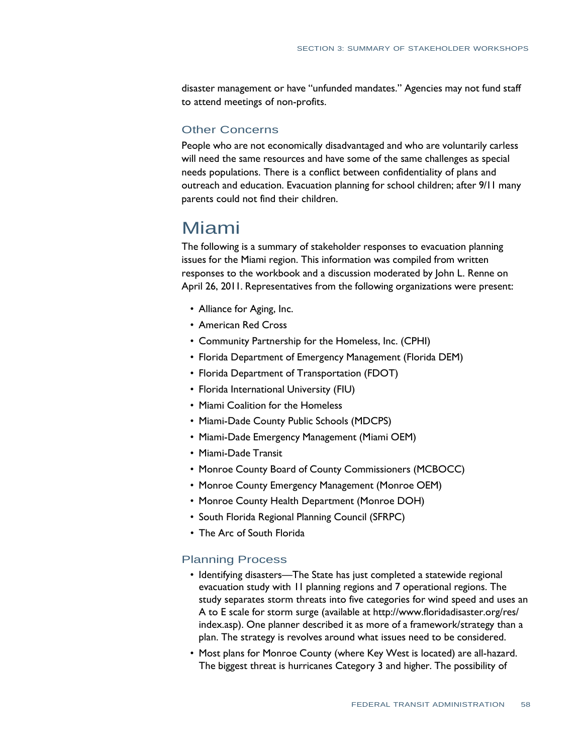disaster management or have "unfunded mandates." Agencies may not fund staff to attend meetings of non-profits.

### Other Concerns

People who are not economically disadvantaged and who are voluntarily carless will need the same resources and have some of the same challenges as special needs populations. There is a conflict between confidentiality of plans and outreach and education. Evacuation planning for school children; after 9/11 many parents could not find their children.

# Miami

The following is a summary of stakeholder responses to evacuation planning issues for the Miami region. This information was compiled from written responses to the workbook and a discussion moderated by John L. Renne on April 26, 2011. Representatives from the following organizations were present:

- Alliance for Aging, Inc.
- American Red Cross
- Community Partnership for the Homeless, Inc. (CPHI)
- Florida Department of Emergency Management (Florida DEM)
- Florida Department of Transportation (FDOT)
- Florida International University (FIU)
- Miami Coalition for the Homeless
- Miami-Dade County Public Schools (MDCPS)
- Miami-Dade Emergency Management (Miami OEM)
- Miami-Dade Transit
- Monroe County Board of County Commissioners (MCBOCC)
- Monroe County Emergency Management (Monroe OEM)
- Monroe County Health Department (Monroe DOH)
- South Florida Regional Planning Council (SFRPC)
- The Arc of South Florida

### Planning Process

- Identifying disasters—The State has just completed a statewide regional evacuation study with 11 planning regions and 7 operational regions. The study separates storm threats into five categories for wind speed and uses an A to E scale for storm surge (available at http://www.floridadisaster.org/res/index.asp). One planner described it as more of a framework/strategy than a plan. The strategy is revolves around what issues need to be considered.
- Most plans for Monroe County (where Key West is located) are all-hazard. The biggest threat is hurricanes Category 3 and higher. The possibility of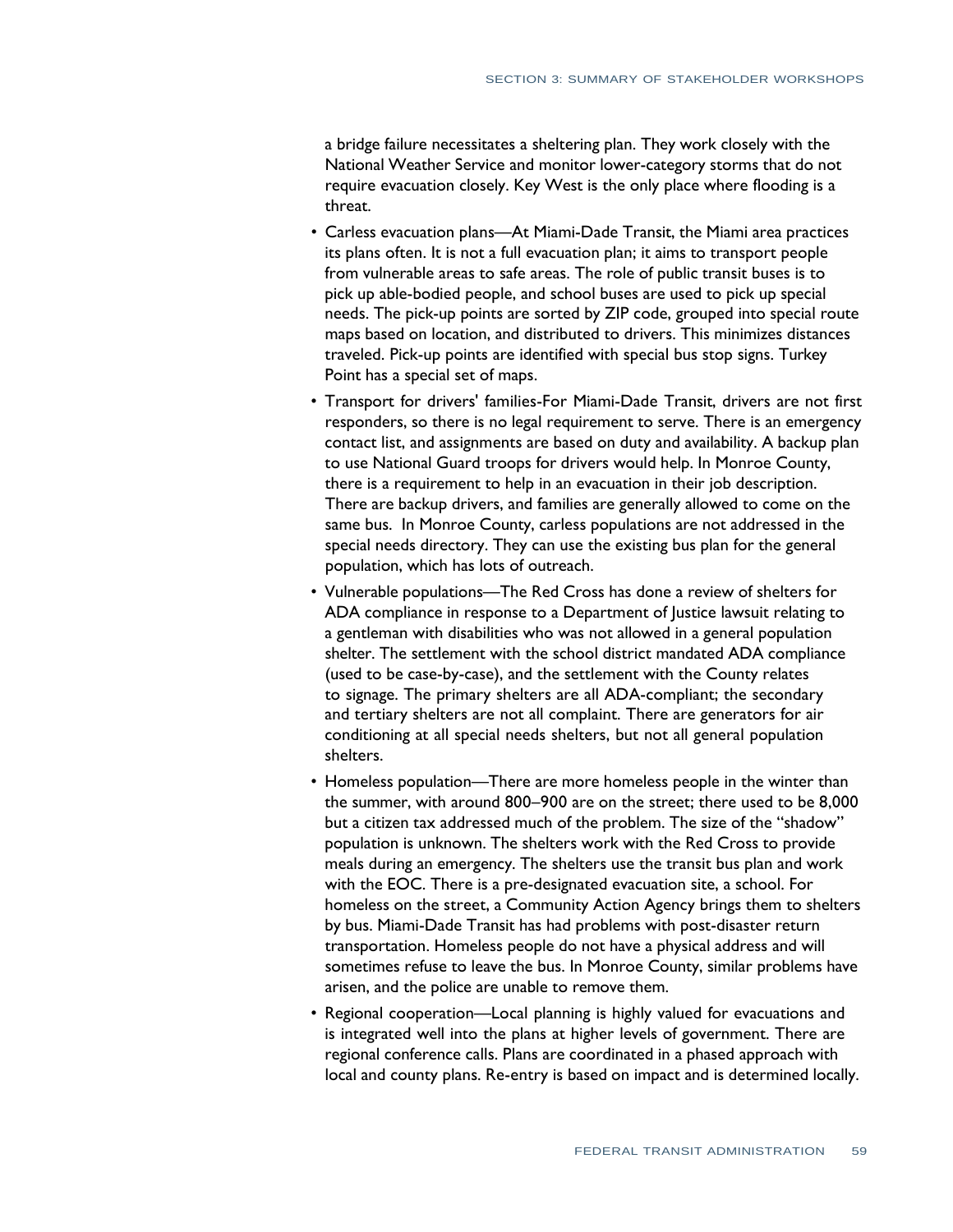a bridge failure necessitates a sheltering plan. They work closely with the National Weather Service and monitor lower-category storms that do not require evacuation closely. Key West is the only place where flooding is a threat.

- Carless evacuation plans—At Miami-Dade Transit, the Miami area practices its plans often. It is not a full evacuation plan; it aims to transport people from vulnerable areas to safe areas. The role of public transit buses is to pick up able-bodied people, and school buses are used to pick up special needs. The pick-up points are sorted by ZIP code, grouped into special route maps based on location, and distributed to drivers. This minimizes distances traveled. Pick-up points are identified with special bus stop signs. Turkey Point has a special set of maps.
- Transport for drivers' families-For Miami-Dade Transit, drivers are not first responders, so there is no legal requirement to serve. There is an emergency contact list, and assignments are based on duty and availability. A backup plan to use National Guard troops for drivers would help. In Monroe County, there is a requirement to help in an evacuation in their job description. There are backup drivers, and families are generally allowed to come on the same bus. In Monroe County, carless populations are not addressed in the special needs directory. They can use the existing bus plan for the general population, which has lots of outreach.
- Vulnerable populations—The Red Cross has done a review of shelters for ADA compliance in response to a Department of Justice lawsuit relating to a gentleman with disabilities who was not allowed in a general population shelter. The settlement with the school district mandated ADA compliance (used to be case-by-case), and the settlement with the County relates to signage. The primary shelters are all ADA-compliant; the secondary and tertiary shelters are not all complaint. There are generators for air conditioning at all special needs shelters, but not all general population shelters.
- Homeless population—There are more homeless people in the winter than the summer, with around 800–900 are on the street; there used to be 8,000 but a citizen tax addressed much of the problem. The size of the "shadow" population is unknown. The shelters work with the Red Cross to provide meals during an emergency. The shelters use the transit bus plan and work with the EOC. There is a pre-designated evacuation site, a school. For homeless on the street, a Community Action Agency brings them to shelters by bus. Miami-Dade Transit has had problems with post-disaster return transportation. Homeless people do not have a physical address and will sometimes refuse to leave the bus. In Monroe County, similar problems have arisen, and the police are unable to remove them.
- Regional cooperation—Local planning is highly valued for evacuations and is integrated well into the plans at higher levels of government. There are regional conference calls. Plans are coordinated in a phased approach with local and county plans. Re-entry is based on impact and is determined locally.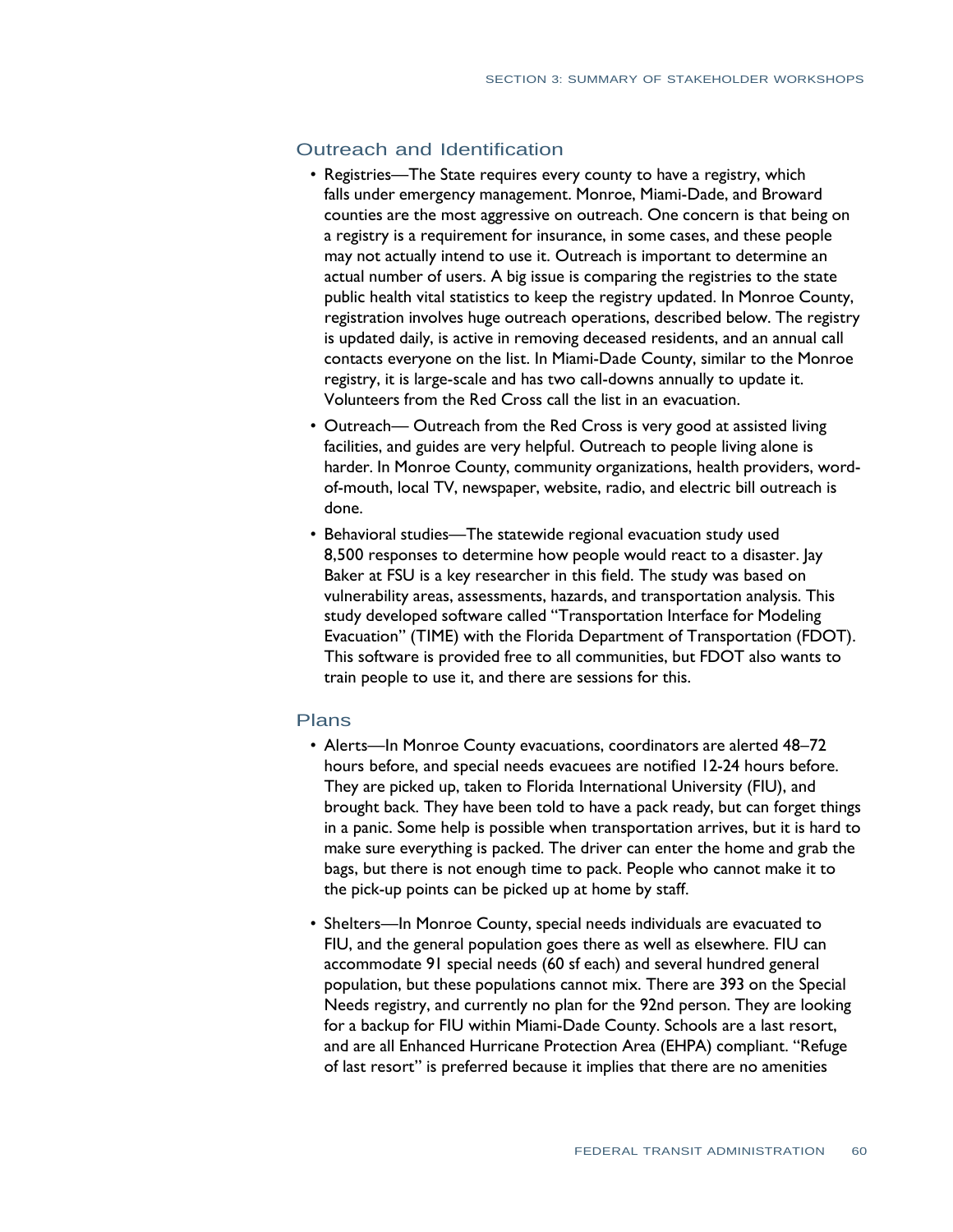## Outreach and Identification

- Registries—The State requires every county to have a registry, which falls under emergency management. Monroe, Miami-Dade, and Broward counties are the most aggressive on outreach. One concern is that being on a registry is a requirement for insurance, in some cases, and these people may not actually intend to use it. Outreach is important to determine an actual number of users. A big issue is comparing the registries to the state public health vital statistics to keep the registry updated. In Monroe County, registration involves huge outreach operations, described below. The registry is updated daily, is active in removing deceased residents, and an annual call contacts everyone on the list. In Miami-Dade County, similar to the Monroe registry, it is large-scale and has two call-downs annually to update it. Volunteers from the Red Cross call the list in an evacuation.
- Outreach— Outreach from the Red Cross is very good at assisted living facilities, and guides are very helpful. Outreach to people living alone is harder. In Monroe County, community organizations, health providers, word-of-mouth, local TV, newspaper, website, radio, and electric bill outreach is done.
- Behavioral studies—The statewide regional evacuation study used 8,500 responses to determine how people would react to a disaster. Jay Baker at FSU is a key researcher in this field. The study was based on vulnerability areas, assessments, hazards, and transportation analysis. This study developed software called "Transportation Interface for Modeling Evacuation" (TIME) with the Florida Department of Transportation (FDOT). This software is provided free to all communities, but FDOT also wants to train people to use it, and there are sessions for this.

## Plans

- Alerts—In Monroe County evacuations, coordinators are alerted 48–72 hours before, and special needs evacuees are notified 12-24 hours before. They are picked up, taken to Florida International University (FIU), and brought back. They have been told to have a pack ready, but can forget things in a panic. Some help is possible when transportation arrives, but it is hard to make sure everything is packed. The driver can enter the home and grab the bags, but there is not enough time to pack. People who cannot make it to the pick-up points can be picked up at home by staff.
- Shelters—In Monroe County, special needs individuals are evacuated to FIU, and the general population goes there as well as elsewhere. FIU can accommodate 91 special needs (60 sf each) and several hundred general population, but these populations cannot mix. There are 393 on the Special Needs registry, and currently no plan for the 92nd person. They are looking for a backup for FIU within Miami-Dade County. Schools are a last resort, and are all Enhanced Hurricane Protection Area (EHPA) compliant. "Refuge of last resort" is preferred because it implies that there are no amenities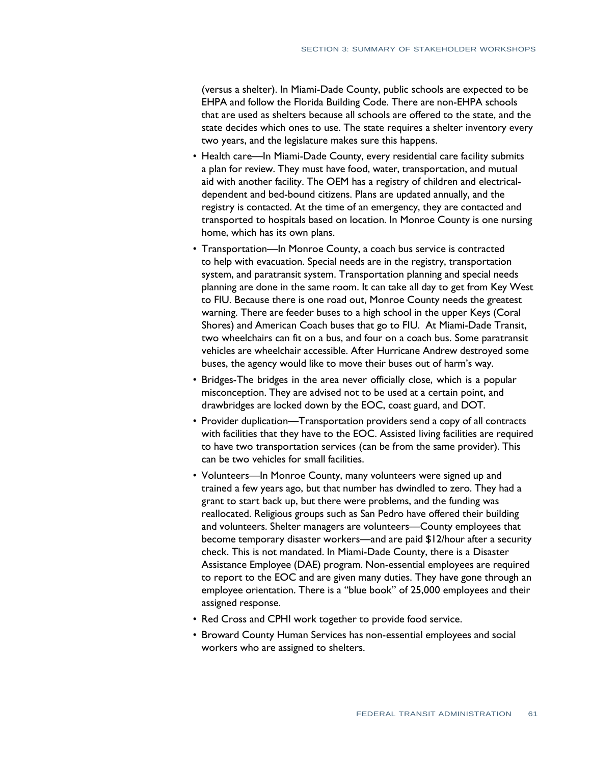(versus a shelter). In Miami-Dade County, public schools are expected to be EHPA and follow the Florida Building Code. There are non-EHPA schools that are used as shelters because all schools are offered to the state, and the state decides which ones to use. The state requires a shelter inventory every two years, and the legislature makes sure this happens.

- Health care—In Miami-Dade County, every residential care facility submits a plan for review. They must have food, water, transportation, and mutual aid with another facility. The OEM has a registry of children and electrical-dependent and bed-bound citizens. Plans are updated annually, and the registry is contacted. At the time of an emergency, they are contacted and transported to hospitals based on location. In Monroe County is one nursing home, which has its own plans.
- Transportation—In Monroe County, a coach bus service is contracted to help with evacuation. Special needs are in the registry, transportation system, and paratransit system. Transportation planning and special needs planning are done in the same room. It can take all day to get from Key West to FIU. Because there is one road out, Monroe County needs the greatest warning. There are feeder buses to a high school in the upper Keys (Coral Shores) and American Coach buses that go to FIU. At Miami-Dade Transit, two wheelchairs can fit on a bus, and four on a coach bus. Some paratransit vehicles are wheelchair accessible. After Hurricane Andrew destroyed some buses, the agency would like to move their buses out of harm's way.
- Bridges-The bridges in the area never officially close, which is a popular misconception. They are advised not to be used at a certain point, and drawbridges are locked down by the EOC, coast guard, and DOT.
- Provider duplication—Transportation providers send a copy of all contracts with facilities that they have to the EOC. Assisted living facilities are required to have two transportation services (can be from the same provider). This can be two vehicles for small facilities.
- Volunteers—In Monroe County, many volunteers were signed up and trained a few years ago, but that number has dwindled to zero. They had a grant to start back up, but there were problems, and the funding was reallocated. Religious groups such as San Pedro have offered their building and volunteers. Shelter managers are volunteers—County employees that become temporary disaster workers—and are paid $12/hour after a security check. This is not mandated. In Miami-Dade County, there is a Disaster Assistance Employee (DAE) program. Non-essential employees are required to report to the EOC and are given many duties. They have gone through an employee orientation. There is a "blue book" of 25,000 employees and their assigned response.
- Red Cross and CPHI work together to provide food service.
- Broward County Human Services has non-essential employees and social workers who are assigned to shelters.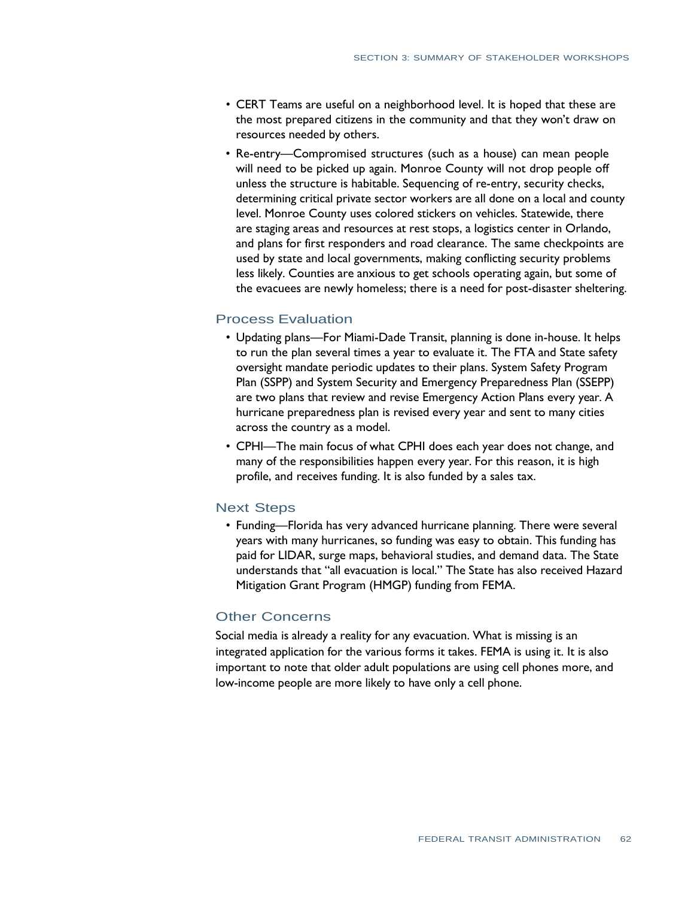- CERT Teams are useful on a neighborhood level. It is hoped that these are the most prepared citizens in the community and that they won't draw on resources needed by others.
- Re-entry—Compromised structures (such as a house) can mean people will need to be picked up again. Monroe County will not drop people off unless the structure is habitable. Sequencing of re-entry, security checks, determining critical private sector workers are all done on a local and county level. Monroe County uses colored stickers on vehicles. Statewide, there are staging areas and resources at rest stops, a logistics center in Orlando, and plans for first responders and road clearance. The same checkpoints are used by state and local governments, making conflicting security problems less likely. Counties are anxious to get schools operating again, but some of the evacuees are newly homeless; there is a need for post-disaster sheltering.

### Process Evaluation

- Updating plans—For Miami-Dade Transit, planning is done in-house. It helps to run the plan several times a year to evaluate it. The FTA and State safety oversight mandate periodic updates to their plans. System Safety Program Plan (SSPP) and System Security and Emergency Preparedness Plan (SSEPP) are two plans that review and revise Emergency Action Plans every year. A hurricane preparedness plan is revised every year and sent to many cities across the country as a model.
- CPHI—The main focus of what CPHI does each year does not change, and many of the responsibilities happen every year. For this reason, it is high profile, and receives funding. It is also funded by a sales tax.

### Next Steps

- Funding—Florida has very advanced hurricane planning. There were several years with many hurricanes, so funding was easy to obtain. This funding has paid for LIDAR, surge maps, behavioral studies, and demand data. The State understands that "all evacuation is local." The State has also received Hazard Mitigation Grant Program (HMGP) funding from FEMA.

### Other Concerns

Social media is already a reality for any evacuation. What is missing is an integrated application for the various forms it takes. FEMA is using it. It is also important to note that older adult populations are using cell phones more, and low-income people are more likely to have only a cell phone.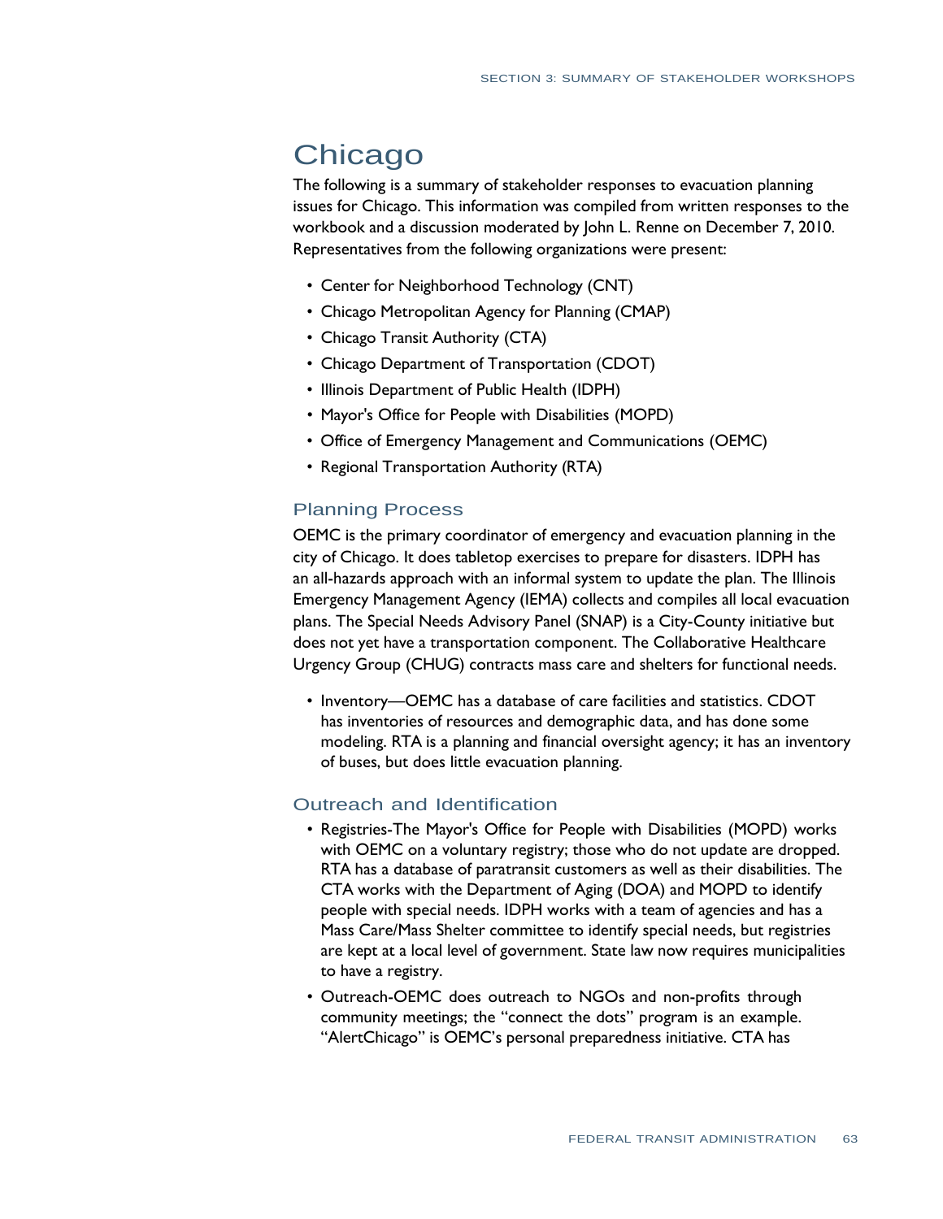# Chicago

The following is a summary of stakeholder responses to evacuation planning issues for Chicago. This information was compiled from written responses to the workbook and a discussion moderated by John L. Renne on December 7, 2010. Representatives from the following organizations were present:

- Center for Neighborhood Technology (CNT)
- Chicago Metropolitan Agency for Planning (CMAP)
- Chicago Transit Authority (CTA)
- Chicago Department of Transportation (CDOT)
- Illinois Department of Public Health (IDPH)
- Mayor's Office for People with Disabilities (MOPD)
- Office of Emergency Management and Communications (OEMC)
- Regional Transportation Authority (RTA)

## Planning Process

OEMC is the primary coordinator of emergency and evacuation planning in the city of Chicago. It does tabletop exercises to prepare for disasters. IDPH has an all-hazards approach with an informal system to update the plan. The Illinois Emergency Management Agency (IEMA) collects and compiles all local evacuation plans. The Special Needs Advisory Panel (SNAP) is a City-County initiative but does not yet have a transportation component. The Collaborative Healthcare Urgency Group (CHUG) contracts mass care and shelters for functional needs.

- Inventory—OEMC has a database of care facilities and statistics. CDOT has inventories of resources and demographic data, and has done some modeling. RTA is a planning and financial oversight agency; it has an inventory of buses, but does little evacuation planning.

## Outreach and Identification

- Registries-The Mayor's Office for People with Disabilities (MOPD) works with OEMC on a voluntary registry; those who do not update are dropped. RTA has a database of paratransit customers as well as their disabilities. The CTA works with the Department of Aging (DOA) and MOPD to identify people with special needs. IDPH works with a team of agencies and has a Mass Care/Mass Shelter committee to identify special needs, but registries are kept at a local level of government. State law now requires municipalities to have a registry.
- Outreach-OEMC does outreach to NGOs and non-profits through community meetings; the "connect the dots" program is an example. "AlertChicago" is OEMC's personal preparedness initiative. CTA has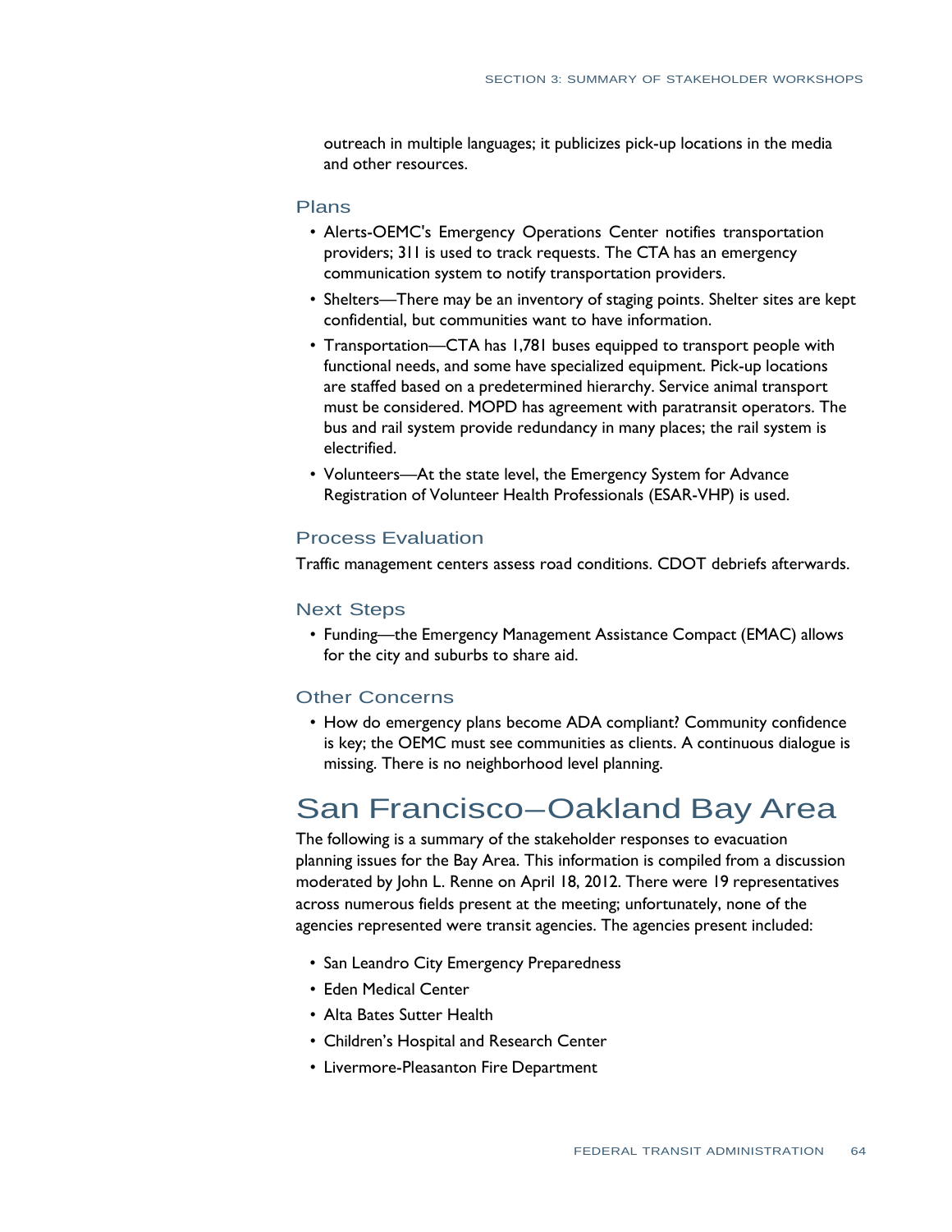outreach in multiple languages; it publicizes pick-up locations in the media and other resources.

### Plans

- Alerts-OEMC's Emergency Operations Center notifies transportation providers; 311 is used to track requests. The CTA has an emergency communication system to notify transportation providers.
- Shelters—There may be an inventory of staging points. Shelter sites are kept confidential, but communities want to have information.
- Transportation—CTA has 1,781 buses equipped to transport people with functional needs, and some have specialized equipment. Pick-up locations are staffed based on a predetermined hierarchy. Service animal transport must be considered. MOPD has agreement with paratransit operators. The bus and rail system provide redundancy in many places; the rail system is electrified.
- Volunteers—At the state level, the Emergency System for Advance Registration of Volunteer Health Professionals (ESAR-VHP) is used.

### Process Evaluation

Traffic management centers assess road conditions. CDOT debriefs afterwards.

### Next Steps

- Funding—the Emergency Management Assistance Compact (EMAC) allows for the city and suburbs to share aid.

### Other Concerns

- How do emergency plans become ADA compliant? Community confidence is key; the OEMC must see communities as clients. A continuous dialogue is missing. There is no neighborhood level planning.

## San Francisco–Oakland Bay Area

The following is a summary of the stakeholder responses to evacuation planning issues for the Bay Area. This information is compiled from a discussion moderated by John L. Renne on April 18, 2012. There were 19 representatives across numerous fields present at the meeting; unfortunately, none of the agencies represented were transit agencies. The agencies present included:

- San Leandro City Emergency Preparedness
- Eden Medical Center
- Alta Bates Sutter Health
- Children's Hospital and Research Center
- Livermore-Pleasanton Fire Department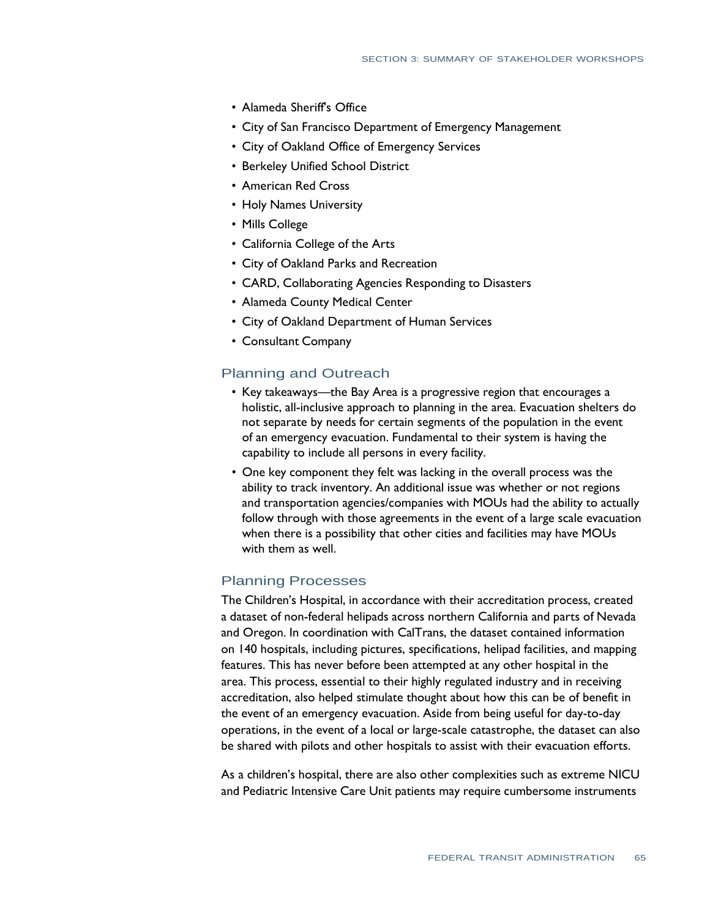- Alameda Sheriff's Office
- City of San Francisco Department of Emergency Management
- City of Oakland Office of Emergency Services
- Berkeley Unified School District
- American Red Cross
- Holy Names University
- Mills College
- California College of the Arts
- City of Oakland Parks and Recreation
- CARD, Collaborating Agencies Responding to Disasters
- Alameda County Medical Center
- City of Oakland Department of Human Services
- Consultant Company

### Planning and Outreach

- Key takeaways—the Bay Area is a progressive region that encourages a holistic, all-inclusive approach to planning in the area. Evacuation shelters do not separate by needs for certain segments of the population in the event of an emergency evacuation. Fundamental to their system is having the capability to include all persons in every facility.
- One key component they felt was lacking in the overall process was the ability to track inventory. An additional issue was whether or not regions and transportation agencies/companies with MOUs had the ability to actually follow through with those agreements in the event of a large scale evacuation when there is a possibility that other cities and facilities may have MOUs with them as well.

### Planning Processes

The Children's Hospital, in accordance with their accreditation process, created a dataset of non-federal helipads across northern California and parts of Nevada and Oregon. In coordination with CalTrans, the dataset contained information on 140 hospitals, including pictures, specifications, helipad facilities, and mapping features. This has never before been attempted at any other hospital in the area. This process, essential to their highly regulated industry and in receiving accreditation, also helped stimulate thought about how this can be of benefit in the event of an emergency evacuation. Aside from being useful for day-to-day operations, in the event of a local or large-scale catastrophe, the dataset can also be shared with pilots and other hospitals to assist with their evacuation efforts.

As a children's hospital, there are also other complexities such as extreme NICU and Pediatric Intensive Care Unit patients may require cumbersome instruments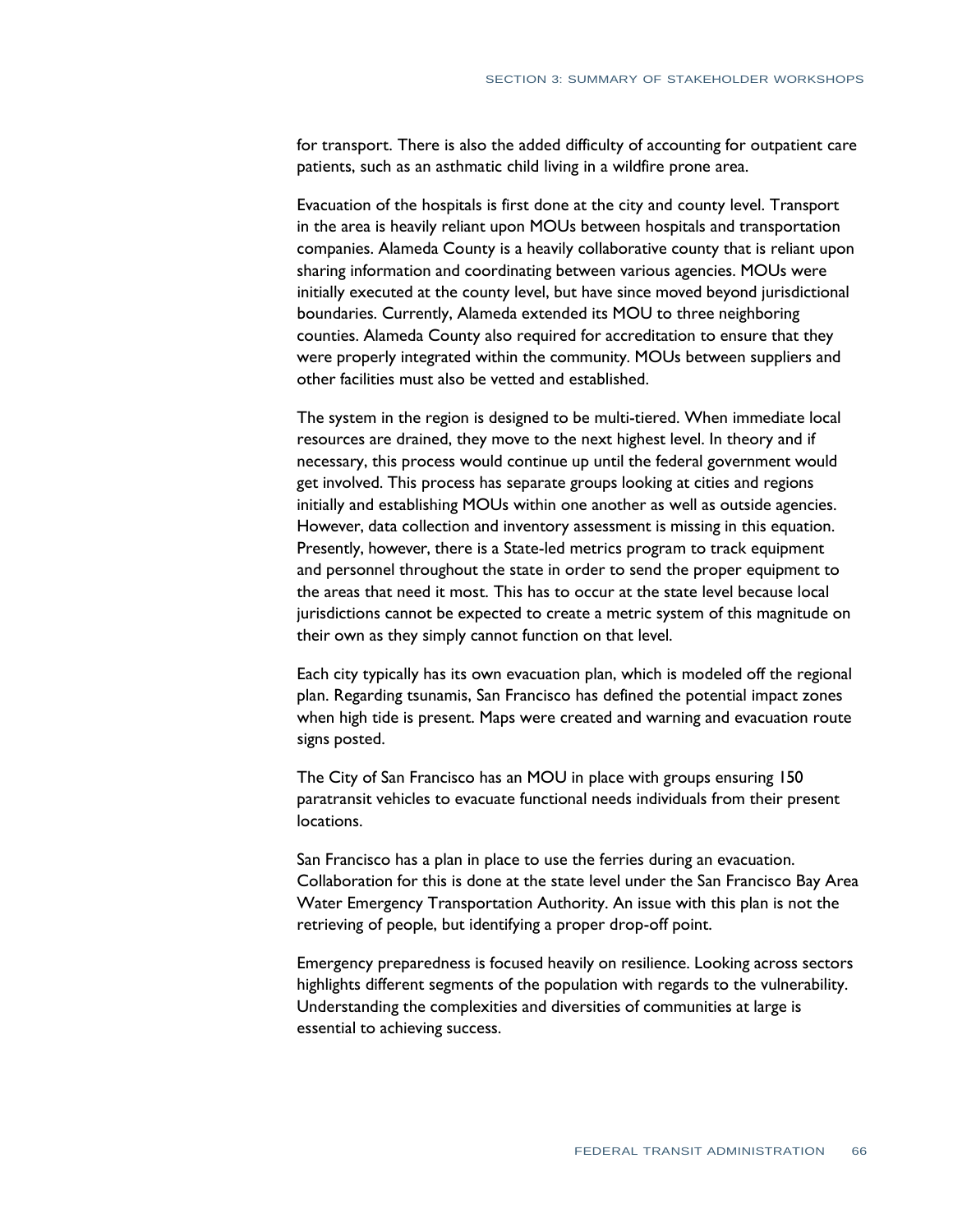for transport. There is also the added difficulty of accounting for outpatient care patients, such as an asthmatic child living in a wildfire prone area.

Evacuation of the hospitals is first done at the city and county level. Transport in the area is heavily reliant upon MOUs between hospitals and transportation companies. Alameda County is a heavily collaborative county that is reliant upon sharing information and coordinating between various agencies. MOUs were initially executed at the county level, but have since moved beyond jurisdictional boundaries. Currently, Alameda extended its MOU to three neighboring counties. Alameda County also required for accreditation to ensure that they were properly integrated within the community. MOUs between suppliers and other facilities must also be vetted and established.

The system in the region is designed to be multi-tiered. When immediate local resources are drained, they move to the next highest level. In theory and if necessary, this process would continue up until the federal government would get involved. This process has separate groups looking at cities and regions initially and establishing MOUs within one another as well as outside agencies. However, data collection and inventory assessment is missing in this equation. Presently, however, there is a State-led metrics program to track equipment and personnel throughout the state in order to send the proper equipment to the areas that need it most. This has to occur at the state level because local jurisdictions cannot be expected to create a metric system of this magnitude on their own as they simply cannot function on that level.

Each city typically has its own evacuation plan, which is modeled off the regional plan. Regarding tsunamis, San Francisco has defined the potential impact zones when high tide is present. Maps were created and warning and evacuation route signs posted.

The City of San Francisco has an MOU in place with groups ensuring 150 paratransit vehicles to evacuate functional needs individuals from their present locations.

San Francisco has a plan in place to use the ferries during an evacuation. Collaboration for this is done at the state level under the San Francisco Bay Area Water Emergency Transportation Authority. An issue with this plan is not the retrieving of people, but identifying a proper drop-off point.

Emergency preparedness is focused heavily on resilience. Looking across sectors highlights different segments of the population with regards to the vulnerability. Understanding the complexities and diversities of communities at large is essential to achieving success.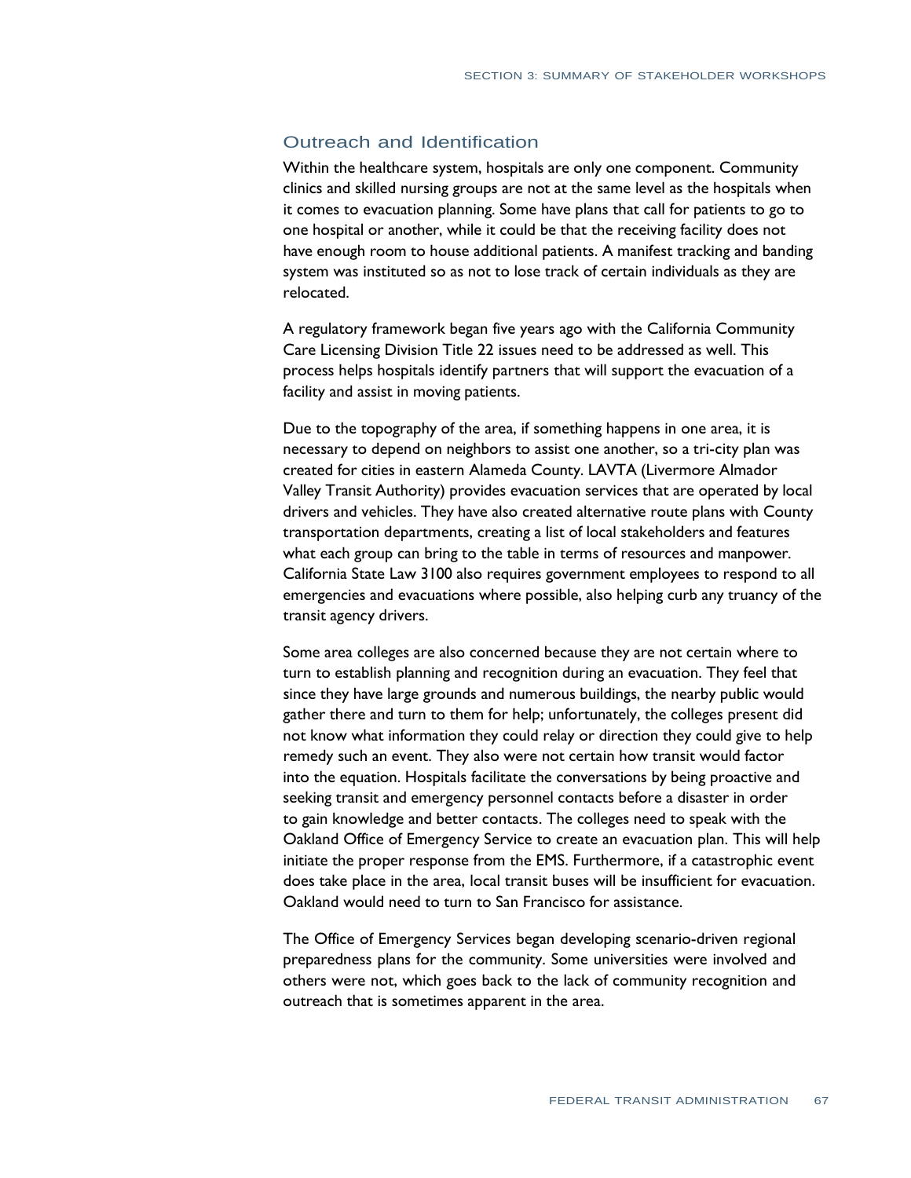## Outreach and Identification

Within the healthcare system, hospitals are only one component. Community clinics and skilled nursing groups are not at the same level as the hospitals when it comes to evacuation planning. Some have plans that call for patients to go to one hospital or another, while it could be that the receiving facility does not have enough room to house additional patients. A manifest tracking and banding system was instituted so as not to lose track of certain individuals as they are relocated.

A regulatory framework began five years ago with the California Community Care Licensing Division Title 22 issues need to be addressed as well. This process helps hospitals identify partners that will support the evacuation of a facility and assist in moving patients.

Due to the topography of the area, if something happens in one area, it is necessary to depend on neighbors to assist one another, so a tri-city plan was created for cities in eastern Alameda County. LAVTA (Livermore Almador Valley Transit Authority) provides evacuation services that are operated by local drivers and vehicles. They have also created alternative route plans with County transportation departments, creating a list of local stakeholders and features what each group can bring to the table in terms of resources and manpower. California State Law 3100 also requires government employees to respond to all emergencies and evacuations where possible, also helping curb any truancy of the transit agency drivers.

Some area colleges are also concerned because they are not certain where to turn to establish planning and recognition during an evacuation. They feel that since they have large grounds and numerous buildings, the nearby public would gather there and turn to them for help; unfortunately, the colleges present did not know what information they could relay or direction they could give to help remedy such an event. They also were not certain how transit would factor into the equation. Hospitals facilitate the conversations by being proactive and seeking transit and emergency personnel contacts before a disaster in order to gain knowledge and better contacts. The colleges need to speak with the Oakland Office of Emergency Service to create an evacuation plan. This will help initiate the proper response from the EMS. Furthermore, if a catastrophic event does take place in the area, local transit buses will be insufficient for evacuation. Oakland would need to turn to San Francisco for assistance.

The Office of Emergency Services began developing scenario-driven regional preparedness plans for the community. Some universities were involved and others were not, which goes back to the lack of community recognition and outreach that is sometimes apparent in the area.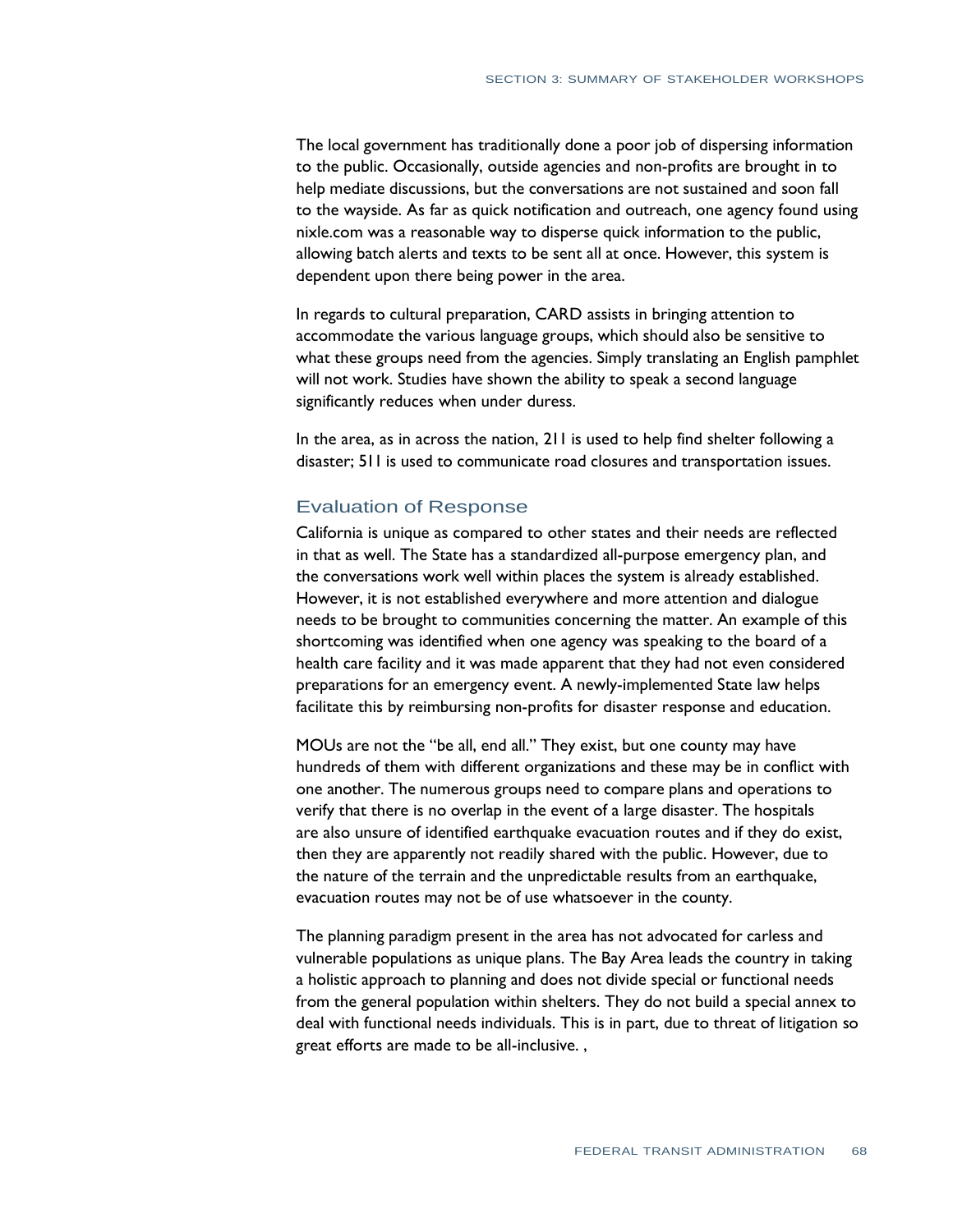The local government has traditionally done a poor job of dispersing information to the public. Occasionally, outside agencies and non-profits are brought in to help mediate discussions, but the conversations are not sustained and soon fall to the wayside. As far as quick notification and outreach, one agency found using nixle.com was a reasonable way to disperse quick information to the public, allowing batch alerts and texts to be sent all at once. However, this system is dependent upon there being power in the area.

In regards to cultural preparation, CARD assists in bringing attention to accommodate the various language groups, which should also be sensitive to what these groups need from the agencies. Simply translating an English pamphlet will not work. Studies have shown the ability to speak a second language significantly reduces when under duress.

In the area, as in across the nation, 211 is used to help find shelter following a disaster; 511 is used to communicate road closures and transportation issues.

## Evaluation of Response

California is unique as compared to other states and their needs are reflected in that as well. The State has a standardized all-purpose emergency plan, and the conversations work well within places the system is already established. However, it is not established everywhere and more attention and dialogue needs to be brought to communities concerning the matter. An example of this shortcoming was identified when one agency was speaking to the board of a health care facility and it was made apparent that they had not even considered preparations for an emergency event. A newly-implemented State law helps facilitate this by reimbursing non-profits for disaster response and education.

MOUs are not the "be all, end all." They exist, but one county may have hundreds of them with different organizations and these may be in conflict with one another. The numerous groups need to compare plans and operations to verify that there is no overlap in the event of a large disaster. The hospitals are also unsure of identified earthquake evacuation routes and if they do exist, then they are apparently not readily shared with the public. However, due to the nature of the terrain and the unpredictable results from an earthquake, evacuation routes may not be of use whatsoever in the county.

The planning paradigm present in the area has not advocated for carless and vulnerable populations as unique plans. The Bay Area leads the country in taking a holistic approach to planning and does not divide special or functional needs from the general population within shelters. They do not build a special annex to deal with functional needs individuals. This is in part, due to threat of litigation so great efforts are made to be all-inclusive. ,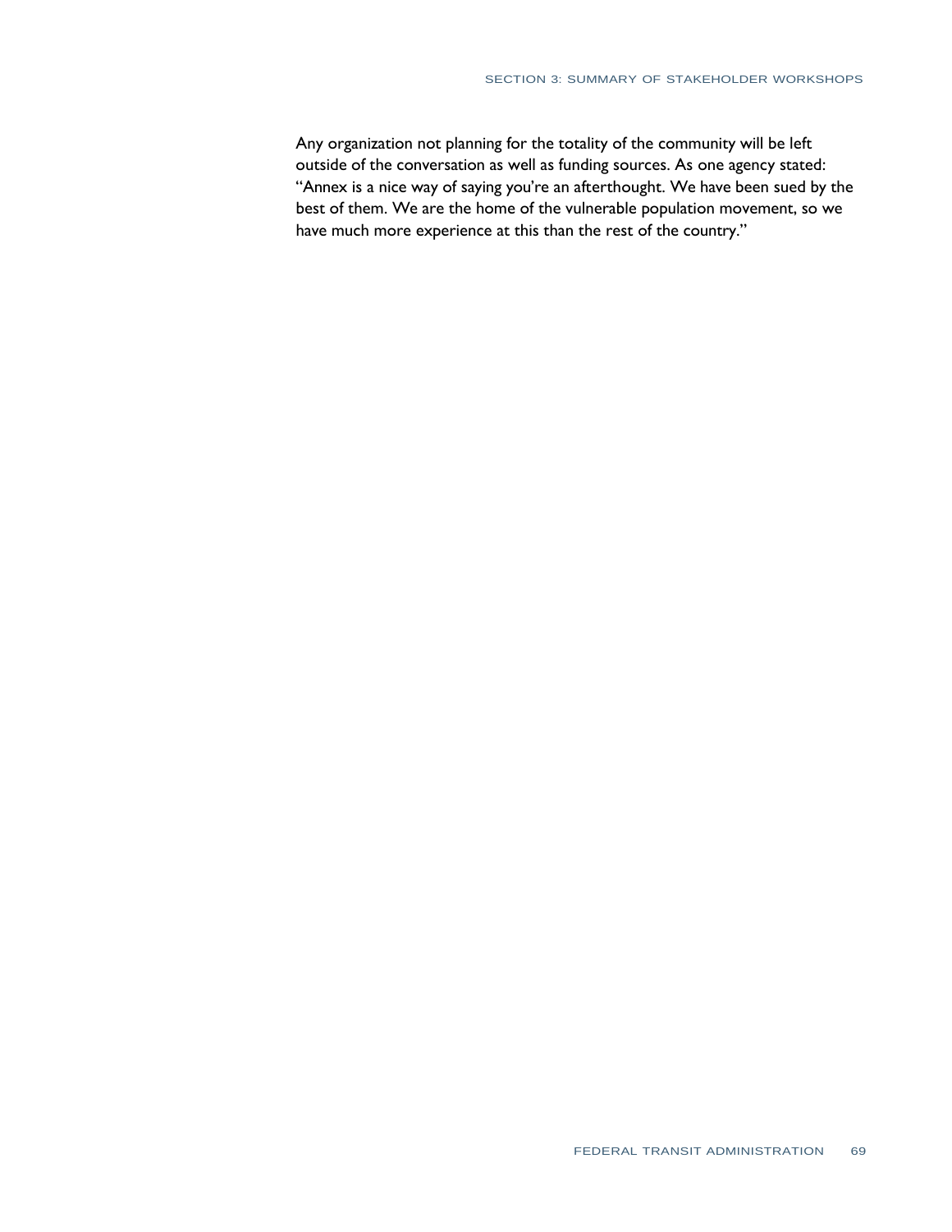Any organization not planning for the totality of the community will be left outside of the conversation as well as funding sources. As one agency stated: "Annex is a nice way of saying you're an afterthought. We have been sued by the best of them. We are the home of the vulnerable population movement, so we have much more experience at this than the rest of the country."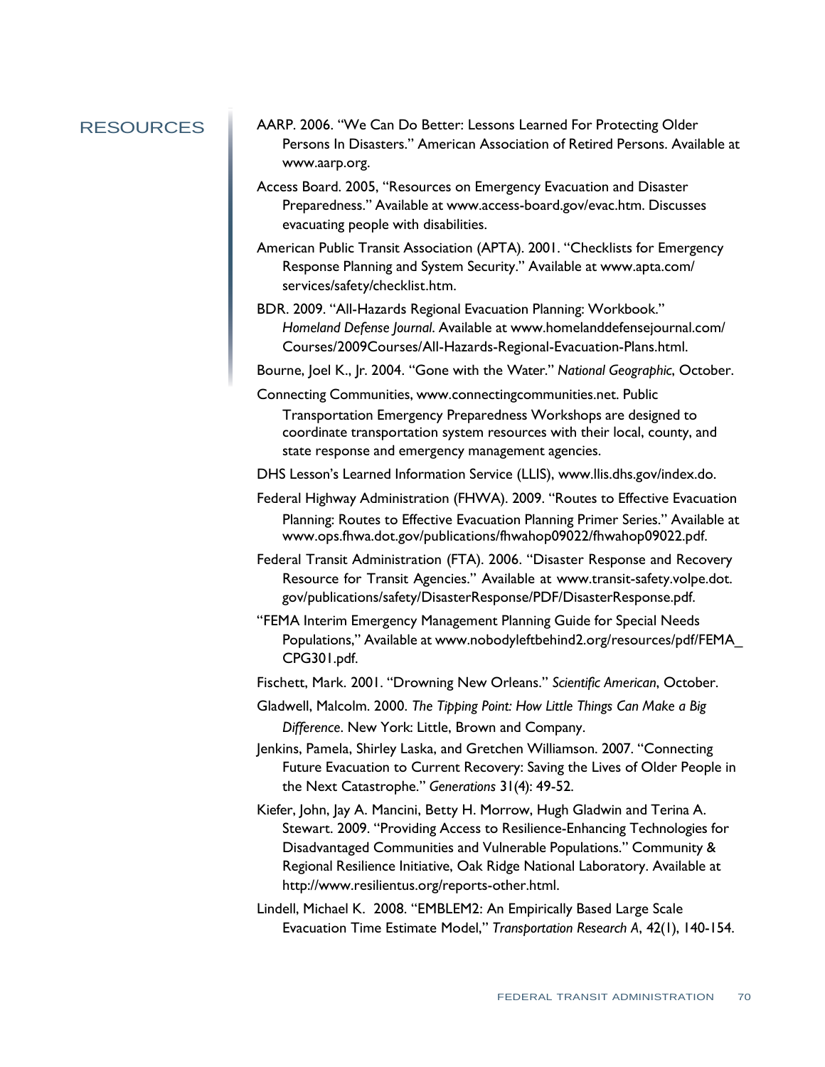## RESOURCES

AARP. 2006. "We Can Do Better: Lessons Learned For Protecting Older Persons In Disasters." American Association of Retired Persons. Available at www.aarp.org.

Access Board. 2005, "Resources on Emergency Evacuation and Disaster Preparedness." Available at www.access-board.gov/evac.htm. Discusses evacuating people with disabilities.

American Public Transit Association (APTA). 2001. "Checklists for Emergency Response Planning and System Security." Available at www.apta.com/services/safety/checklist.htm.

BDR. 2009. "All-Hazards Regional Evacuation Planning: Workbook." *Homeland Defense Journal*. Available at www.homelanddefensejournal.com/Courses/2009Courses/All-Hazards-Regional-Evacuation-Plans.html.

Bourne, Joel K., Jr. 2004. "Gone with the Water." *National Geographic*, October.

Connecting Communities, www.connectingcommunities.net. Public Transportation Emergency Preparedness Workshops are designed to coordinate transportation system resources with their local, county, and state response and emergency management agencies.

DHS Lesson's Learned Information Service (LLIS), www.llis.dhs.gov/index.do.

Federal Highway Administration (FHWA). 2009. "Routes to Effective Evacuation Planning: Routes to Effective Evacuation Planning Primer Series." Available at www.ops.fhwa.dot.gov/publications/fhwahop09022/fhwahop09022.pdf.

Federal Transit Administration (FTA). 2006. "Disaster Response and Recovery Resource for Transit Agencies." Available at www.transit-safety.volpe.dot.gov/publications/safety/DisasterResponse/PDF/DisasterResponse.pdf.

"FEMA Interim Emergency Management Planning Guide for Special Needs Populations," Available at www.nobodyleftbehind2.org/resources/pdf/FEMA_CPG301.pdf.

Fischett, Mark. 2001. "Drowning New Orleans." *Scientific American*, October.

Gladwell, Malcolm. 2000. *The Tipping Point: How Little Things Can Make a Big Difference*. New York: Little, Brown and Company.

Jenkins, Pamela, Shirley Laska, and Gretchen Williamson. 2007. "Connecting Future Evacuation to Current Recovery: Saving the Lives of Older People in the Next Catastrophe." *Generations* 31(4): 49-52.

Kiefer, John, Jay A. Mancini, Betty H. Morrow, Hugh Gladwin and Terina A. Stewart. 2009. "Providing Access to Resilience-Enhancing Technologies for Disadvantaged Communities and Vulnerable Populations." Community & Regional Resilience Initiative, Oak Ridge National Laboratory. Available at http://www.resilientus.org/reports-other.html.

Lindell, Michael K. 2008. "EMBLEM2: An Empirically Based Large Scale Evacuation Time Estimate Model," *Transportation Research A*, 42(1), 140-154.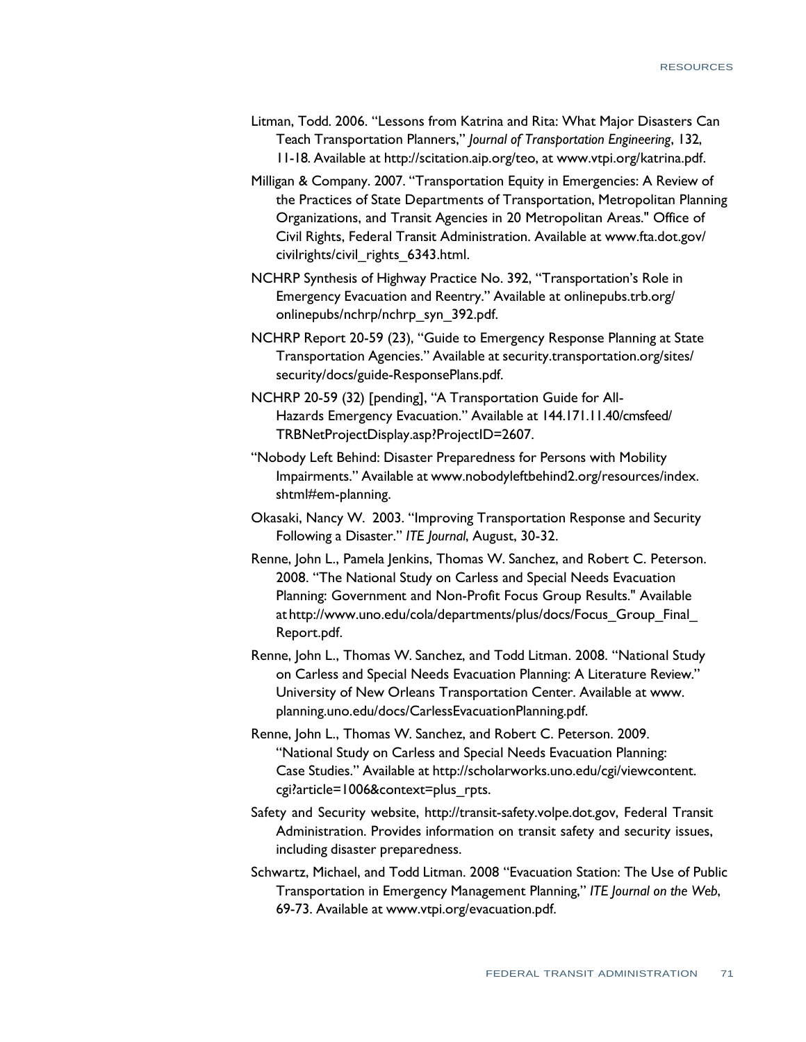Litman, Todd. 2006. "Lessons from Katrina and Rita: What Major Disasters Can Teach Transportation Planners," *Journal of Transportation Engineering*, 132, 11-18. Available at http://scitation.aip.org/teo, at www.vtpi.org/katrina.pdf.

Milligan & Company. 2007. "Transportation Equity in Emergencies: A Review of the Practices of State Departments of Transportation, Metropolitan Planning Organizations, and Transit Agencies in 20 Metropolitan Areas." Office of Civil Rights, Federal Transit Administration. Available at www.fta.dot.gov/civilrights/civil_rights_6343.html.

NCHRP Synthesis of Highway Practice No. 392, "Transportation's Role in Emergency Evacuation and Reentry." Available at onlinepubs.trb.org/onlinepubs/nchrp/nchrp_syn_392.pdf.

NCHRP Report 20-59 (23), "Guide to Emergency Response Planning at State Transportation Agencies." Available at security.transportation.org/sites/security/docs/guide-ResponsePlans.pdf.

NCHRP 20-59 (32) [pending], "A Transportation Guide for All-Hazards Emergency Evacuation." Available at 144.171.11.40/cmsfeed/TRBNetProjectDisplay.asp?ProjectID=2607.

"Nobody Left Behind: Disaster Preparedness for Persons with Mobility Impairments." Available at www.nobodyleftbehind2.org/resources/index.shtml#em-planning.

Okasaki, Nancy W. 2003. "Improving Transportation Response and Security Following a Disaster." *ITE Journal*, August, 30-32.

Renne, John L., Pamela Jenkins, Thomas W. Sanchez, and Robert C. Peterson. 2008. "The National Study on Carless and Special Needs Evacuation Planning: Government and Non-Profit Focus Group Results." Available at http://www.uno.edu/cola/departments/plus/docs/Focus_Group_Final_Report.pdf.

Renne, John L., Thomas W. Sanchez, and Todd Litman. 2008. "National Study on Carless and Special Needs Evacuation Planning: A Literature Review." University of New Orleans Transportation Center. Available at www.planning.uno.edu/docs/CarlessEvacuationPlanning.pdf.

Renne, John L., Thomas W. Sanchez, and Robert C. Peterson. 2009. "National Study on Carless and Special Needs Evacuation Planning: Case Studies." Available at http://scholarworks.uno.edu/cgi/viewcontent.cgi?article=1006&context=plus_rpts.

Safety and Security website, http://transit-safety.volpe.dot.gov, Federal Transit Administration. Provides information on transit safety and security issues, including disaster preparedness.

Schwartz, Michael, and Todd Litman. 2008 "Evacuation Station: The Use of Public Transportation in Emergency Management Planning," *ITE Journal on the Web*, 69-73. Available at www.vtpi.org/evacuation.pdf.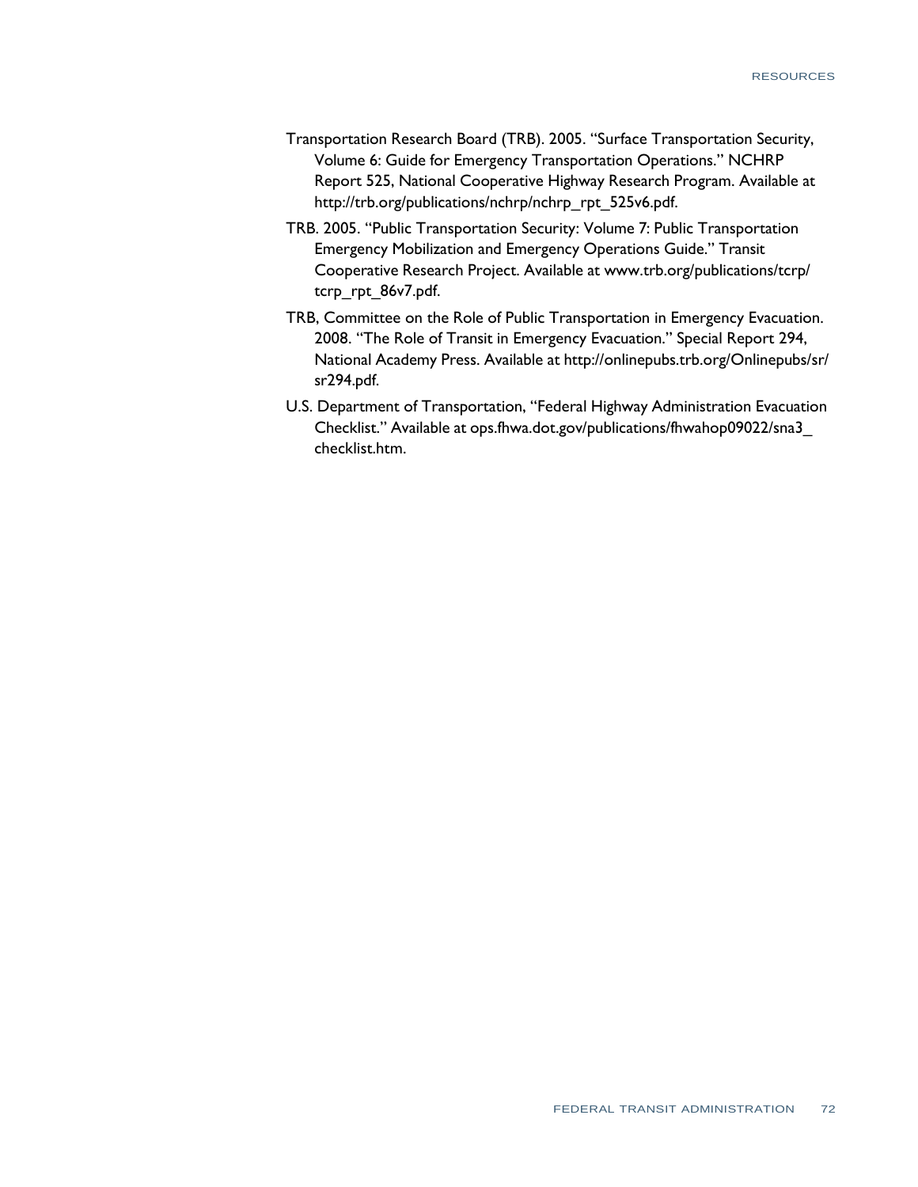Transportation Research Board (TRB). 2005. "Surface Transportation Security, Volume 6: Guide for Emergency Transportation Operations." NCHRP Report 525, National Cooperative Highway Research Program. Available at http://trb.org/publications/nchrp/nchrp_rpt_525v6.pdf.

TRB. 2005. "Public Transportation Security: Volume 7: Public Transportation Emergency Mobilization and Emergency Operations Guide." Transit Cooperative Research Project. Available at www.trb.org/publications/tcrp/tcrp_rpt_86v7.pdf.

TRB, Committee on the Role of Public Transportation in Emergency Evacuation. 2008. "The Role of Transit in Emergency Evacuation." Special Report 294, National Academy Press. Available at http://onlinepubs.trb.org/Onlinepubs/sr/sr294.pdf.

U.S. Department of Transportation, "Federal Highway Administration Evacuation Checklist." Available at ops.fhwa.dot.gov/publications/fhwahop09022/sna3_checklist.htm.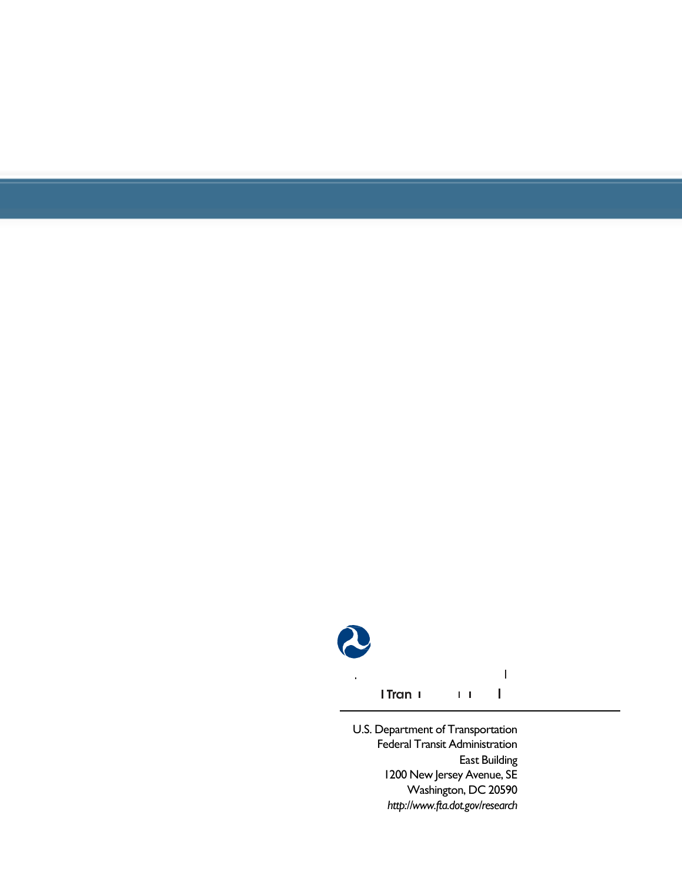U.S. Department of Transportation
Federal Transit Administration
East Building
1200 New Jersey Avenue, SE
Washington, DC 20590
*http://www.fta.dot.gov/research*